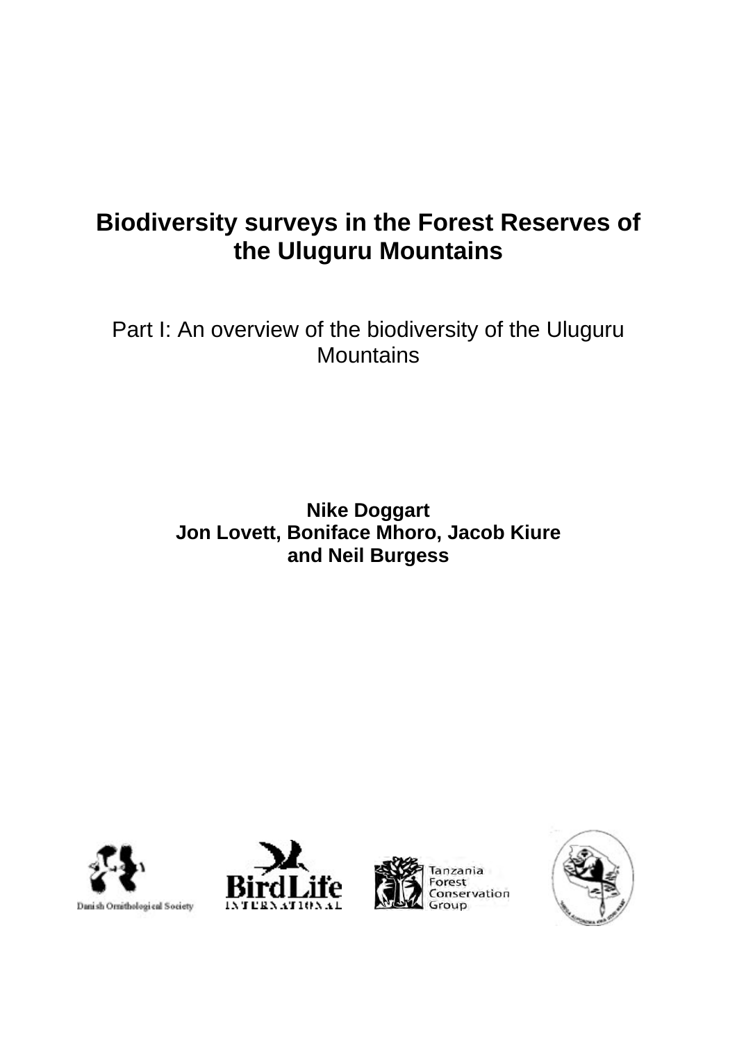# Biodiversity surveys in the Forest Reserves of the Uluguru Mountains

## Part I: An overview of the biodiversity of the Uluguru Mountains

**Nike Doggart**
**Jon Lovett, Boniface Mhoro, Jacob Kiure**
**and Neil Burgess**

Danish Ornithological Society

BirdLife INTERNATIONAL

Tanzania Forest Conservation Group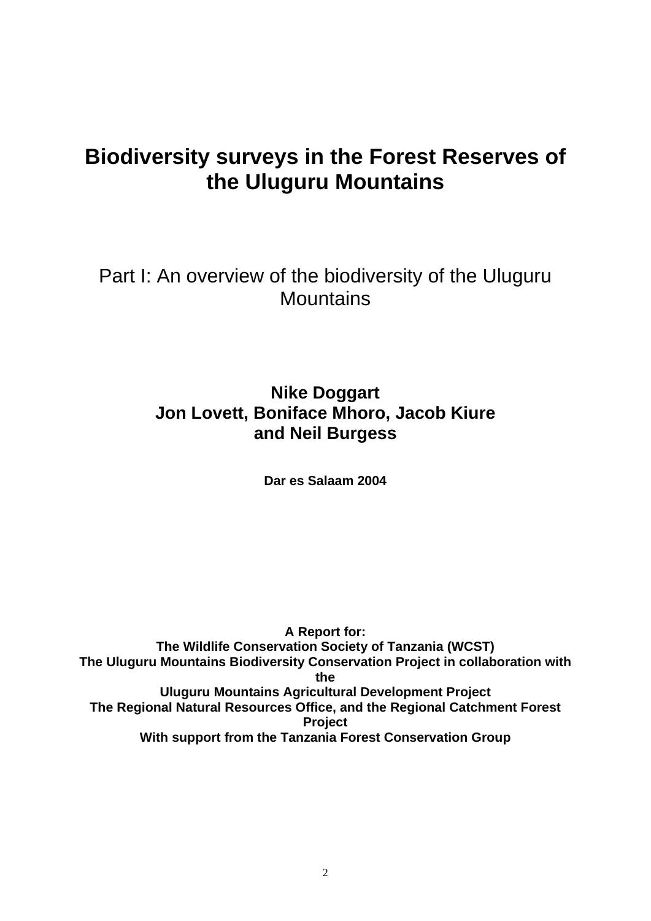# Biodiversity surveys in the Forest Reserves of the Uluguru Mountains

## Part I: An overview of the biodiversity of the Uluguru Mountains

**Nike Doggart**
**Jon Lovett, Boniface Mhoro, Jacob Kiure**
**and Neil Burgess**

**Dar es Salaam 2004**

**A Report for:**
**The Wildlife Conservation Society of Tanzania (WCST)**
**The Uluguru Mountains Biodiversity Conservation Project in collaboration with the**
**Uluguru Mountains Agricultural Development Project**
**The Regional Natural Resources Office, and the Regional Catchment Forest Project**
**With support from the Tanzania Forest Conservation Group**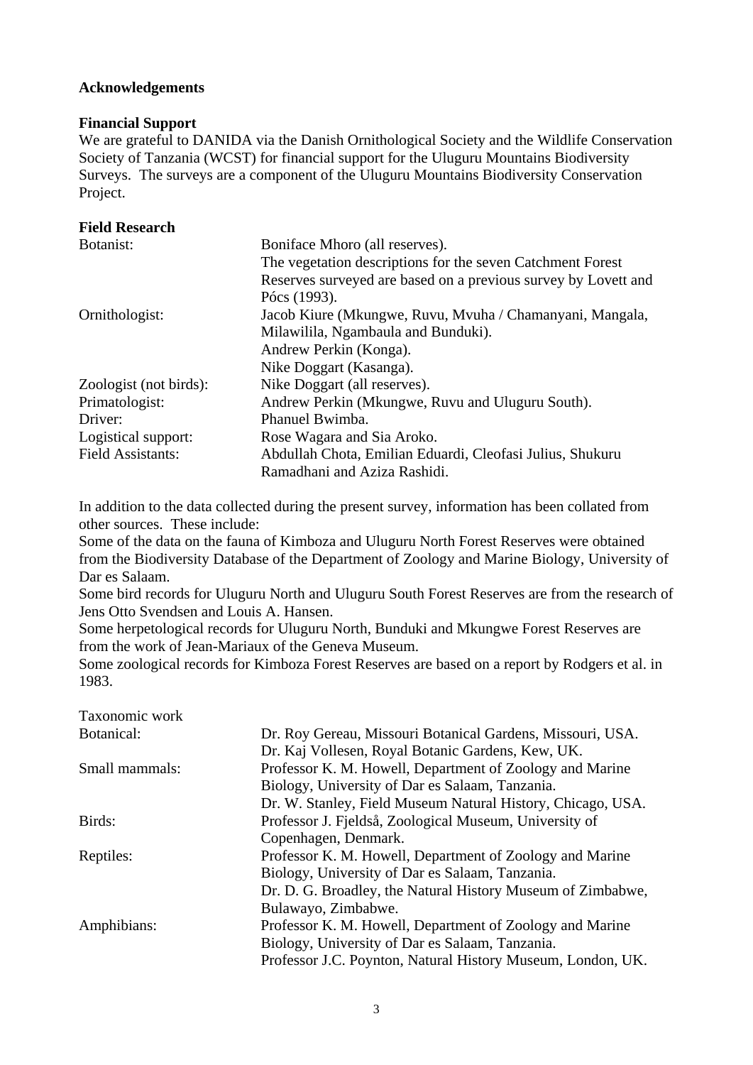## Acknowledgements

### Financial Support

We are grateful to DANIDA via the Danish Ornithological Society and the Wildlife Conservation Society of Tanzania (WCST) for financial support for the Uluguru Mountains Biodiversity Surveys. The surveys are a component of the Uluguru Mountains Biodiversity Conservation Project.

### Field Research

| | |
|---|---|
| Botanist: | Boniface Mhoro (all reserves). The vegetation descriptions for the seven Catchment Forest Reserves surveyed are based on a previous survey by Lovett and Pócs (1993). |
| Ornithologist: | Jacob Kiure (Mkungwe, Ruvu, Mvuha / Chamanyani, Mangala, Milawilila, Ngambaula and Bunduki). Andrew Perkin (Konga). Nike Doggart (Kasanga). |
| Zoologist (not birds): | Nike Doggart (all reserves). |
| Primatologist: | Andrew Perkin (Mkungwe, Ruvu and Uluguru South). |
| Driver: | Phanuel Bwimba. |
| Logistical support: | Rose Wagara and Sia Aroko. |
| Field Assistants: | Abdullah Chota, Emilian Eduardi, Cleofasi Julius, Shukuru Ramadhani and Aziza Rashidi. |

In addition to the data collected during the present survey, information has been collated from other sources. These include:

Some of the data on the fauna of Kimboza and Uluguru North Forest Reserves were obtained from the Biodiversity Database of the Department of Zoology and Marine Biology, University of Dar es Salaam.

Some bird records for Uluguru North and Uluguru South Forest Reserves are from the research of Jens Otto Svendsen and Louis A. Hansen.

Some herpetological records for Uluguru North, Bunduki and Mkungwe Forest Reserves are from the work of Jean-Mariaux of the Geneva Museum.

Some zoological records for Kimboza Forest Reserves are based on a report by Rodgers et al. in 1983.

Taxonomic work

| | |
|---|---|
| Botanical: | Dr. Roy Gereau, Missouri Botanical Gardens, Missouri, USA. Dr. Kaj Vollesen, Royal Botanic Gardens, Kew, UK. |
| Small mammals: | Professor K. M. Howell, Department of Zoology and Marine Biology, University of Dar es Salaam, Tanzania. Dr. W. Stanley, Field Museum Natural History, Chicago, USA. |
| Birds: | Professor J. Fjeldså, Zoological Museum, University of Copenhagen, Denmark. |
| Reptiles: | Professor K. M. Howell, Department of Zoology and Marine Biology, University of Dar es Salaam, Tanzania. Dr. D. G. Broadley, the Natural History Museum of Zimbabwe, Bulawayo, Zimbabwe. |
| Amphibians: | Professor K. M. Howell, Department of Zoology and Marine Biology, University of Dar es Salaam, Tanzania. Professor J.C. Poynton, Natural History Museum, London, UK. |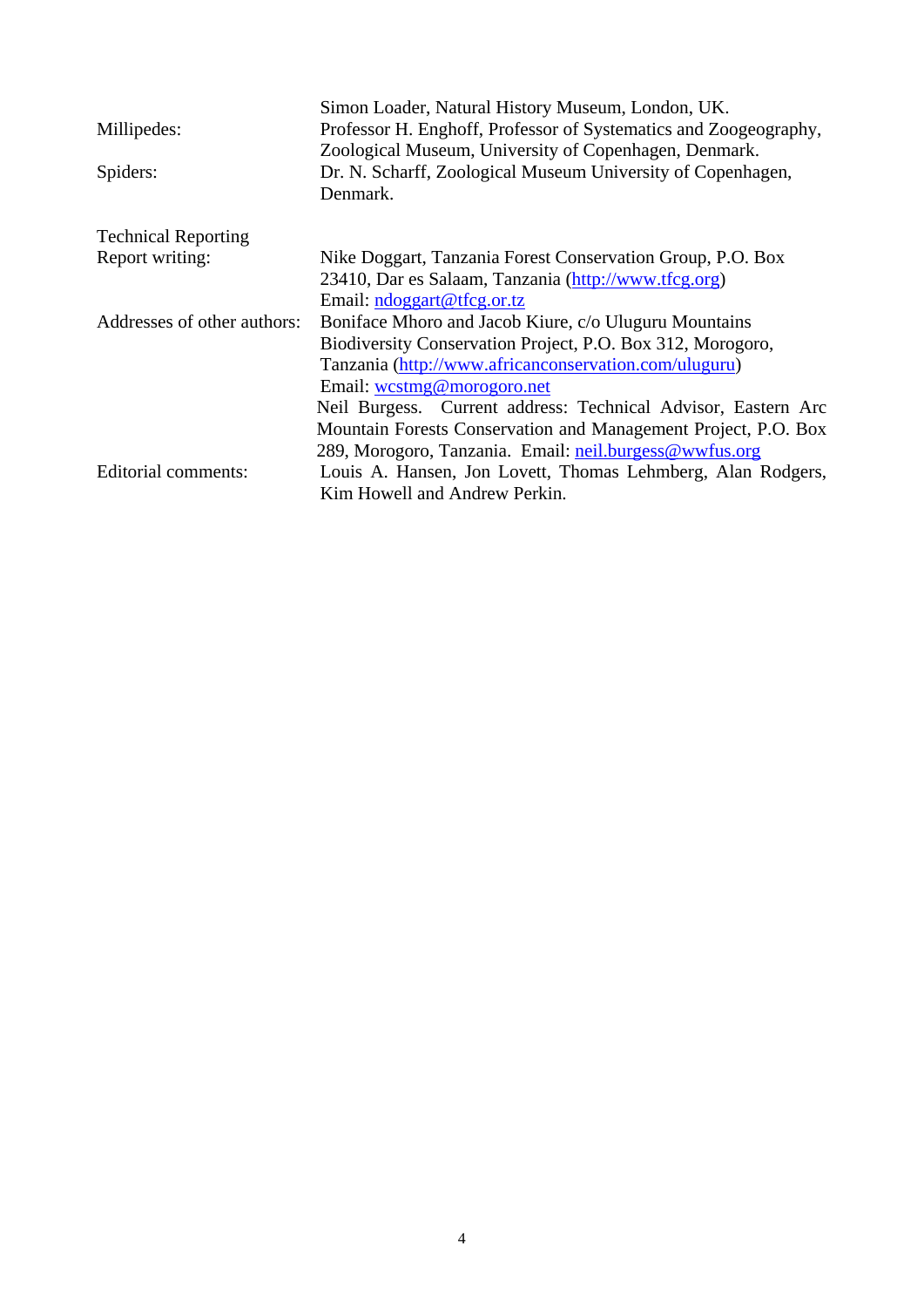| | |
|---|---|
| | Simon Loader, Natural History Museum, London, UK. |
| Millipedes: | Professor H. Enghoff, Professor of Systematics and Zoogeography, Zoological Museum, University of Copenhagen, Denmark. |
| Spiders: | Dr. N. Scharff, Zoological Museum University of Copenhagen, Denmark. |

Technical Reporting

| | |
|---|---|
| Report writing: | Nike Doggart, Tanzania Forest Conservation Group, P.O. Box 23410, Dar es Salaam, Tanzania (http://www.tfcg.org) Email: ndoggart@tfcg.or.tz |
| Addresses of other authors: | Boniface Mhoro and Jacob Kiure, c/o Uluguru Mountains Biodiversity Conservation Project, P.O. Box 312, Morogoro, Tanzania (http://www.africanconservation.com/uluguru) Email: wcstmg@morogoro.net |
| | Neil Burgess. Current address: Technical Advisor, Eastern Arc Mountain Forests Conservation and Management Project, P.O. Box 289, Morogoro, Tanzania. Email: neil.burgess@wwfus.org |
| Editorial comments: | Louis A. Hansen, Jon Lovett, Thomas Lehmberg, Alan Rodgers, Kim Howell and Andrew Perkin. |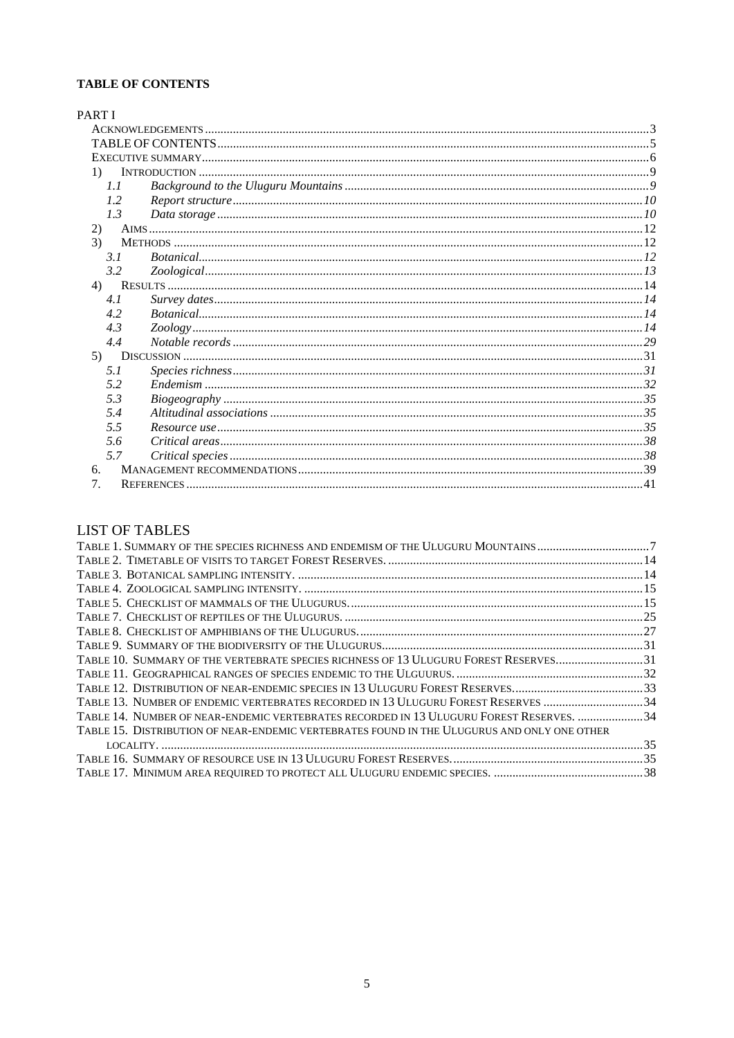**TABLE OF CONTENTS**

PART I

- Acknowledgements .......... 3
- TABLE OF CONTENTS .......... 5
- Executive summary .......... 6
- 1) Introduction .......... 9
  - 1.1 *Background to the Uluguru Mountains* .......... *9*
  - 1.2 *Report structure* .......... *10*
  - 1.3 *Data storage* .......... *10*
- 2) Aims .......... 12
- 3) Methods .......... 12
  - 3.1 *Botanical* .......... *12*
  - 3.2 *Zoological* .......... *13*
- 4) Results .......... 14
  - 4.1 *Survey dates* .......... *14*
  - 4.2 *Botanical* .......... *14*
  - 4.3 *Zoology* .......... *14*
  - 4.4 *Notable records* .......... *29*
- 5) Discussion .......... 31
  - 5.1 *Species richness* .......... *31*
  - 5.2 *Endemism* .......... *32*
  - 5.3 *Biogeography* .......... *35*
  - 5.4 *Altitudinal associations* .......... *35*
  - 5.5 *Resource use* .......... *35*
  - 5.6 *Critical areas* .......... *38*
  - 5.7 *Critical species* .......... *38*
- 6. Management recommendations .......... 39
- 7. References .......... 41

## LIST OF TABLES

- Table 1. Summary of the species richness and endemism of the Uluguru Mountains .......... 7
- Table 2. Timetable of visits to target Forest Reserves. .......... 14
- Table 3. Botanical sampling intensity. .......... 14
- Table 4. Zoological sampling intensity. .......... 15
- Table 5. Checklist of mammals of the Ulugurus. .......... 15
- Table 7. Checklist of reptiles of the Ulugurus. .......... 25
- Table 8. Checklist of amphibians of the Ulugurus. .......... 27
- Table 9. Summary of the biodiversity of the Ulugurus .......... 31
- Table 10. Summary of the vertebrate species richness of 13 Uluguru Forest Reserves. .......... 31
- Table 11. Geographical ranges of species endemic to the Ulguurus. .......... 32
- Table 12. Distribution of near-endemic species in 13 Uluguru Forest Reserves. .......... 33
- Table 13. Number of endemic vertebrates recorded in 13 Uluguru Forest Reserves .......... 34
- Table 14. Number of near-endemic vertebrates recorded in 13 Uluguru Forest Reserves. .......... 34
- Table 15. Distribution of near-endemic vertebrates found in the Ulugurus and only one other locality. .......... 35
- Table 16. Summary of resource use in 13 Uluguru Forest Reserves. .......... 35
- Table 17. Minimum area required to protect all Uluguru endemic species. .......... 38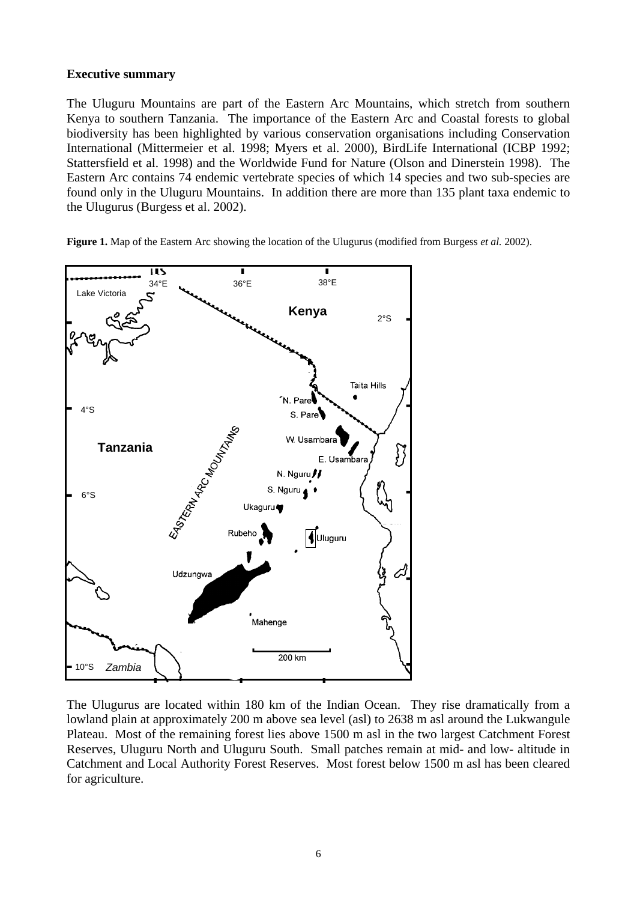**Executive summary**

The Uluguru Mountains are part of the Eastern Arc Mountains, which stretch from southern Kenya to southern Tanzania. The importance of the Eastern Arc and Coastal forests to global biodiversity has been highlighted by various conservation organisations including Conservation International (Mittermeier et al. 1998; Myers et al. 2000), BirdLife International (ICBP 1992; Stattersfield et al. 1998) and the Worldwide Fund for Nature (Olson and Dinerstein 1998). The Eastern Arc contains 74 endemic vertebrate species of which 14 species and two sub-species are found only in the Uluguru Mountains. In addition there are more than 135 plant taxa endemic to the Ulugurus (Burgess et al. 2002).

**Figure 1.** Map of the Eastern Arc showing the location of the Ulugurus (modified from Burgess *et al.* 2002).

The Ulugurus are located within 180 km of the Indian Ocean. They rise dramatically from a lowland plain at approximately 200 m above sea level (asl) to 2638 m asl around the Lukwangule Plateau. Most of the remaining forest lies above 1500 m asl in the two largest Catchment Forest Reserves, Uluguru North and Uluguru South. Small patches remain at mid- and low- altitude in Catchment and Local Authority Forest Reserves. Most forest below 1500 m asl has been cleared for agriculture.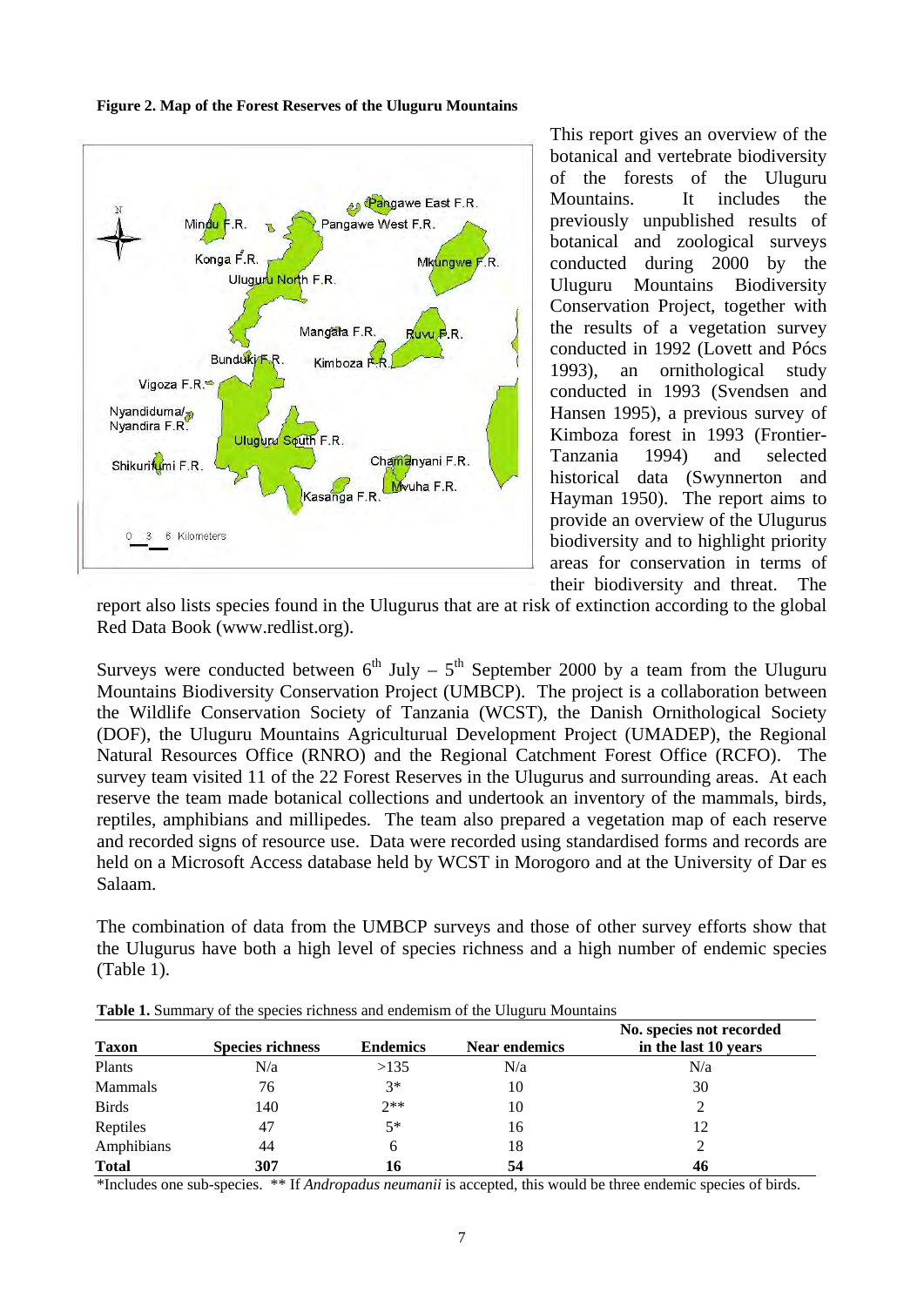**Figure 2. Map of the Forest Reserves of the Uluguru Mountains**

This report gives an overview of the botanical and vertebrate biodiversity of the forests of the Uluguru Mountains. It includes the previously unpublished results of botanical and zoological surveys conducted during 2000 by the Uluguru Mountains Biodiversity Conservation Project, together with the results of a vegetation survey conducted in 1992 (Lovett and Pócs 1993), an ornithological study conducted in 1993 (Svendsen and Hansen 1995), a previous survey of Kimboza forest in 1993 (Frontier-Tanzania 1994) and selected historical data (Swynnerton and Hayman 1950). The report aims to provide an overview of the Ulugurus biodiversity and to highlight priority areas for conservation in terms of their biodiversity and threat. The report also lists species found in the Ulugurus that are at risk of extinction according to the global Red Data Book (www.redlist.org).

Surveys were conducted between 6th July – 5th September 2000 by a team from the Uluguru Mountains Biodiversity Conservation Project (UMBCP). The project is a collaboration between the Wildlife Conservation Society of Tanzania (WCST), the Danish Ornithological Society (DOF), the Uluguru Mountains Agricultural Development Project (UMADEP), the Regional Natural Resources Office (RNRO) and the Regional Catchment Forest Office (RCFO). The survey team visited 11 of the 22 Forest Reserves in the Ulugurus and surrounding areas. At each reserve the team made botanical collections and undertook an inventory of the mammals, birds, reptiles, amphibians and millipedes. The team also prepared a vegetation map of each reserve and recorded signs of resource use. Data were recorded using standardised forms and records are held on a Microsoft Access database held by WCST in Morogoro and at the University of Dar es Salaam.

The combination of data from the UMBCP surveys and those of other survey efforts show that the Ulugurus have both a high level of species richness and a high number of endemic species (Table 1).

**Table 1.** Summary of the species richness and endemism of the Uluguru Mountains

| Taxon | Species richness | Endemics | Near endemics | No. species not recorded in the last 10 years |
|---|---|---|---|---|
| Plants | N/a | >135 | N/a | N/a |
| Mammals | 76 | 3* | 10 | 30 |
| Birds | 140 | 2** | 10 | 2 |
| Reptiles | 47 | 5* | 16 | 12 |
| Amphibians | 44 | 6 | 18 | 2 |
| **Total** | **307** | **16** | **54** | **46** |

*Includes one sub-species. ** If *Andropadus neumanii* is accepted, this would be three endemic species of birds.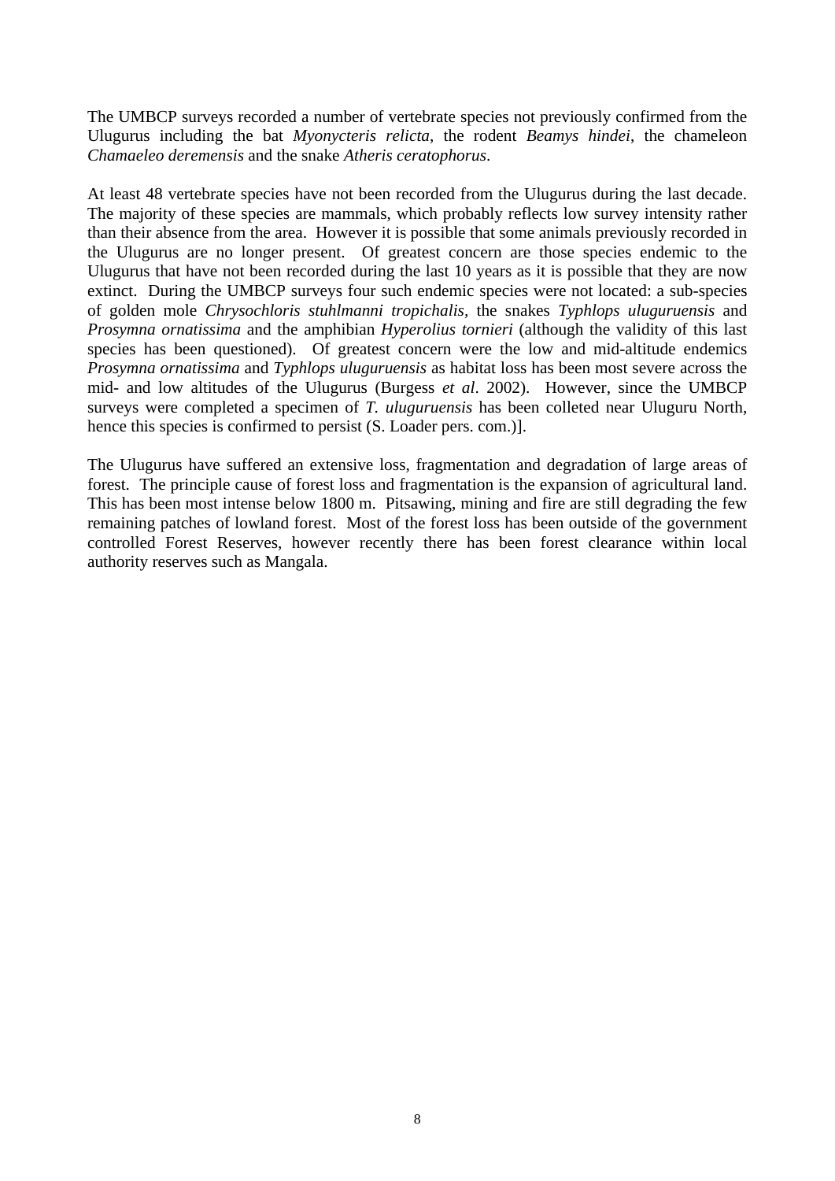The UMBCP surveys recorded a number of vertebrate species not previously confirmed from the Ulugurus including the bat *Myonycteris relicta*, the rodent *Beamys hindei*, the chameleon *Chamaeleo deremensis* and the snake *Atheris ceratophorus*.

At least 48 vertebrate species have not been recorded from the Ulugurus during the last decade. The majority of these species are mammals, which probably reflects low survey intensity rather than their absence from the area. However it is possible that some animals previously recorded in the Ulugurus are no longer present. Of greatest concern are those species endemic to the Ulugurus that have not been recorded during the last 10 years as it is possible that they are now extinct. During the UMBCP surveys four such endemic species were not located: a sub-species of golden mole *Chrysochloris stuhlmanni tropichalis,* the snakes *Typhlops uluguruensis* and *Prosymna ornatissima* and the amphibian *Hyperolius tornieri* (although the validity of this last species has been questioned). Of greatest concern were the low and mid-altitude endemics *Prosymna ornatissima* and *Typhlops uluguruensis* as habitat loss has been most severe across the mid- and low altitudes of the Ulugurus (Burgess *et al*. 2002). However, since the UMBCP surveys were completed a specimen of *T. uluguruensis* has been colleted near Uluguru North, hence this species is confirmed to persist (S. Loader pers. com.)].

The Ulugurus have suffered an extensive loss, fragmentation and degradation of large areas of forest. The principle cause of forest loss and fragmentation is the expansion of agricultural land. This has been most intense below 1800 m. Pitsawing, mining and fire are still degrading the few remaining patches of lowland forest. Most of the forest loss has been outside of the government controlled Forest Reserves, however recently there has been forest clearance within local authority reserves such as Mangala.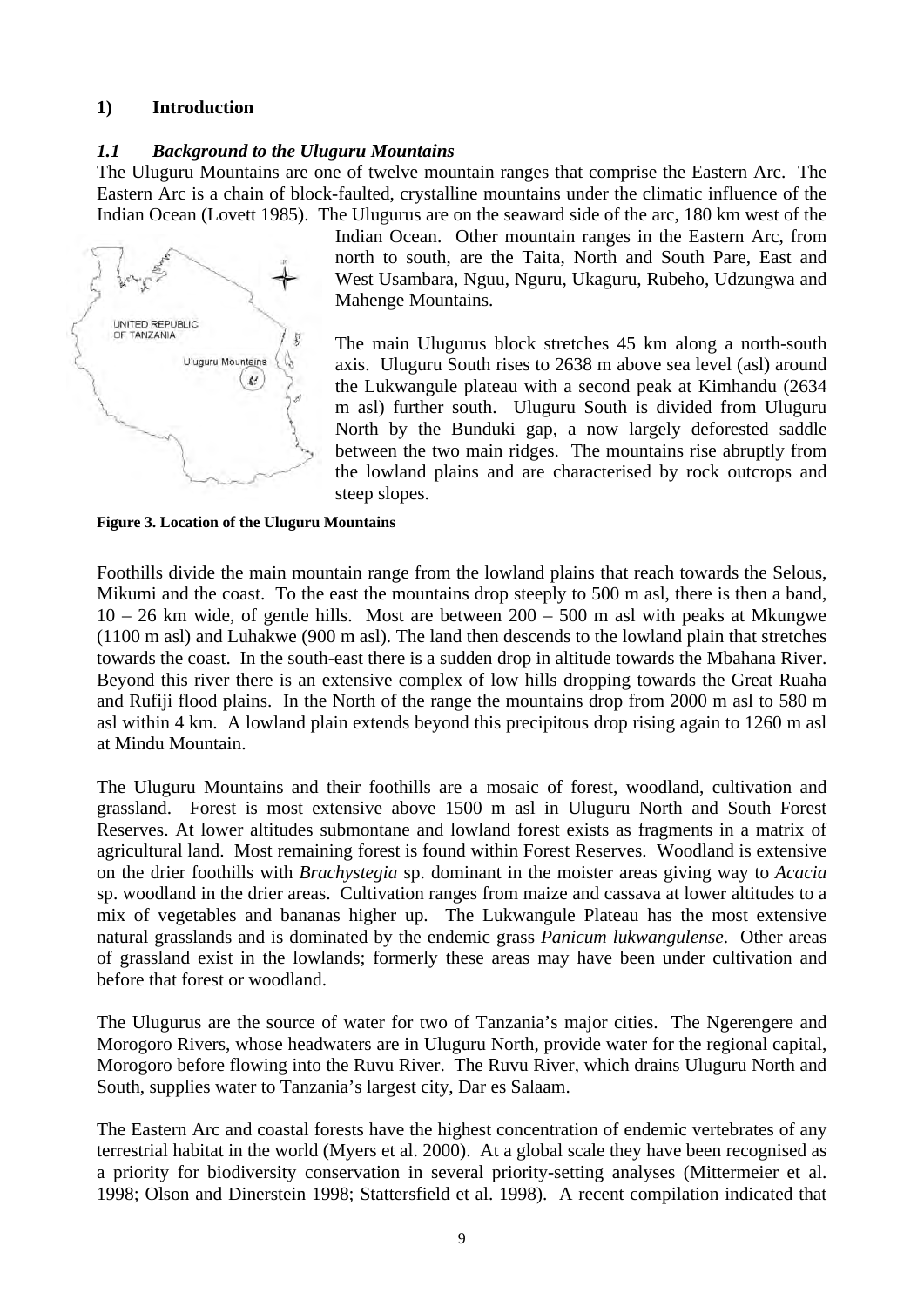## 1) Introduction

### *1.1 Background to the Uluguru Mountains*

The Uluguru Mountains are one of twelve mountain ranges that comprise the Eastern Arc. The Eastern Arc is a chain of block-faulted, crystalline mountains under the climatic influence of the Indian Ocean (Lovett 1985). The Ulugurus are on the seaward side of the arc, 180 km west of the Indian Ocean. Other mountain ranges in the Eastern Arc, from north to south, are the Taita, North and South Pare, East and West Usambara, Nguu, Nguru, Ukaguru, Rubeho, Udzungwa and Mahenge Mountains.

The main Ulugurus block stretches 45 km along a north-south axis. Uluguru South rises to 2638 m above sea level (asl) around the Lukwangule plateau with a second peak at Kimhandu (2634 m asl) further south. Uluguru South is divided from Uluguru North by the Bunduki gap, a now largely deforested saddle between the two main ridges. The mountains rise abruptly from the lowland plains and are characterised by rock outcrops and steep slopes.

**Figure 3. Location of the Uluguru Mountains**

Foothills divide the main mountain range from the lowland plains that reach towards the Selous, Mikumi and the coast. To the east the mountains drop steeply to 500 m asl, there is then a band, 10 – 26 km wide, of gentle hills. Most are between 200 – 500 m asl with peaks at Mkungwe (1100 m asl) and Luhakwe (900 m asl). The land then descends to the lowland plain that stretches towards the coast. In the south-east there is a sudden drop in altitude towards the Mbahana River. Beyond this river there is an extensive complex of low hills dropping towards the Great Ruaha and Rufiji flood plains. In the North of the range the mountains drop from 2000 m asl to 580 m asl within 4 km. A lowland plain extends beyond this precipitous drop rising again to 1260 m asl at Mindu Mountain.

The Uluguru Mountains and their foothills are a mosaic of forest, woodland, cultivation and grassland. Forest is most extensive above 1500 m asl in Uluguru North and South Forest Reserves. At lower altitudes submontane and lowland forest exists as fragments in a matrix of agricultural land. Most remaining forest is found within Forest Reserves. Woodland is extensive on the drier foothills with *Brachystegia* sp. dominant in the moister areas giving way to *Acacia* sp. woodland in the drier areas. Cultivation ranges from maize and cassava at lower altitudes to a mix of vegetables and bananas higher up. The Lukwangule Plateau has the most extensive natural grasslands and is dominated by the endemic grass *Panicum lukwangulense*. Other areas of grassland exist in the lowlands; formerly these areas may have been under cultivation and before that forest or woodland.

The Ulugurus are the source of water for two of Tanzania's major cities. The Ngerengere and Morogoro Rivers, whose headwaters are in Uluguru North, provide water for the regional capital, Morogoro before flowing into the Ruvu River. The Ruvu River, which drains Uluguru North and South, supplies water to Tanzania's largest city, Dar es Salaam.

The Eastern Arc and coastal forests have the highest concentration of endemic vertebrates of any terrestrial habitat in the world (Myers et al. 2000). At a global scale they have been recognised as a priority for biodiversity conservation in several priority-setting analyses (Mittermeier et al. 1998; Olson and Dinerstein 1998; Stattersfield et al. 1998). A recent compilation indicated that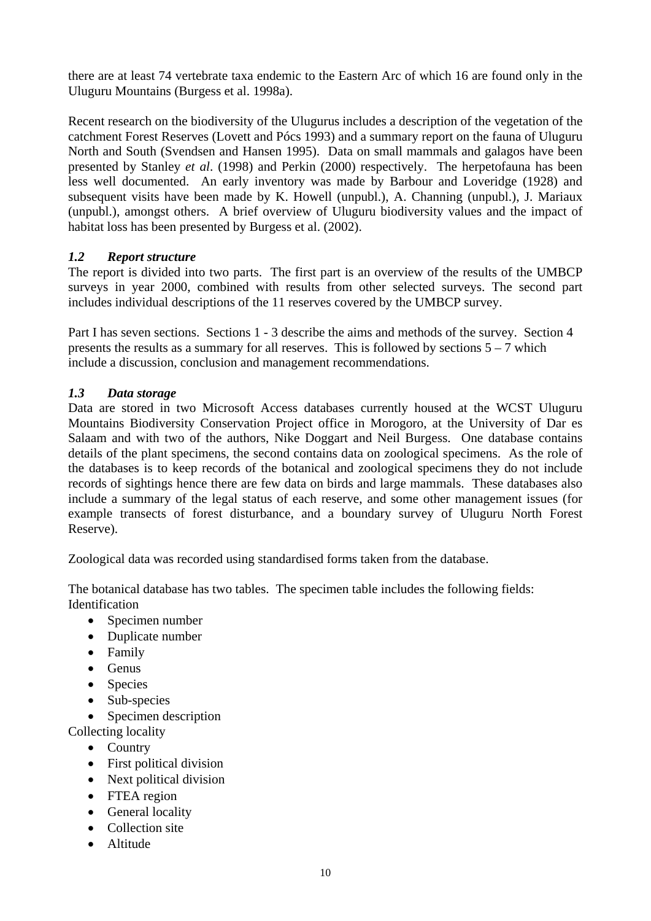there are at least 74 vertebrate taxa endemic to the Eastern Arc of which 16 are found only in the Uluguru Mountains (Burgess et al. 1998a).

Recent research on the biodiversity of the Ulugurus includes a description of the vegetation of the catchment Forest Reserves (Lovett and Pócs 1993) and a summary report on the fauna of Uluguru North and South (Svendsen and Hansen 1995). Data on small mammals and galagos have been presented by Stanley *et al*. (1998) and Perkin (2000) respectively. The herpetofauna has been less well documented. An early inventory was made by Barbour and Loveridge (1928) and subsequent visits have been made by K. Howell (unpubl.), A. Channing (unpubl.), J. Mariaux (unpubl.), amongst others. A brief overview of Uluguru biodiversity values and the impact of habitat loss has been presented by Burgess et al. (2002).

### *1.2 Report structure*

The report is divided into two parts. The first part is an overview of the results of the UMBCP surveys in year 2000, combined with results from other selected surveys. The second part includes individual descriptions of the 11 reserves covered by the UMBCP survey.

Part I has seven sections. Sections 1 - 3 describe the aims and methods of the survey. Section 4 presents the results as a summary for all reserves. This is followed by sections 5 – 7 which include a discussion, conclusion and management recommendations.

### *1.3 Data storage*

Data are stored in two Microsoft Access databases currently housed at the WCST Uluguru Mountains Biodiversity Conservation Project office in Morogoro, at the University of Dar es Salaam and with two of the authors, Nike Doggart and Neil Burgess. One database contains details of the plant specimens, the second contains data on zoological specimens. As the role of the databases is to keep records of the botanical and zoological specimens they do not include records of sightings hence there are few data on birds and large mammals. These databases also include a summary of the legal status of each reserve, and some other management issues (for example transects of forest disturbance, and a boundary survey of Uluguru North Forest Reserve).

Zoological data was recorded using standardised forms taken from the database.

The botanical database has two tables. The specimen table includes the following fields:

Identification

- Specimen number
- Duplicate number
- Family
- Genus
- Species
- Sub-species
- Specimen description

Collecting locality

- Country
- First political division
- Next political division
- FTEA region
- General locality
- Collection site
- Altitude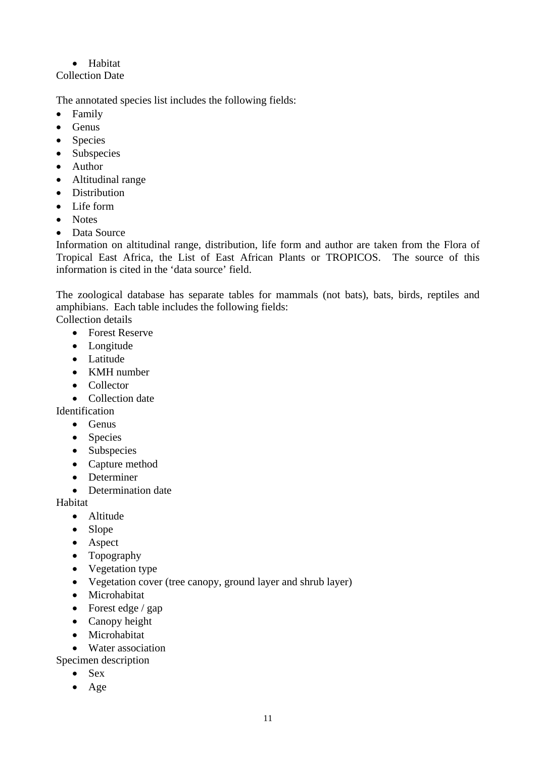- Habitat

Collection Date

The annotated species list includes the following fields:

- Family
- Genus
- Species
- Subspecies
- Author
- Altitudinal range
- Distribution
- Life form
- Notes
- Data Source

Information on altitudinal range, distribution, life form and author are taken from the Flora of Tropical East Africa, the List of East African Plants or TROPICOS. The source of this information is cited in the 'data source' field.

The zoological database has separate tables for mammals (not bats), bats, birds, reptiles and amphibians. Each table includes the following fields:

Collection details

- Forest Reserve
- Longitude
- Latitude
- KMH number
- Collector
- Collection date

Identification

- Genus
- Species
- Subspecies
- Capture method
- Determiner
- Determination date

Habitat

- Altitude
- Slope
- Aspect
- Topography
- Vegetation type
- Vegetation cover (tree canopy, ground layer and shrub layer)
- Microhabitat
- Forest edge / gap
- Canopy height
- Microhabitat
- Water association

Specimen description

- Sex
- Age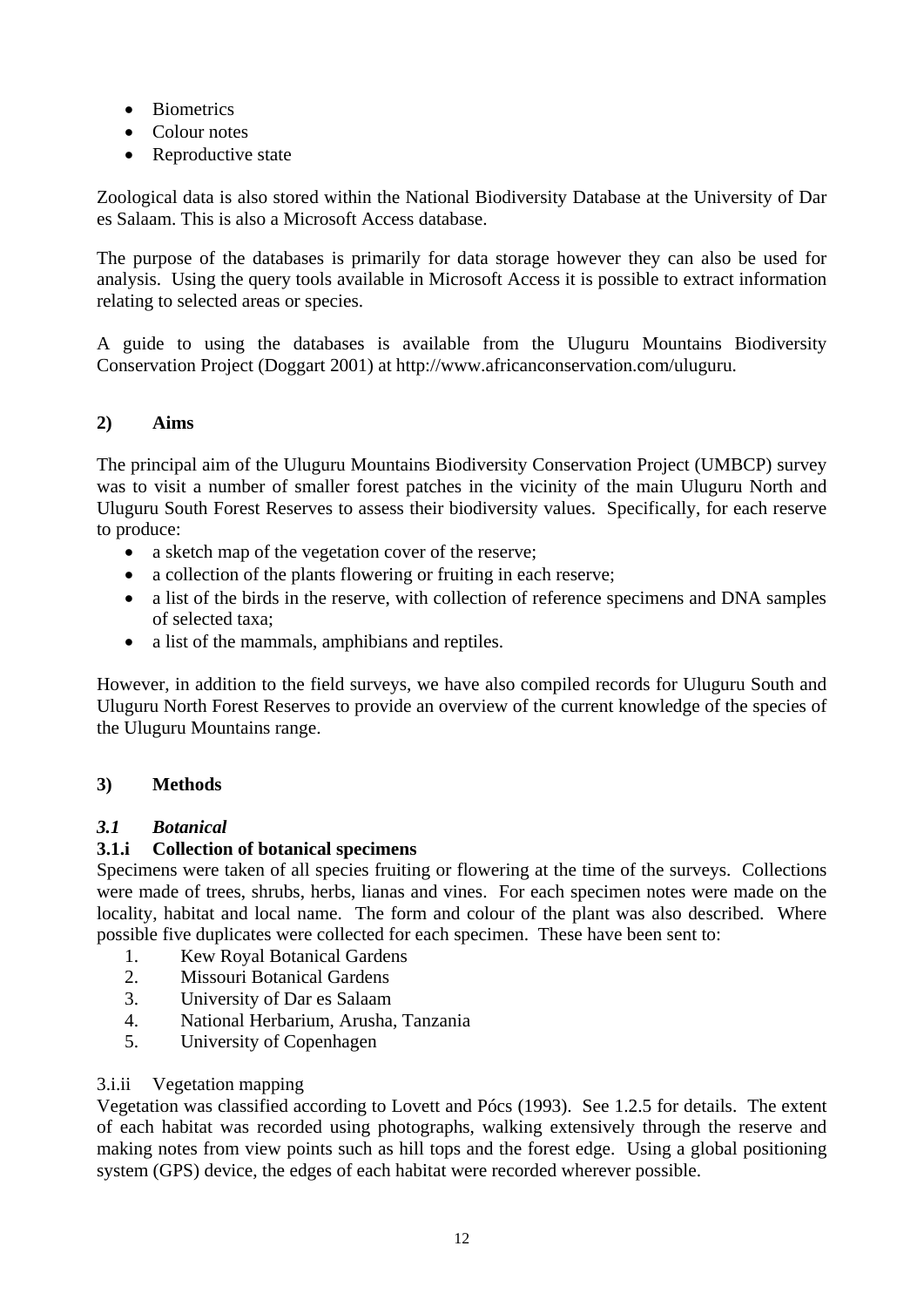- Biometrics
- Colour notes
- Reproductive state

Zoological data is also stored within the National Biodiversity Database at the University of Dar es Salaam. This is also a Microsoft Access database.

The purpose of the databases is primarily for data storage however they can also be used for analysis. Using the query tools available in Microsoft Access it is possible to extract information relating to selected areas or species.

A guide to using the databases is available from the Uluguru Mountains Biodiversity Conservation Project (Doggart 2001) at http://www.africanconservation.com/uluguru.

## 2) Aims

The principal aim of the Uluguru Mountains Biodiversity Conservation Project (UMBCP) survey was to visit a number of smaller forest patches in the vicinity of the main Uluguru North and Uluguru South Forest Reserves to assess their biodiversity values. Specifically, for each reserve to produce:

- a sketch map of the vegetation cover of the reserve;
- a collection of the plants flowering or fruiting in each reserve;
- a list of the birds in the reserve, with collection of reference specimens and DNA samples of selected taxa;
- a list of the mammals, amphibians and reptiles.

However, in addition to the field surveys, we have also compiled records for Uluguru South and Uluguru North Forest Reserves to provide an overview of the current knowledge of the species of the Uluguru Mountains range.

## 3) Methods

### *3.1 Botanical*

#### 3.1.i Collection of botanical specimens

Specimens were taken of all species fruiting or flowering at the time of the surveys. Collections were made of trees, shrubs, herbs, lianas and vines. For each specimen notes were made on the locality, habitat and local name. The form and colour of the plant was also described. Where possible five duplicates were collected for each specimen. These have been sent to:

1. Kew Royal Botanical Gardens
2. Missouri Botanical Gardens
3. University of Dar es Salaam
4. National Herbarium, Arusha, Tanzania
5. University of Copenhagen

3.i.ii Vegetation mapping

Vegetation was classified according to Lovett and Pócs (1993). See 1.2.5 for details. The extent of each habitat was recorded using photographs, walking extensively through the reserve and making notes from view points such as hill tops and the forest edge. Using a global positioning system (GPS) device, the edges of each habitat were recorded wherever possible.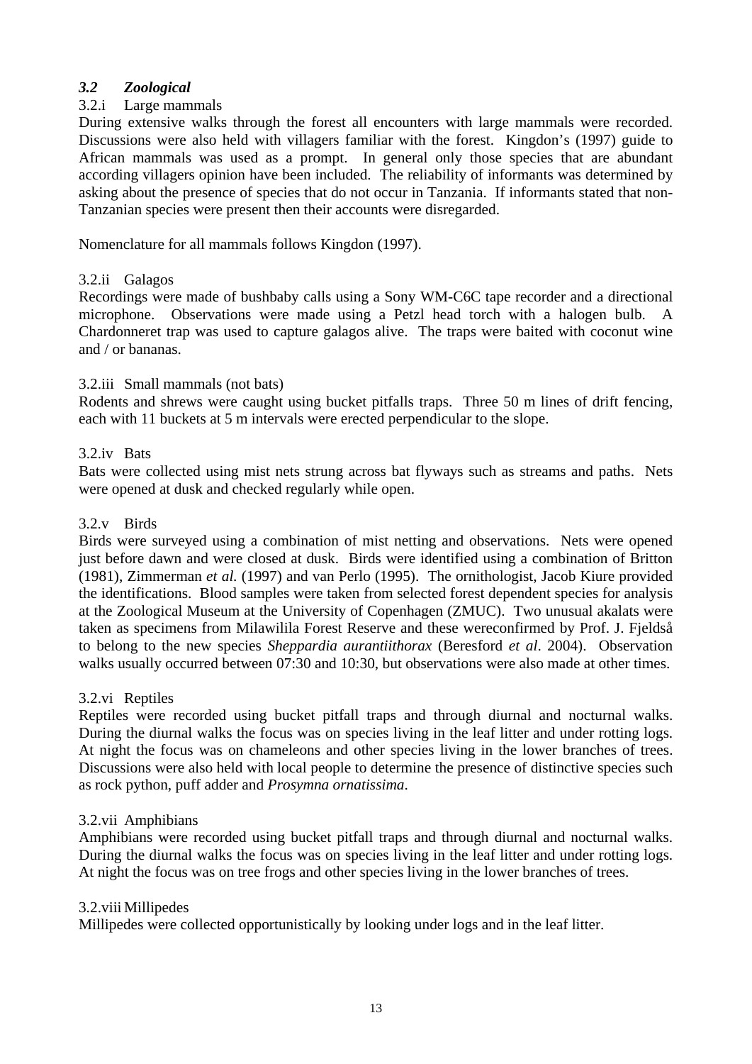### *3.2 Zoological*

#### 3.2.i Large mammals

During extensive walks through the forest all encounters with large mammals were recorded. Discussions were also held with villagers familiar with the forest. Kingdon's (1997) guide to African mammals was used as a prompt. In general only those species that are abundant according villagers opinion have been included. The reliability of informants was determined by asking about the presence of species that do not occur in Tanzania. If informants stated that non-Tanzanian species were present then their accounts were disregarded.

Nomenclature for all mammals follows Kingdon (1997).

#### 3.2.ii Galagos

Recordings were made of bushbaby calls using a Sony WM-C6C tape recorder and a directional microphone. Observations were made using a Petzl head torch with a halogen bulb. A Chardonneret trap was used to capture galagos alive. The traps were baited with coconut wine and / or bananas.

#### 3.2.iii Small mammals (not bats)

Rodents and shrews were caught using bucket pitfalls traps. Three 50 m lines of drift fencing, each with 11 buckets at 5 m intervals were erected perpendicular to the slope.

#### 3.2.iv Bats

Bats were collected using mist nets strung across bat flyways such as streams and paths. Nets were opened at dusk and checked regularly while open.

#### 3.2.v Birds

Birds were surveyed using a combination of mist netting and observations. Nets were opened just before dawn and were closed at dusk. Birds were identified using a combination of Britton (1981), Zimmerman *et al.* (1997) and van Perlo (1995). The ornithologist, Jacob Kiure provided the identifications. Blood samples were taken from selected forest dependent species for analysis at the Zoological Museum at the University of Copenhagen (ZMUC). Two unusual akalats were taken as specimens from Milawilila Forest Reserve and these wereconfirmed by Prof. J. Fjeldså to belong to the new species *Sheppardia aurantiithorax* (Beresford *et al*. 2004). Observation walks usually occurred between 07:30 and 10:30, but observations were also made at other times.

#### 3.2.vi Reptiles

Reptiles were recorded using bucket pitfall traps and through diurnal and nocturnal walks. During the diurnal walks the focus was on species living in the leaf litter and under rotting logs. At night the focus was on chameleons and other species living in the lower branches of trees. Discussions were also held with local people to determine the presence of distinctive species such as rock python, puff adder and *Prosymna ornatissima*.

#### 3.2.vii Amphibians

Amphibians were recorded using bucket pitfall traps and through diurnal and nocturnal walks. During the diurnal walks the focus was on species living in the leaf litter and under rotting logs. At night the focus was on tree frogs and other species living in the lower branches of trees.

#### 3.2.viii Millipedes

Millipedes were collected opportunistically by looking under logs and in the leaf litter.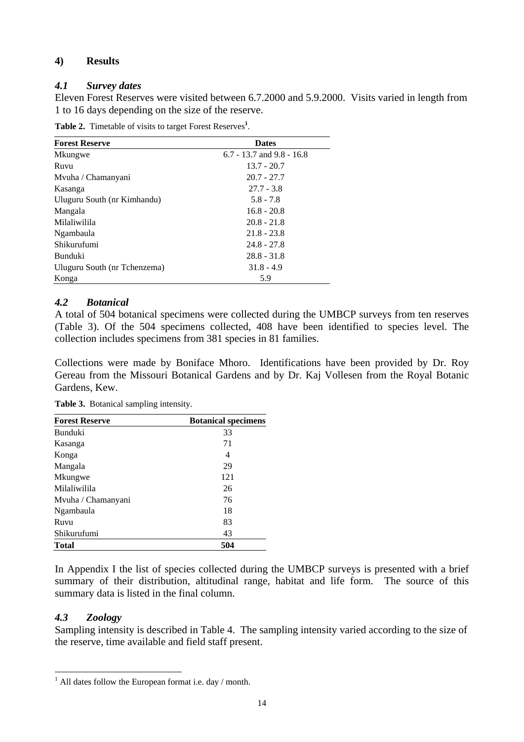## 4) Results

### *4.1 Survey dates*

Eleven Forest Reserves were visited between 6.7.2000 and 5.9.2000. Visits varied in length from 1 to 16 days depending on the size of the reserve.

**Table 2.** Timetable of visits to target Forest Reserves[1].

| Forest Reserve | Dates |
|---|---|
| Mkungwe | 6.7 - 13.7 and 9.8 - 16.8 |
| Ruvu | 13.7 - 20.7 |
| Mvuha / Chamanyani | 20.7 - 27.7 |
| Kasanga | 27.7 - 3.8 |
| Uluguru South (nr Kimhandu) | 5.8 - 7.8 |
| Mangala | 16.8 - 20.8 |
| Milaliwilila | 20.8 - 21.8 |
| Ngambaula | 21.8 - 23.8 |
| Shikurufumi | 24.8 - 27.8 |
| Bunduki | 28.8 - 31.8 |
| Uluguru South (nr Tchenzema) | 31.8 - 4.9 |
| Konga | 5.9 |

### *4.2 Botanical*

A total of 504 botanical specimens were collected during the UMBCP surveys from ten reserves (Table 3). Of the 504 specimens collected, 408 have been identified to species level. The collection includes specimens from 381 species in 81 families.

Collections were made by Boniface Mhoro. Identifications have been provided by Dr. Roy Gereau from the Missouri Botanical Gardens and by Dr. Kaj Vollesen from the Royal Botanic Gardens, Kew.

**Table 3.** Botanical sampling intensity.

| Forest Reserve | Botanical specimens |
|---|---|
| Bunduki | 33 |
| Kasanga | 71 |
| Konga | 4 |
| Mangala | 29 |
| Mkungwe | 121 |
| Milaliwilila | 26 |
| Mvuha / Chamanyani | 76 |
| Ngambaula | 18 |
| Ruvu | 83 |
| Shikurufumi | 43 |
| **Total** | **504** |

In Appendix I the list of species collected during the UMBCP surveys is presented with a brief summary of their distribution, altitudinal range, habitat and life form. The source of this summary data is listed in the final column.

### *4.3 Zoology*

Sampling intensity is described in Table 4. The sampling intensity varied according to the size of the reserve, time available and field staff present.

[1] All dates follow the European format i.e. day / month.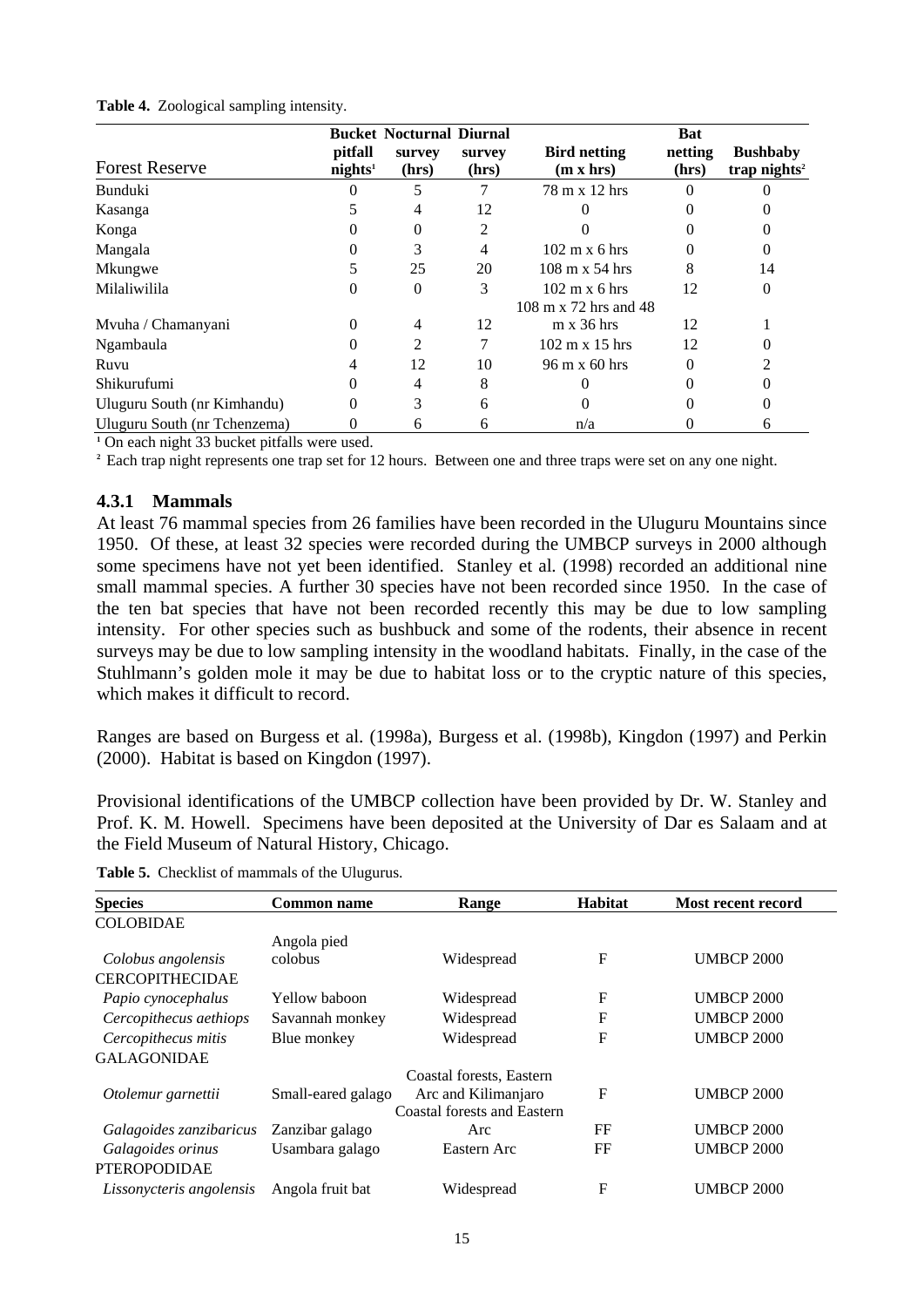**Table 4.** Zoological sampling intensity.

| Forest Reserve | Bucket pitfall nights[1] | Nocturnal survey (hrs) | Diurnal survey (hrs) | Bird netting (m x hrs) | Bat netting (hrs) | Bushbaby trap nights[2] |
|---|---|---|---|---|---|---|
| Bunduki | 0 | 5 | 7 | 78 m x 12 hrs | 0 | 0 |
| Kasanga | 5 | 4 | 12 | 0 | 0 | 0 |
| Konga | 0 | 0 | 2 | 0 | 0 | 0 |
| Mangala | 0 | 3 | 4 | 102 m x 6 hrs | 0 | 0 |
| Mkungwe | 5 | 25 | 20 | 108 m x 54 hrs | 8 | 14 |
| Milaliwilila | 0 | 0 | 3 | 102 m x 6 hrs | 12 | 0 |
| Mvuha / Chamanyani | 0 | 4 | 12 | 108 m x 72 hrs and 48 m x 36 hrs | 12 | 1 |
| Ngambaula | 0 | 2 | 7 | 102 m x 15 hrs | 12 | 0 |
| Ruvu | 4 | 12 | 10 | 96 m x 60 hrs | 0 | 2 |
| Shikurufumi | 0 | 4 | 8 | 0 | 0 | 0 |
| Uluguru South (nr Kimhandu) | 0 | 3 | 6 | 0 | 0 | 0 |
| Uluguru South (nr Tchenzema) | 0 | 6 | 6 | n/a | 0 | 6 |

[1] On each night 33 bucket pitfalls were used.

[2] Each trap night represents one trap set for 12 hours. Between one and three traps were set on any one night.

### 4.3.1 Mammals

At least 76 mammal species from 26 families have been recorded in the Uluguru Mountains since 1950. Of these, at least 32 species were recorded during the UMBCP surveys in 2000 although some specimens have not yet been identified. Stanley et al. (1998) recorded an additional nine small mammal species. A further 30 species have not been recorded since 1950. In the case of the ten bat species that have not been recorded recently this may be due to low sampling intensity. For other species such as bushbuck and some of the rodents, their absence in recent surveys may be due to low sampling intensity in the woodland habitats. Finally, in the case of the Stuhlmann's golden mole it may be due to habitat loss or to the cryptic nature of this species, which makes it difficult to record.

Ranges are based on Burgess et al. (1998a), Burgess et al. (1998b), Kingdon (1997) and Perkin (2000). Habitat is based on Kingdon (1997).

Provisional identifications of the UMBCP collection have been provided by Dr. W. Stanley and Prof. K. M. Howell. Specimens have been deposited at the University of Dar es Salaam and at the Field Museum of Natural History, Chicago.

**Table 5.** Checklist of mammals of the Ulugurus.

| Species | Common name | Range | Habitat | Most recent record |
|---|---|---|---|---|
| COLOBIDAE | | | | |
| *Colobus angolensis* | Angola pied colobus | Widespread | F | UMBCP 2000 |
| CERCOPITHECIDAE | | | | |
| *Papio cynocephalus* | Yellow baboon | Widespread | F | UMBCP 2000 |
| *Cercopithecus aethiops* | Savannah monkey | Widespread | F | UMBCP 2000 |
| *Cercopithecus mitis* | Blue monkey | Widespread | F | UMBCP 2000 |
| GALAGONIDAE | | | | |
| *Otolemur garnettii* | Small-eared galago | Coastal forests, Eastern Arc and Kilimanjaro | F | UMBCP 2000 |
| *Galagoides zanzibaricus* | Zanzibar galago | Coastal forests and Eastern Arc | FF | UMBCP 2000 |
| *Galagoides orinus* | Usambara galago | Eastern Arc | FF | UMBCP 2000 |
| PTEROPODIDAE | | | | |
| *Lissonycteris angolensis* | Angola fruit bat | Widespread | F | UMBCP 2000 |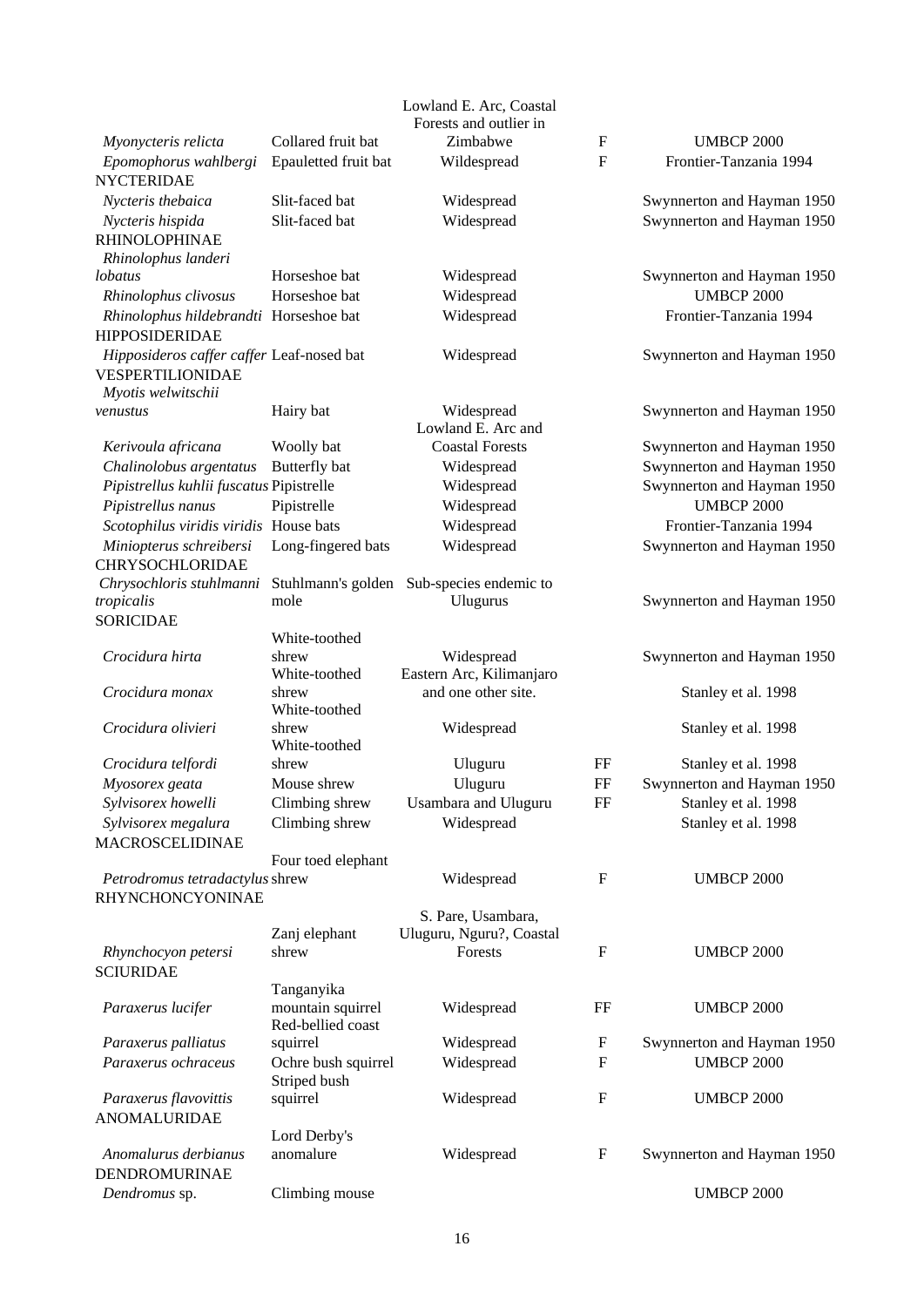| | | | | |
|---|---|---|---|---|
| *Myonycteris relicta* | Collared fruit bat | Lowland E. Arc, Coastal Forests and outlier in Zimbabwe | F | UMBCP 2000 |
| *Epomophorus wahlbergi* | Epauletted fruit bat | Wildespread | F | Frontier-Tanzania 1994 |
| NYCTERIDAE | | | | |
| *Nycteris thebaica* | Slit-faced bat | Widespread | | Swynnerton and Hayman 1950 |
| *Nycteris hispida* | Slit-faced bat | Widespread | | Swynnerton and Hayman 1950 |
| RHINOLOPHINAE | | | | |
| *Rhinolophus landeri lobatus* | Horseshoe bat | Widespread | | Swynnerton and Hayman 1950 |
| *Rhinolophus clivosus* | Horseshoe bat | Widespread | | UMBCP 2000 |
| *Rhinolophus hildebrandti* | Horseshoe bat | Widespread | | Frontier-Tanzania 1994 |
| HIPPOSIDERIDAE | | | | |
| *Hipposideros caffer caffer* | Leaf-nosed bat | Widespread | | Swynnerton and Hayman 1950 |
| VESPERTILIONIDAE | | | | |
| *Myotis welwitschii venustus* | Hairy bat | Widespread | | Swynnerton and Hayman 1950 |
| *Kerivoula africana* | Woolly bat | Lowland E. Arc and Coastal Forests | | Swynnerton and Hayman 1950 |
| *Chalinolobus argentatus* | Butterfly bat | Widespread | | Swynnerton and Hayman 1950 |
| *Pipistrellus kuhlii fuscatus* | Pipistrelle | Widespread | | Swynnerton and Hayman 1950 |
| *Pipistrellus nanus* | Pipistrelle | Widespread | | UMBCP 2000 |
| *Scotophilus viridis viridis* | House bats | Widespread | | Frontier-Tanzania 1994 |
| *Miniopterus schreibersi* | Long-fingered bats | Widespread | | Swynnerton and Hayman 1950 |
| CHRYSOCHLORIDAE | | | | |
| *Chrysochloris stuhlmanni tropicalis* | Stuhlmann's golden mole | Sub-species endemic to Ulugurus | | Swynnerton and Hayman 1950 |
| SORICIDAE | | | | |
| *Crocidura hirta* | White-toothed shrew | Widespread | | Swynnerton and Hayman 1950 |
| *Crocidura monax* | White-toothed shrew | Eastern Arc, Kilimanjaro and one other site. | | Stanley et al. 1998 |
| *Crocidura olivieri* | White-toothed shrew | Widespread | | Stanley et al. 1998 |
| *Crocidura telfordi* | White-toothed shrew | Uluguru | FF | Stanley et al. 1998 |
| *Myosorex geata* | Mouse shrew | Uluguru | FF | Swynnerton and Hayman 1950 |
| *Sylvisorex howelli* | Climbing shrew | Usambara and Uluguru | FF | Stanley et al. 1998 |
| *Sylvisorex megalura* | Climbing shrew | Widespread | | Stanley et al. 1998 |
| MACROSCELIDINAE | | | | |
| *Petrodromus tetradactylus* | Four toed elephant shrew | Widespread | F | UMBCP 2000 |
| RHYNCHONCYONINAE | | | | |
| *Rhynchocyon petersi* | Zanj elephant shrew | S. Pare, Usambara, Uluguru, Nguru?, Coastal Forests | F | UMBCP 2000 |
| SCIURIDAE | | | | |
| *Paraxerus lucifer* | Tanganyika mountain squirrel | Widespread | FF | UMBCP 2000 |
| *Paraxerus palliatus* | Red-bellied coast squirrel | Widespread | F | Swynnerton and Hayman 1950 |
| *Paraxerus ochraceus* | Ochre bush squirrel | Widespread | F | UMBCP 2000 |
| *Paraxerus flavovittis* | Striped bush squirrel | Widespread | F | UMBCP 2000 |
| ANOMALURIDAE | | | | |
| *Anomalurus derbianus* | Lord Derby's anomalure | Widespread | F | Swynnerton and Hayman 1950 |
| DENDROMURINAE | | | | |
| *Dendromus* sp. | Climbing mouse | | | UMBCP 2000 |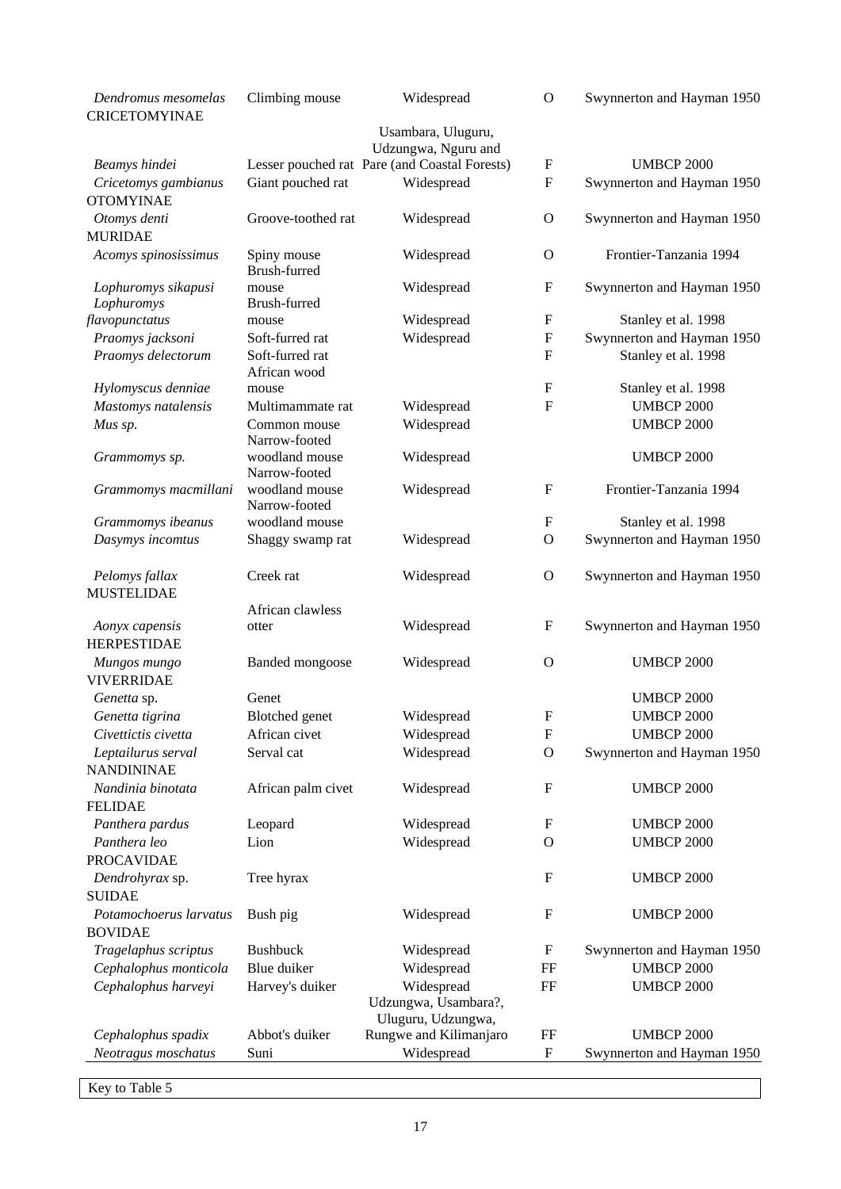| | | | | |
|---|---|---|---|---|
| *Dendromus mesomelas* | Climbing mouse | Widespread | O | Swynnerton and Hayman 1950 |
| CRICETOMYINAE | | | | |
| *Beamys hindei* | Lesser pouched rat | Usambara, Uluguru, Udzungwa, Nguru and Pare (and Coastal Forests) | F | UMBCP 2000 |
| *Cricetomys gambianus* | Giant pouched rat | Widespread | F | Swynnerton and Hayman 1950 |
| OTOMYINAE | | | | |
| *Otomys denti* | Groove-toothed rat | Widespread | O | Swynnerton and Hayman 1950 |
| MURIDAE | | | | |
| *Acomys spinosissimus* | Spiny mouse | Widespread | O | Frontier-Tanzania 1994 |
| *Lophuromys sikapusi* | Brush-furred mouse | Widespread | F | Swynnerton and Hayman 1950 |
| *Lophuromys flavopunctatus* | Brush-furred mouse | Widespread | F | Stanley et al. 1998 |
| *Praomys jacksoni* | Soft-furred rat | Widespread | F | Swynnerton and Hayman 1950 |
| *Praomys delectorum* | Soft-furred rat | | F | Stanley et al. 1998 |
| *Hylomyscus denniae* | African wood mouse | | F | Stanley et al. 1998 |
| *Mastomys natalensis* | Multimammate rat | Widespread | F | UMBCP 2000 |
| *Mus sp.* | Common mouse | Widespread | | UMBCP 2000 |
| *Grammomys sp.* | Narrow-footed woodland mouse | Widespread | | UMBCP 2000 |
| *Grammomys macmillani* | Narrow-footed woodland mouse | Widespread | F | Frontier-Tanzania 1994 |
| *Grammomys ibeanus* | Narrow-footed woodland mouse | | F | Stanley et al. 1998 |
| *Dasymys incomtus* | Shaggy swamp rat | Widespread | O | Swynnerton and Hayman 1950 |
| *Pelomys fallax* | Creek rat | Widespread | O | Swynnerton and Hayman 1950 |
| MUSTELIDAE | | | | |
| *Aonyx capensis* | African clawless otter | Widespread | F | Swynnerton and Hayman 1950 |
| HERPESTIDAE | | | | |
| *Mungos mungo* | Banded mongoose | Widespread | O | UMBCP 2000 |
| VIVERRIDAE | | | | |
| *Genetta* sp. | Genet | | | UMBCP 2000 |
| *Genetta tigrina* | Blotched genet | Widespread | F | UMBCP 2000 |
| *Civettictis civetta* | African civet | Widespread | F | UMBCP 2000 |
| *Leptailurus serval* | Serval cat | Widespread | O | Swynnerton and Hayman 1950 |
| NANDININAE | | | | |
| *Nandinia binotata* | African palm civet | Widespread | F | UMBCP 2000 |
| FELIDAE | | | | |
| *Panthera pardus* | Leopard | Widespread | F | UMBCP 2000 |
| *Panthera leo* | Lion | Widespread | O | UMBCP 2000 |
| PROCAVIDAE | | | | |
| *Dendrohyrax* sp. | Tree hyrax | | F | UMBCP 2000 |
| SUIDAE | | | | |
| *Potamochoerus larvatus* | Bush pig | Widespread | F | UMBCP 2000 |
| BOVIDAE | | | | |
| *Tragelaphus scriptus* | Bushbuck | Widespread | F | Swynnerton and Hayman 1950 |
| *Cephalophus monticola* | Blue duiker | Widespread | FF | UMBCP 2000 |
| *Cephalophus harveyi* | Harvey's duiker | Widespread | FF | UMBCP 2000 |
| *Cephalophus spadix* | Abbot's duiker | Udzungwa, Usambara?, Uluguru, Udzungwa, Rungwe and Kilimanjaro | FF | UMBCP 2000 |
| *Neotragus moschatus* | Suni | Widespread | F | Swynnerton and Hayman 1950 |

Key to Table 5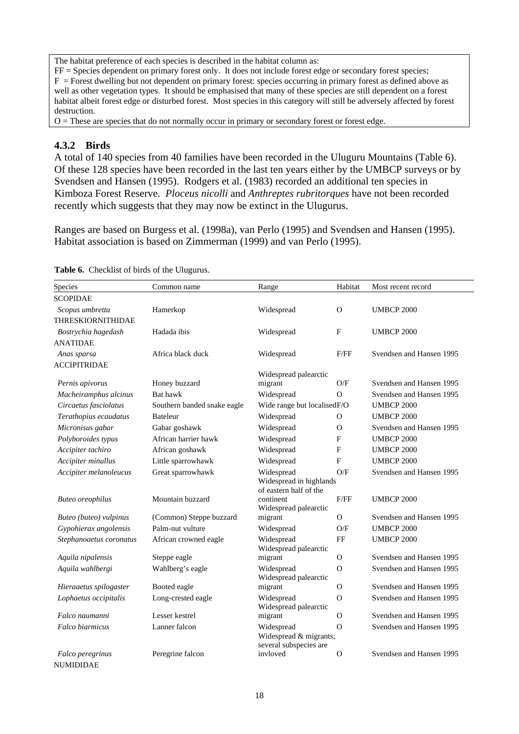The habitat preference of each species is described in the habitat column as:
FF = Species dependent on primary forest only. It does not include forest edge or secondary forest species;
F = Forest dwelling but not dependent on primary forest: species occurring in primary forest as defined above as well as other vegetation types. It should be emphasised that many of these species are still dependent on a forest habitat albeit forest edge or disturbed forest. Most species in this category will still be adversely affected by forest destruction.
O = These are species that do not normally occur in primary or secondary forest or forest edge.

### 4.3.2 Birds

A total of 140 species from 40 families have been recorded in the Uluguru Mountains (Table 6). Of these 128 species have been recorded in the last ten years either by the UMBCP surveys or by Svendsen and Hansen (1995). Rodgers et al. (1983) recorded an additional ten species in Kimboza Forest Reserve. *Ploceus nicolli* and *Anthreptes rubritorques* have not been recorded recently which suggests that they may now be extinct in the Ulugurus.

Ranges are based on Burgess et al. (1998a), van Perlo (1995) and Svendsen and Hansen (1995). Habitat association is based on Zimmerman (1999) and van Perlo (1995).

**Table 6.** Checklist of birds of the Ulugurus.

| Species | Common name | Range | Habitat | Most recent record |
|---|---|---|---|---|
| SCOPIDAE | | | | |
| *Scopus umbretta* | Hamerkop | Widespread | O | UMBCP 2000 |
| THRESKIORNITHIDAE | | | | |
| *Bostrychia hagedash* | Hadada ibis | Widespread | F | UMBCP 2000 |
| ANATIDAE | | | | |
| *Anas sparsa* | Africa black duck | Widespread | F/FF | Svendsen and Hansen 1995 |
| ACCIPITRIDAE | | | | |
| *Pernis apivorus* | Honey buzzard | Widespread palearctic migrant | O/F | Svendsen and Hansen 1995 |
| *Macheiramphus alcinus* | Bat hawk | Widespread | O | Svendsen and Hansen 1995 |
| *Circaetus fasciolatus* | Southern banded snake eagle | Wide range but localised | F/O | UMBCP 2000 |
| *Terathopius ecaudatus* | Bateleur | Widespread | O | UMBCP 2000 |
| *Micronisus gabar* | Gabar goshawk | Widespread | O | Svendsen and Hansen 1995 |
| *Polyboroides typus* | African harrier hawk | Widespread | F | UMBCP 2000 |
| *Accipiter tachiro* | African goshawk | Widespread | F | UMBCP 2000 |
| *Accipiter minullus* | Little sparrowhawk | Widespread | F | UMBCP 2000 |
| *Accipiter melanoleucus* | Great sparrowhawk | Widespread | O/F | Svendsen and Hansen 1995 |
| *Buteo oreophilus* | Mountain buzzard | Widespread in highlands of eastern half of the continent | F/FF | UMBCP 2000 |
| *Buteo (buteo) vulpinus* | (Common) Steppe buzzard | Widespread palearctic migrant | O | Svendsen and Hansen 1995 |
| *Gypohierax angolensis* | Palm-nut vulture | Widespread | O/F | UMBCP 2000 |
| *Stephanoaetus coronatus* | African crowned eagle | Widespread | FF | UMBCP 2000 |
| *Aquila nipalensis* | Steppe eagle | Widespread palearctic migrant | O | Svendsen and Hansen 1995 |
| *Aquila wahlbergi* | Wahlberg's eagle | Widespread | O | Svendsen and Hansen 1995 |
| *Hieraaetus spilogaster* | Booted eagle | Widespread palearctic migrant | O | Svendsen and Hansen 1995 |
| *Lophaetus occipitalis* | Long-crested eagle | Widespread | O | Svendsen and Hansen 1995 |
| *Falco naumanni* | Lesser kestrel | Widespread palearctic migrant | O | Svendsen and Hansen 1995 |
| *Falco biarmicus* | Lanner falcon | Widespread | O | Svendsen and Hansen 1995 |
| *Falco peregrinus* | Peregrine falcon | Widespread & migrants; several subspecies are invloved | O | Svendsen and Hansen 1995 |
| NUMIDIDAE | | | | |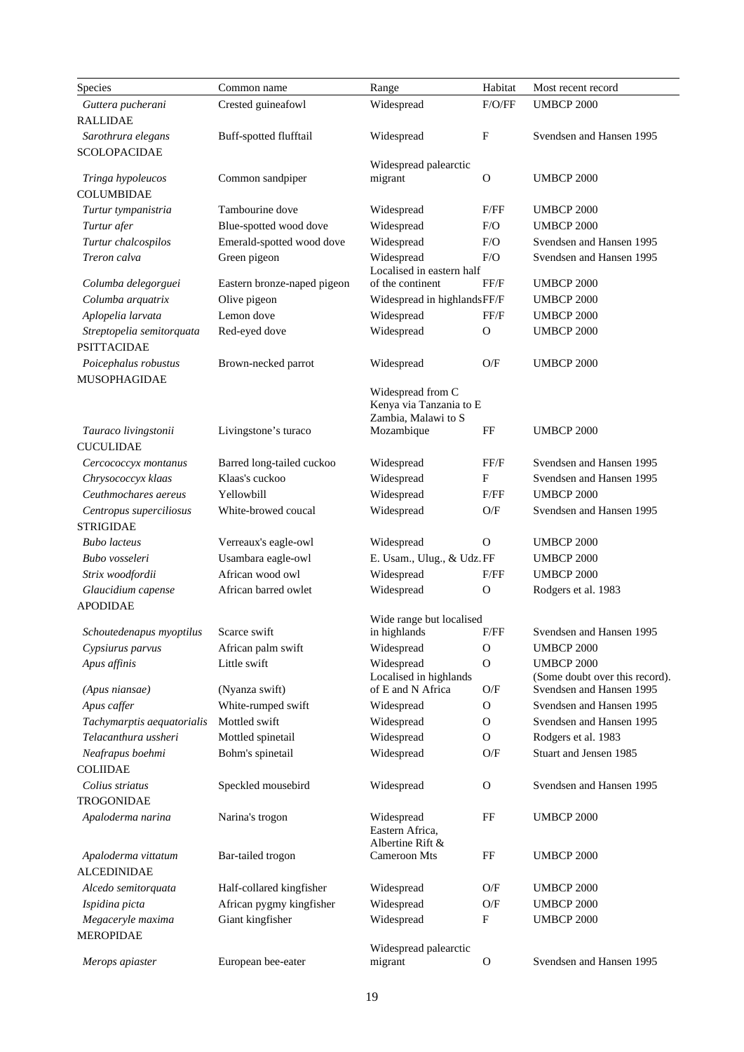| Species | Common name | Range | Habitat | Most recent record |
|---|---|---|---|---|
| *Guttera pucherani* | Crested guineafowl | Widespread | F/O/FF | UMBCP 2000 |
| RALLIDAE | | | | |
| *Sarothrura elegans* | Buff-spotted flufftail | Widespread | F | Svendsen and Hansen 1995 |
| SCOLOPACIDAE | | | | |
| *Tringa hypoleucos* | Common sandpiper | Widespread palearctic migrant | O | UMBCP 2000 |
| COLUMBIDAE | | | | |
| *Turtur tympanistria* | Tambourine dove | Widespread | F/FF | UMBCP 2000 |
| *Turtur afer* | Blue-spotted wood dove | Widespread | F/O | UMBCP 2000 |
| *Turtur chalcospilos* | Emerald-spotted wood dove | Widespread | F/O | Svendsen and Hansen 1995 |
| *Treron calva* | Green pigeon | Widespread | F/O | Svendsen and Hansen 1995 |
| *Columba delegorguei* | Eastern bronze-naped pigeon | Localised in eastern half of the continent | FF/F | UMBCP 2000 |
| *Columba arquatrix* | Olive pigeon | Widespread in highlands | FF/F | UMBCP 2000 |
| *Aplopelia larvata* | Lemon dove | Widespread | FF/F | UMBCP 2000 |
| *Streptopelia semitorquata* | Red-eyed dove | Widespread | O | UMBCP 2000 |
| PSITTACIDAE | | | | |
| *Poicephalus robustus* | Brown-necked parrot | Widespread | O/F | UMBCP 2000 |
| MUSOPHAGIDAE | | | | |
| *Tauraco livingstonii* | Livingstone's turaco | Widespread from C Kenya via Tanzania to E Zambia, Malawi to S Mozambique | FF | UMBCP 2000 |
| CUCULIDAE | | | | |
| *Cercococcyx montanus* | Barred long-tailed cuckoo | Widespread | FF/F | Svendsen and Hansen 1995 |
| *Chrysococcyx klaas* | Klaas's cuckoo | Widespread | F | Svendsen and Hansen 1995 |
| *Ceuthmochares aereus* | Yellowbill | Widespread | F/FF | UMBCP 2000 |
| *Centropus superciliosus* | White-browed coucal | Widespread | O/F | Svendsen and Hansen 1995 |
| STRIGIDAE | | | | |
| *Bubo lacteus* | Verreaux's eagle-owl | Widespread | O | UMBCP 2000 |
| *Bubo vosseleri* | Usambara eagle-owl | E. Usam., Ulug., & Udz. | FF | UMBCP 2000 |
| *Strix woodfordii* | African wood owl | Widespread | F/FF | UMBCP 2000 |
| *Glaucidium capense* | African barred owlet | Widespread | O | Rodgers et al. 1983 |
| APODIDAE | | | | |
| *Schoutedenapus myoptilus* | Scarce swift | Wide range but localised in highlands | F/FF | Svendsen and Hansen 1995 |
| *Cypsiurus parvus* | African palm swift | Widespread | O | UMBCP 2000 |
| *Apus affinis* | Little swift | Widespread | O | UMBCP 2000 (Some doubt over this record). |
| *(Apus niansae)* | (Nyanza swift) | Localised in highlands of E and N Africa | O/F | Svendsen and Hansen 1995 |
| *Apus caffer* | White-rumped swift | Widespread | O | Svendsen and Hansen 1995 |
| *Tachymarptis aequatorialis* | Mottled swift | Widespread | O | Svendsen and Hansen 1995 |
| *Telacanthura ussheri* | Mottled spinetail | Widespread | O | Rodgers et al. 1983 |
| *Neafrapus boehmi* | Bohm's spinetail | Widespread | O/F | Stuart and Jensen 1985 |
| COLIIDAE | | | | |
| *Colius striatus* | Speckled mousebird | Widespread | O | Svendsen and Hansen 1995 |
| TROGONIDAE | | | | |
| *Apaloderma narina* | Narina's trogon | Widespread | FF | UMBCP 2000 |
| *Apaloderma vittatum* | Bar-tailed trogon | Eastern Africa, Albertine Rift & Cameroon Mts | FF | UMBCP 2000 |
| ALCEDINIDAE | | | | |
| *Alcedo semitorquata* | Half-collared kingfisher | Widespread | O/F | UMBCP 2000 |
| *Ispidina picta* | African pygmy kingfisher | Widespread | O/F | UMBCP 2000 |
| *Megaceryle maxima* | Giant kingfisher | Widespread | F | UMBCP 2000 |
| MEROPIDAE | | | | |
| *Merops apiaster* | European bee-eater | Widespread palearctic migrant | O | Svendsen and Hansen 1995 |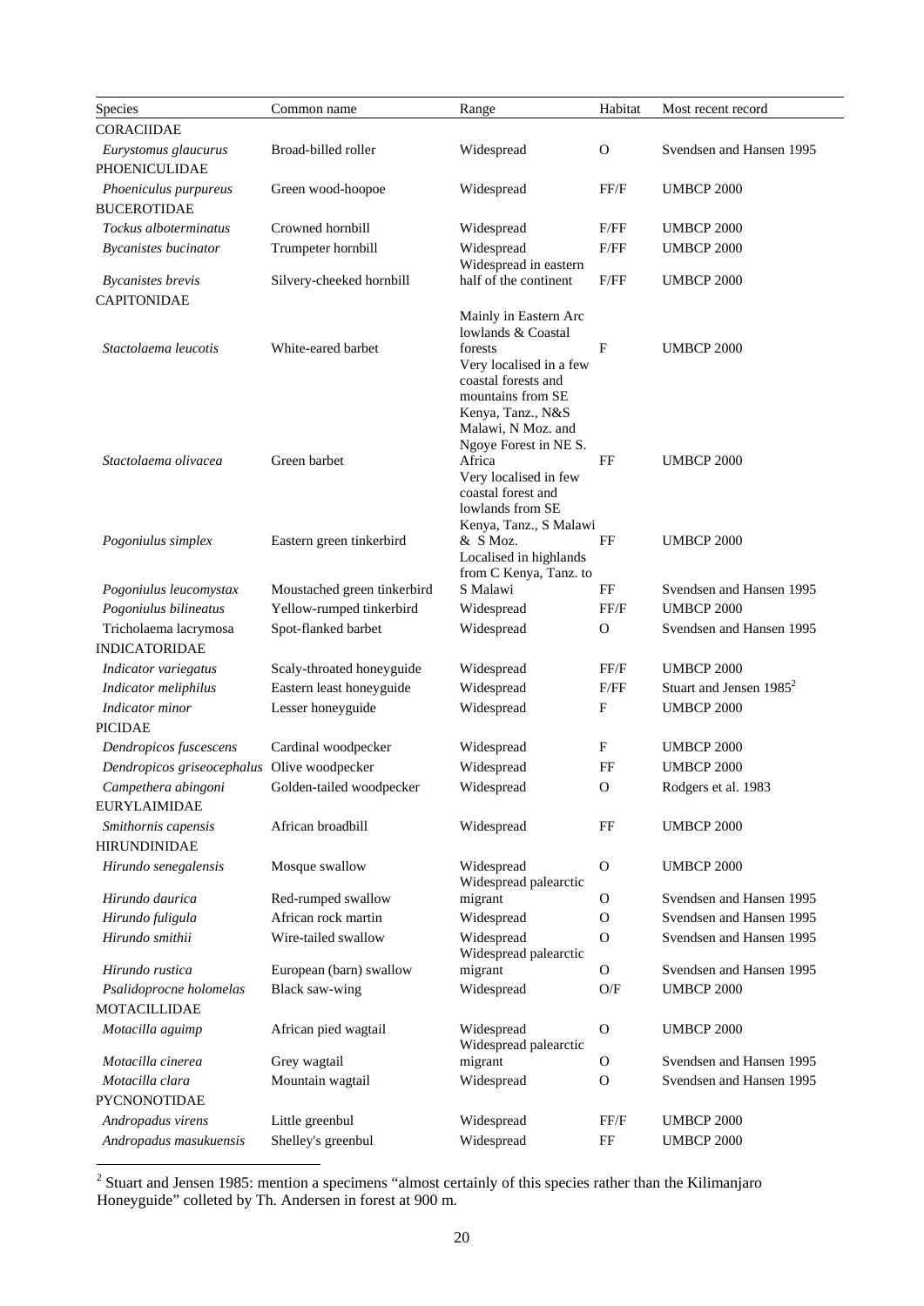| Species | Common name | Range | Habitat | Most recent record |
|---|---|---|---|---|
| CORACIIDAE | | | | |
| *Eurystomus glaucurus* | Broad-billed roller | Widespread | O | Svendsen and Hansen 1995 |
| PHOENICULIDAE | | | | |
| *Phoeniculus purpureus* | Green wood-hoopoe | Widespread | FF/F | UMBCP 2000 |
| BUCEROTIDAE | | | | |
| *Tockus alboterminatus* | Crowned hornbill | Widespread | F/FF | UMBCP 2000 |
| *Bycanistes bucinator* | Trumpeter hornbill | Widespread | F/FF | UMBCP 2000 |
| *Bycanistes brevis* | Silvery-cheeked hornbill | Widespread in eastern half of the continent | F/FF | UMBCP 2000 |
| CAPITONIDAE | | | | |
| *Stactolaema leucotis* | White-eared barbet | Mainly in Eastern Arc lowlands & Coastal forests | F | UMBCP 2000 |
| *Stactolaema olivacea* | Green barbet | Very localised in a few coastal forests and mountains from SE Kenya, Tanz., N&S Malawi, N Moz. and Ngoye Forest in NE S. Africa | FF | UMBCP 2000 |
| *Pogoniulus simplex* | Eastern green tinkerbird | Very localised in few coastal forest and lowlands from SE Kenya, Tanz., S Malawi & S Moz. | FF | UMBCP 2000 |
| *Pogoniulus leucomystax* | Moustached green tinkerbird | Localised in highlands from C Kenya, Tanz. to S Malawi | FF | Svendsen and Hansen 1995 |
| *Pogoniulus bilineatus* | Yellow-rumped tinkerbird | Widespread | FF/F | UMBCP 2000 |
| Tricholaema lacrymosa | Spot-flanked barbet | Widespread | O | Svendsen and Hansen 1995 |
| INDICATORIDAE | | | | |
| *Indicator variegatus* | Scaly-throated honeyguide | Widespread | FF/F | UMBCP 2000 |
| *Indicator meliphilus* | Eastern least honeyguide | Widespread | F/FF | Stuart and Jensen 1985[2] |
| *Indicator minor* | Lesser honeyguide | Widespread | F | UMBCP 2000 |
| PICIDAE | | | | |
| *Dendropicos fuscescens* | Cardinal woodpecker | Widespread | F | UMBCP 2000 |
| *Dendropicos griseocephalus* | Olive woodpecker | Widespread | FF | UMBCP 2000 |
| *Campethera abingoni* | Golden-tailed woodpecker | Widespread | O | Rodgers et al. 1983 |
| EURYLAIMIDAE | | | | |
| *Smithornis capensis* | African broadbill | Widespread | FF | UMBCP 2000 |
| HIRUNDINIDAE | | | | |
| *Hirundo senegalensis* | Mosque swallow | Widespread | O | UMBCP 2000 |
| *Hirundo daurica* | Red-rumped swallow | Widespread palearctic migrant | O | Svendsen and Hansen 1995 |
| *Hirundo fuligula* | African rock martin | Widespread | O | Svendsen and Hansen 1995 |
| *Hirundo smithii* | Wire-tailed swallow | Widespread | O | Svendsen and Hansen 1995 |
| *Hirundo rustica* | European (barn) swallow | Widespread palearctic migrant | O | Svendsen and Hansen 1995 |
| *Psalidoprocne holomelas* | Black saw-wing | Widespread | O/F | UMBCP 2000 |
| MOTACILLIDAE | | | | |
| *Motacilla aguimp* | African pied wagtail | Widespread | O | UMBCP 2000 |
| *Motacilla cinerea* | Grey wagtail | Widespread palearctic migrant | O | Svendsen and Hansen 1995 |
| *Motacilla clara* | Mountain wagtail | Widespread | O | Svendsen and Hansen 1995 |
| PYCNONOTIDAE | | | | |
| *Andropadus virens* | Little greenbul | Widespread | FF/F | UMBCP 2000 |
| *Andropadus masukuensis* | Shelley's greenbul | Widespread | FF | UMBCP 2000 |

[2] Stuart and Jensen 1985: mention a specimens "almost certainly of this species rather than the Kilimanjaro Honeyguide" colleted by Th. Andersen in forest at 900 m.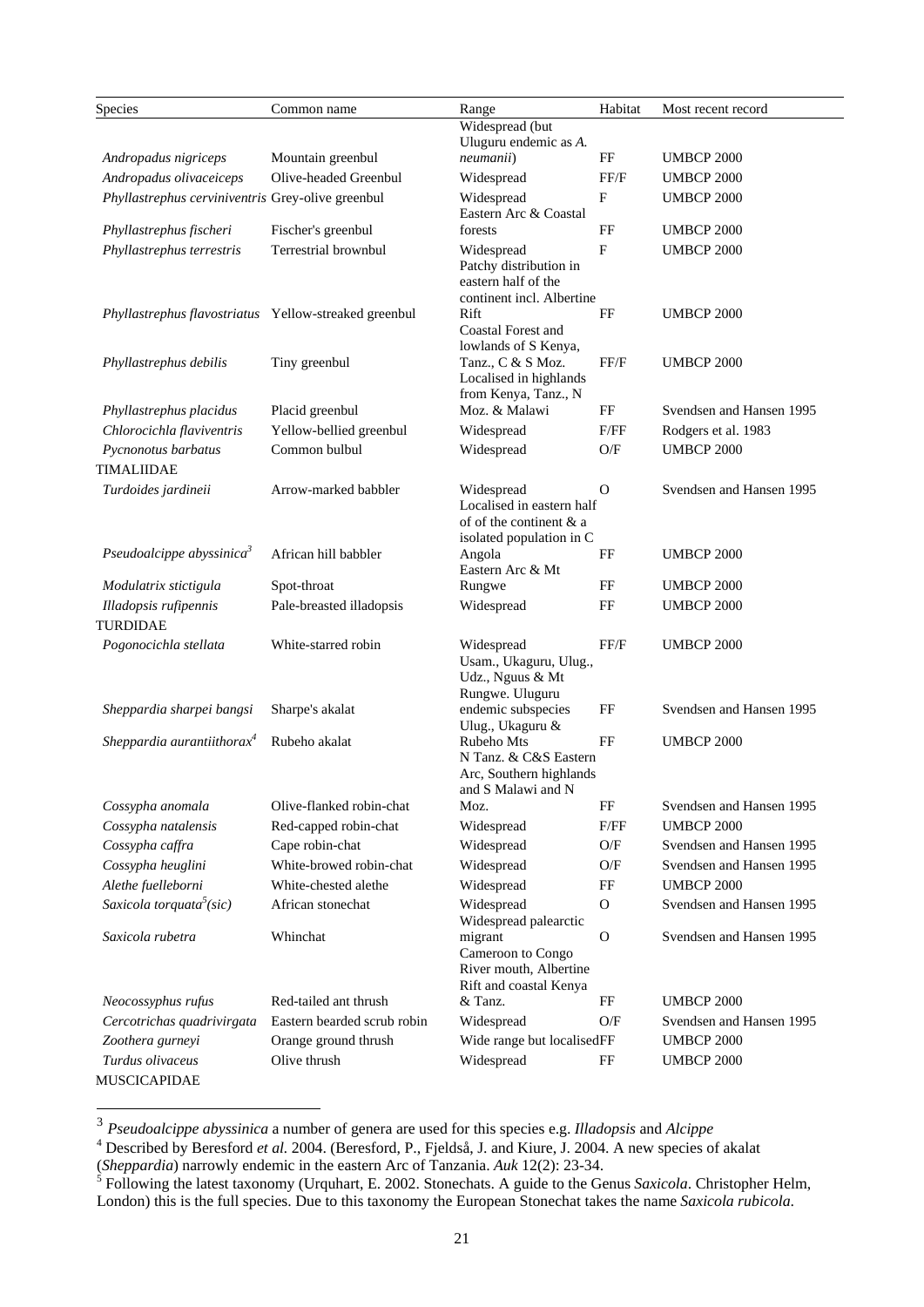| Species | Common name | Range | Habitat | Most recent record |
|---|---|---|---|---|
| *Andropadus nigriceps* | Mountain greenbul | Widespread (but Uluguru endemic as *A. neumanii*) | FF | UMBCP 2000 |
| *Andropadus olivaceiceps* | Olive-headed Greenbul | Widespread | FF/F | UMBCP 2000 |
| *Phyllastrephus cerviniventris* | Grey-olive greenbul | Widespread | F | UMBCP 2000 |
| *Phyllastrephus fischeri* | Fischer's greenbul | Eastern Arc & Coastal forests | FF | UMBCP 2000 |
| *Phyllastrephus terrestris* | Terrestrial brownbul | Widespread | F | UMBCP 2000 |
| *Phyllastrephus flavostriatus* | Yellow-streaked greenbul | Patchy distribution in eastern half of the continent incl. Albertine Rift | FF | UMBCP 2000 |
| *Phyllastrephus debilis* | Tiny greenbul | Coastal Forest and lowlands of S Kenya, Tanz., C & S Moz. | FF/F | UMBCP 2000 |
| *Phyllastrephus placidus* | Placid greenbul | Localised in highlands from Kenya, Tanz., N Moz. & Malawi | FF | Svendsen and Hansen 1995 |
| *Chlorocichla flaviventris* | Yellow-bellied greenbul | Widespread | F/FF | Rodgers et al. 1983 |
| *Pycnonotus barbatus* | Common bulbul | Widespread | O/F | UMBCP 2000 |
| TIMALIIDAE | | | | |
| *Turdoides jardineii* | Arrow-marked babbler | Widespread | O | Svendsen and Hansen 1995 |
| *Pseudoalcippe abyssinica*[3] | African hill babbler | Localised in eastern half of of the continent & a isolated population in C Angola | FF | UMBCP 2000 |
| *Modulatrix stictigula* | Spot-throat | Eastern Arc & Mt Rungwe | FF | UMBCP 2000 |
| *Illadopsis rufipennis* | Pale-breasted illadopsis | Widespread | FF | UMBCP 2000 |
| TURDIDAE | | | | |
| *Pogonocichla stellata* | White-starred robin | Widespread | FF/F | UMBCP 2000 |
| *Sheppardia sharpei bangsi* | Sharpe's akalat | Usam., Ukaguru, Ulug., Udz., Nguus & Mt Rungwe. Uluguru endemic subspecies | FF | Svendsen and Hansen 1995 |
| *Sheppardia aurantiithorax*[4] | Rubeho akalat | Ulug., Ukaguru & Rubeho Mts | FF | UMBCP 2000 |
| *Cossypha anomala* | Olive-flanked robin-chat | N Tanz. & C&S Eastern Arc, Southern highlands and S Malawi and N Moz. | FF | Svendsen and Hansen 1995 |
| *Cossypha natalensis* | Red-capped robin-chat | Widespread | F/FF | UMBCP 2000 |
| *Cossypha caffra* | Cape robin-chat | Widespread | O/F | Svendsen and Hansen 1995 |
| *Cossypha heuglini* | White-browed robin-chat | Widespread | O/F | Svendsen and Hansen 1995 |
| *Alethe fuelleborni* | White-chested alethe | Widespread | FF | UMBCP 2000 |
| *Saxicola torquata*[5]*(sic)* | African stonechat | Widespread | O | Svendsen and Hansen 1995 |
| *Saxicola rubetra* | Whinchat | Widespread palearctic migrant | O | Svendsen and Hansen 1995 |
| *Neocossyphus rufus* | Red-tailed ant thrush | Cameroon to Congo River mouth, Albertine Rift and coastal Kenya & Tanz. | FF | UMBCP 2000 |
| *Cercotrichas quadrivirgata* | Eastern bearded scrub robin | Widespread | O/F | Svendsen and Hansen 1995 |
| *Zoothera gurneyi* | Orange ground thrush | Wide range but localised | FF | UMBCP 2000 |
| *Turdus olivaceus* | Olive thrush | Widespread | FF | UMBCP 2000 |
| MUSCICAPIDAE | | | | |

[3] *Pseudoalcippe abyssinica* a number of genera are used for this species e.g. *Illadopsis* and *Alcippe*

[4] Described by Beresford *et al.* 2004. (Beresford, P., Fjeldså, J. and Kiure, J. 2004. A new species of akalat (*Sheppardia*) narrowly endemic in the eastern Arc of Tanzania. *Auk* 12(2): 23-34.

[5] Following the latest taxonomy (Urquhart, E. 2002. Stonechats. A guide to the Genus *Saxicola*. Christopher Helm, London) this is the full species. Due to this taxonomy the European Stonechat takes the name *Saxicola rubicola*.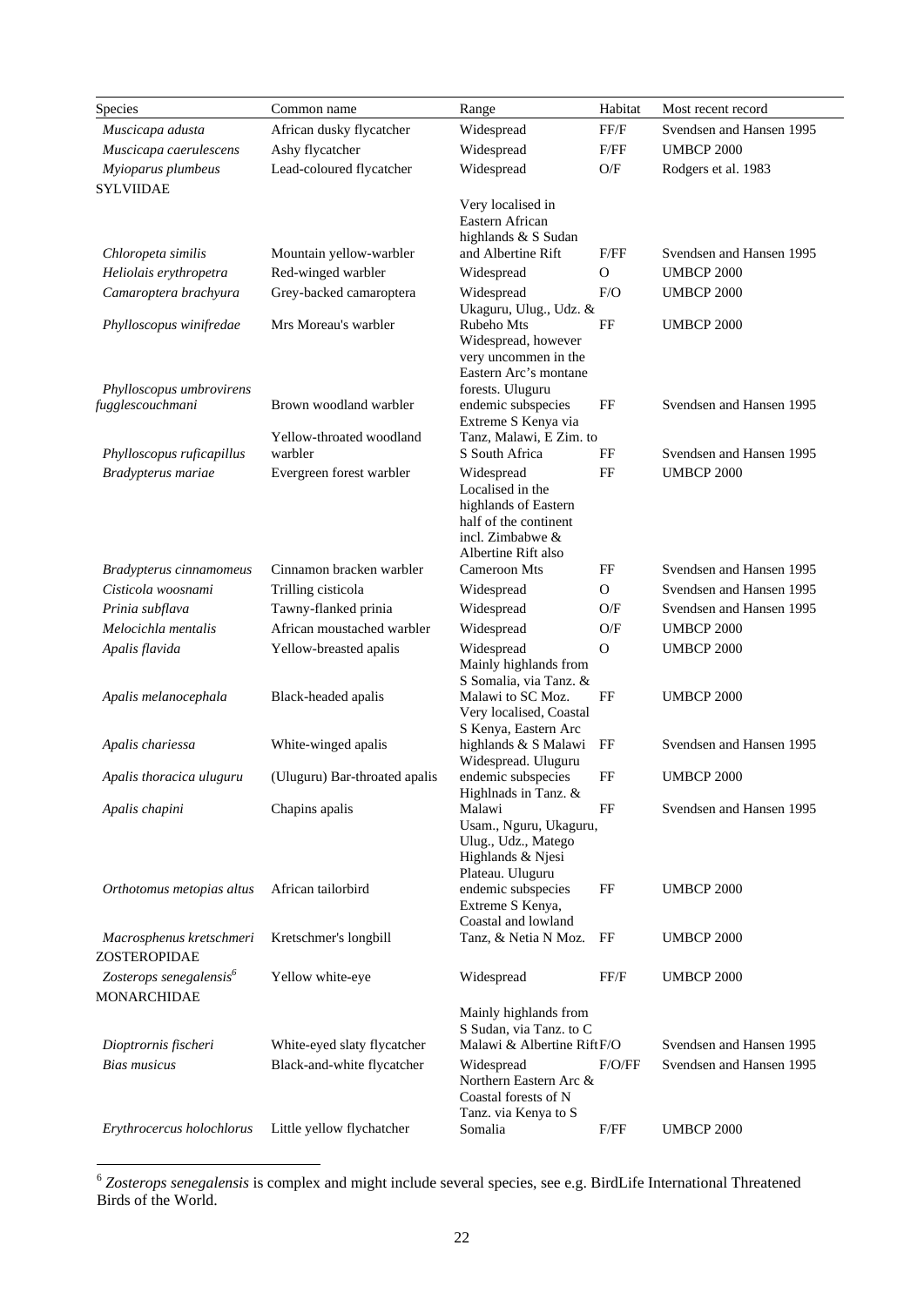| Species | Common name | Range | Habitat | Most recent record |
|---|---|---|---|---|
| *Muscicapa adusta* | African dusky flycatcher | Widespread | FF/F | Svendsen and Hansen 1995 |
| *Muscicapa caerulescens* | Ashy flycatcher | Widespread | F/FF | UMBCP 2000 |
| *Myioparus plumbeus* | Lead-coloured flycatcher | Widespread | O/F | Rodgers et al. 1983 |
| SYLVIIDAE | | | | |
| *Chloropeta similis* | Mountain yellow-warbler | Very localised in Eastern African highlands & S Sudan and Albertine Rift | F/FF | Svendsen and Hansen 1995 |
| *Heliolais erythropetra* | Red-winged warbler | Widespread | O | UMBCP 2000 |
| *Camaroptera brachyura* | Grey-backed camaroptera | Widespread | F/O | UMBCP 2000 |
| *Phylloscopus winifredae* | Mrs Moreau's warbler | Ukaguru, Ulug., Udz. & Rubeho Mts | FF | UMBCP 2000 |
| *Phylloscopus umbrovirens fugglescouchmani* | Brown woodland warbler | Widespread, however very uncommen in the Eastern Arc's montane forests. Uluguru endemic subspecies | FF | Svendsen and Hansen 1995 |
| *Phylloscopus ruficapillus* | Yellow-throated woodland warbler | Extreme S Kenya via Tanz, Malawi, E Zim. to S South Africa | FF | Svendsen and Hansen 1995 |
| *Bradypterus mariae* | Evergreen forest warbler | Widespread | FF | UMBCP 2000 |
| *Bradypterus cinnamomeus* | Cinnamon bracken warbler | Localised in the highlands of Eastern half of the continent incl. Zimbabwe & Albertine Rift also Cameroon Mts | FF | Svendsen and Hansen 1995 |
| *Cisticola woosnami* | Trilling cisticola | Widespread | O | Svendsen and Hansen 1995 |
| *Prinia subflava* | Tawny-flanked prinia | Widespread | O/F | Svendsen and Hansen 1995 |
| *Melocichla mentalis* | African moustached warbler | Widespread | O/F | UMBCP 2000 |
| *Apalis flavida* | Yellow-breasted apalis | Widespread | O | UMBCP 2000 |
| *Apalis melanocephala* | Black-headed apalis | Mainly highlands from S Somalia, via Tanz. & Malawi to SC Moz. | FF | UMBCP 2000 |
| *Apalis chariessa* | White-winged apalis | Very localised, Coastal S Kenya, Eastern Arc highlands & S Malawi | FF | Svendsen and Hansen 1995 |
| *Apalis thoracica uluguru* | (Uluguru) Bar-throated apalis | Widespread. Uluguru endemic subspecies | FF | UMBCP 2000 |
| *Apalis chapini* | Chapins apalis | Highlnads in Tanz. & Malawi | FF | Svendsen and Hansen 1995 |
| *Orthotomus metopias altus* | African tailorbird | Usam., Nguru, Ukaguru, Ulug., Udz., Matego Highlands & Njesi Plateau. Uluguru endemic subspecies | FF | UMBCP 2000 |
| *Macrosphenus kretschmeri* | Kretschmer's longbill | Extreme S Kenya, Coastal and lowland Tanz, & Netia N Moz. | FF | UMBCP 2000 |
| ZOSTEROPIDAE | | | | |
| *Zosterops senegalensis*[6] | Yellow white-eye | Widespread | FF/F | UMBCP 2000 |
| MONARCHIDAE | | | | |
| *Dioptrornis fischeri* | White-eyed slaty flycatcher | Mainly highlands from S Sudan, via Tanz. to C Malawi & Albertine Rift | F/O | Svendsen and Hansen 1995 |
| *Bias musicus* | Black-and-white flycatcher | Widespread | F/O/FF | Svendsen and Hansen 1995 |
| *Erythrocercus holochlorus* | Little yellow flychatcher | Northern Eastern Arc & Coastal forests of N Tanz. via Kenya to S Somalia | F/FF | UMBCP 2000 |

[6] *Zosterops senegalensis* is complex and might include several species, see e.g. BirdLife International Threatened Birds of the World.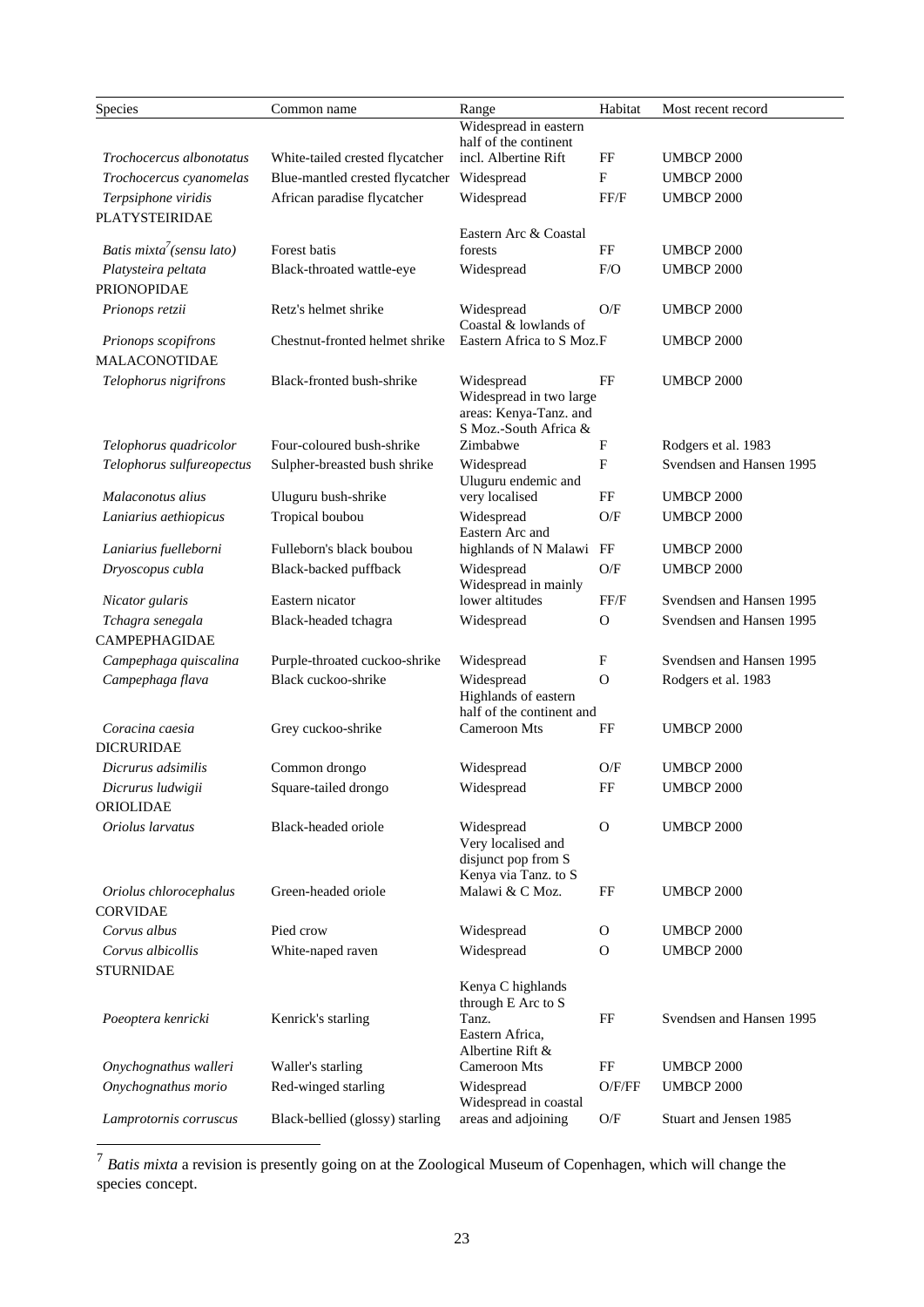| Species | Common name | Range | Habitat | Most recent record |
|---|---|---|---|---|
| *Trochocercus albonotatus* | White-tailed crested flycatcher | Widespread in eastern half of the continent incl. Albertine Rift | FF | UMBCP 2000 |
| *Trochocercus cyanomelas* | Blue-mantled crested flycatcher | Widespread | F | UMBCP 2000 |
| *Terpsiphone viridis* | African paradise flycatcher | Widespread | FF/F | UMBCP 2000 |
| PLATYSTEIRIDAE | | | | |
| *Batis mixta*[7] *(sensu lato)* | Forest batis | Eastern Arc & Coastal forests | FF | UMBCP 2000 |
| *Platysteira peltata* | Black-throated wattle-eye | Widespread | F/O | UMBCP 2000 |
| PRIONOPIDAE | | | | |
| *Prionops retzii* | Retz's helmet shrike | Widespread | O/F | UMBCP 2000 |
| *Prionops scopifrons* | Chestnut-fronted helmet shrike | Coastal & lowlands of Eastern Africa to S Moz. | F | UMBCP 2000 |
| MALACONOTIDAE | | | | |
| *Telophorus nigrifrons* | Black-fronted bush-shrike | Widespread | FF | UMBCP 2000 |
| *Telophorus quadricolor* | Four-coloured bush-shrike | Widespread in two large areas: Kenya-Tanz. and S Moz.-South Africa & Zimbabwe | F | Rodgers et al. 1983 |
| *Telophorus sulfureopectus* | Sulpher-breasted bush shrike | Widespread | F | Svendsen and Hansen 1995 |
| *Malaconotus alius* | Uluguru bush-shrike | Uluguru endemic and very localised | FF | UMBCP 2000 |
| *Laniarius aethiopicus* | Tropical boubou | Widespread | O/F | UMBCP 2000 |
| *Laniarius fuelleborni* | Fulleborn's black boubou | Eastern Arc and highlands of N Malawi | FF | UMBCP 2000 |
| *Dryoscopus cubla* | Black-backed puffback | Widespread | O/F | UMBCP 2000 |
| *Nicator gularis* | Eastern nicator | Widespread in mainly lower altitudes | FF/F | Svendsen and Hansen 1995 |
| *Tchagra senegala* | Black-headed tchagra | Widespread | O | Svendsen and Hansen 1995 |
| CAMPEPHAGIDAE | | | | |
| *Campephaga quiscalina* | Purple-throated cuckoo-shrike | Widespread | F | Svendsen and Hansen 1995 |
| *Campephaga flava* | Black cuckoo-shrike | Widespread | O | Rodgers et al. 1983 |
| *Coracina caesia* | Grey cuckoo-shrike | Highlands of eastern half of the continent and Cameroon Mts | FF | UMBCP 2000 |
| DICRURIDAE | | | | |
| *Dicrurus adsimilis* | Common drongo | Widespread | O/F | UMBCP 2000 |
| *Dicrurus ludwigii* | Square-tailed drongo | Widespread | FF | UMBCP 2000 |
| ORIOLIDAE | | | | |
| *Oriolus larvatus* | Black-headed oriole | Widespread | O | UMBCP 2000 |
| *Oriolus chlorocephalus* | Green-headed oriole | Very localised and disjunct pop from S Kenya via Tanz. to S Malawi & C Moz. | FF | UMBCP 2000 |
| CORVIDAE | | | | |
| *Corvus albus* | Pied crow | Widespread | O | UMBCP 2000 |
| *Corvus albicollis* | White-naped raven | Widespread | O | UMBCP 2000 |
| STURNIDAE | | | | |
| *Poeoptera kenricki* | Kenrick's starling | Kenya C highlands through E Arc to S Tanz. | FF | Svendsen and Hansen 1995 |
| *Onychognathus walleri* | Waller's starling | Eastern Africa, Albertine Rift & Cameroon Mts | FF | UMBCP 2000 |
| *Onychognathus morio* | Red-winged starling | Widespread | O/F/FF | UMBCP 2000 |
| *Lamprotornis corruscus* | Black-bellied (glossy) starling | Widespread in coastal areas and adjoining | O/F | Stuart and Jensen 1985 |

[7] *Batis mixta* a revision is presently going on at the Zoological Museum of Copenhagen, which will change the species concept.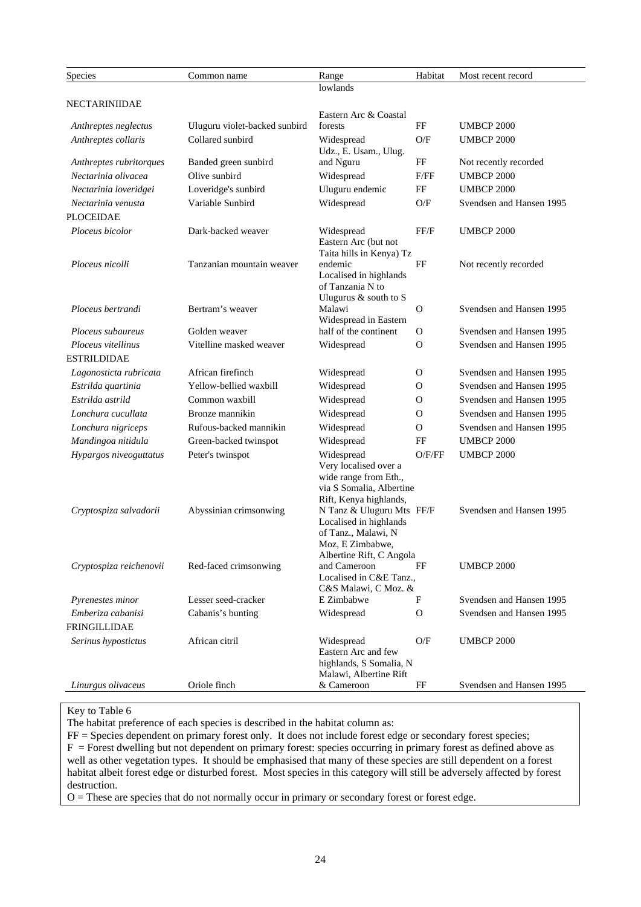| Species | Common name | Range | Habitat | Most recent record |
|---|---|---|---|---|
| | | lowlands | | |
| NECTARINIIDAE | | | | |
| *Anthreptes neglectus* | Uluguru violet-backed sunbird | Eastern Arc & Coastal forests | FF | UMBCP 2000 |
| *Anthreptes collaris* | Collared sunbird | Widespread | O/F | UMBCP 2000 |
| *Anthreptes rubritorques* | Banded green sunbird | Udz., E. Usam., Ulug. and Nguru | FF | Not recently recorded |
| *Nectarinia olivacea* | Olive sunbird | Widespread | F/FF | UMBCP 2000 |
| *Nectarinia loveridgei* | Loveridge's sunbird | Uluguru endemic | FF | UMBCP 2000 |
| *Nectarinia venusta* | Variable Sunbird | Widespread | O/F | Svendsen and Hansen 1995 |
| PLOCEIDAE | | | | |
| *Ploceus bicolor* | Dark-backed weaver | Widespread | FF/F | UMBCP 2000 |
| *Ploceus nicolli* | Tanzanian mountain weaver | Eastern Arc (but not Taita hills in Kenya) Tz endemic | FF | Not recently recorded |
| *Ploceus bertrandi* | Bertram's weaver | Localised in highlands of Tanzania N to Ulugurus & south to S Malawi | O | Svendsen and Hansen 1995 |
| *Ploceus subaureus* | Golden weaver | Widespread in Eastern half of the continent | O | Svendsen and Hansen 1995 |
| *Ploceus vitellinus* | Vitelline masked weaver | Widespread | O | Svendsen and Hansen 1995 |
| ESTRILDIDAE | | | | |
| *Lagonosticta rubricata* | African firefinch | Widespread | O | Svendsen and Hansen 1995 |
| *Estrilda quartinia* | Yellow-bellied waxbill | Widespread | O | Svendsen and Hansen 1995 |
| *Estrilda astrild* | Common waxbill | Widespread | O | Svendsen and Hansen 1995 |
| *Lonchura cucullata* | Bronze mannikin | Widespread | O | Svendsen and Hansen 1995 |
| *Lonchura nigriceps* | Rufous-backed mannikin | Widespread | O | Svendsen and Hansen 1995 |
| *Mandingoa nitidula* | Green-backed twinspot | Widespread | FF | UMBCP 2000 |
| *Hypargos niveoguttatus* | Peter's twinspot | Widespread | O/F/FF | UMBCP 2000 |
| *Cryptospiza salvadorii* | Abyssinian crimsonwing | Very localised over a wide range from Eth., via S Somalia, Albertine Rift, Kenya highlands, N Tanz & Uluguru Mts | FF/F | Svendsen and Hansen 1995 |
| *Cryptospiza reichenovii* | Red-faced crimsonwing | Localised in highlands of Tanz., Malawi, N Moz, E Zimbabwe, Albertine Rift, C Angola and Cameroon | FF | UMBCP 2000 |
| *Pyrenestes minor* | Lesser seed-cracker | Localised in C&E Tanz., C&S Malawi, C Moz. & E Zimbabwe | F | Svendsen and Hansen 1995 |
| *Emberiza cabanisi* | Cabanis's bunting | Widespread | O | Svendsen and Hansen 1995 |
| FRINGILLIDAE | | | | |
| *Serinus hypostictus* | African citril | Widespread | O/F | UMBCP 2000 |
| *Linurgus olivaceus* | Oriole finch | Eastern Arc and few highlands, S Somalia, N Malawi, Albertine Rift & Cameroon | FF | Svendsen and Hansen 1995 |

Key to Table 6

The habitat preference of each species is described in the habitat column as:

FF = Species dependent on primary forest only. It does not include forest edge or secondary forest species;

F = Forest dwelling but not dependent on primary forest: species occurring in primary forest as defined above as well as other vegetation types. It should be emphasised that many of these species are still dependent on a forest habitat albeit forest edge or disturbed forest. Most species in this category will still be adversely affected by forest destruction.

O = These are species that do not normally occur in primary or secondary forest or forest edge.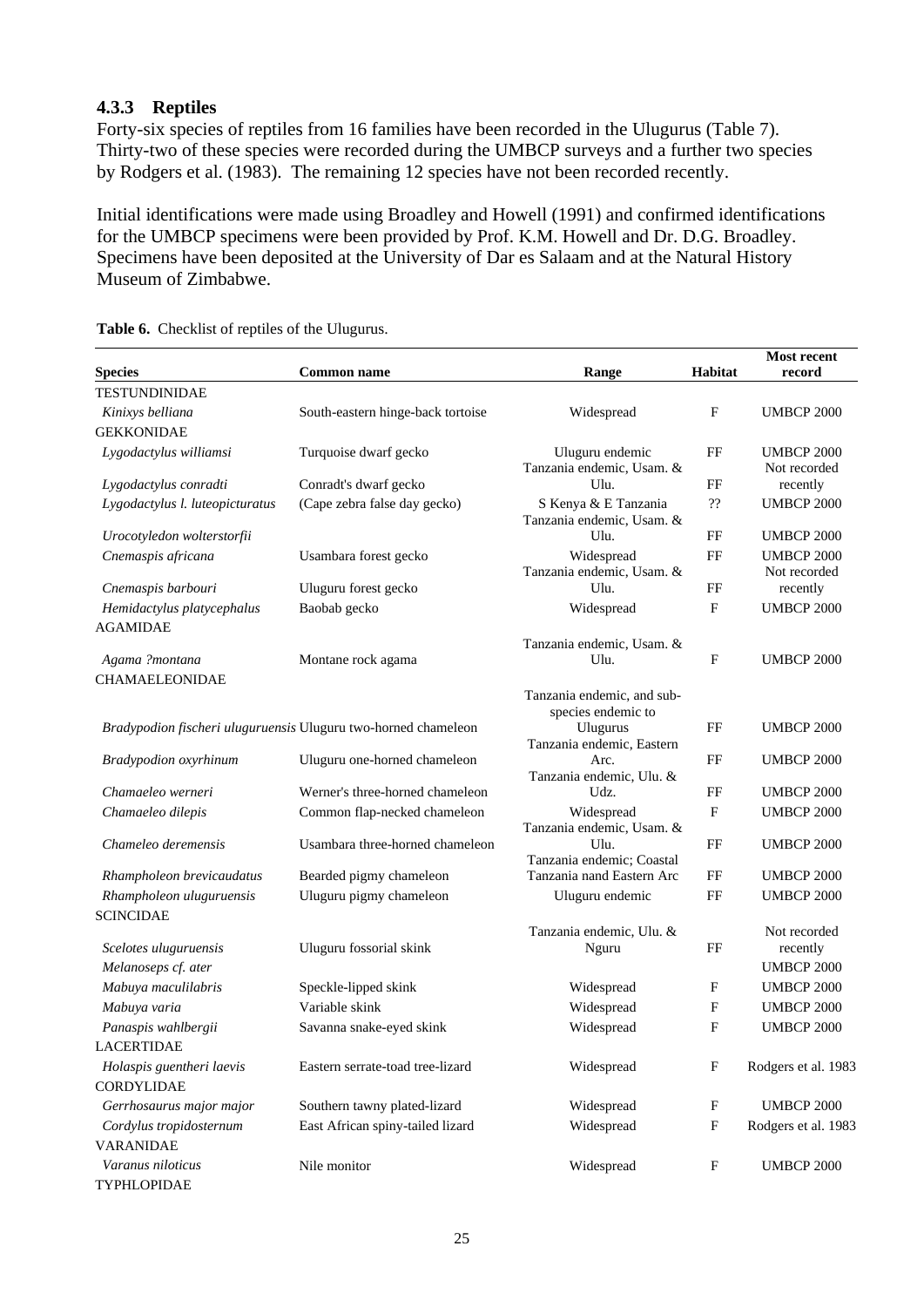### 4.3.3 Reptiles

Forty-six species of reptiles from 16 families have been recorded in the Ulugurus (Table 7). Thirty-two of these species were recorded during the UMBCP surveys and a further two species by Rodgers et al. (1983). The remaining 12 species have not been recorded recently.

Initial identifications were made using Broadley and Howell (1991) and confirmed identifications for the UMBCP specimens were been provided by Prof. K.M. Howell and Dr. D.G. Broadley. Specimens have been deposited at the University of Dar es Salaam and at the Natural History Museum of Zimbabwe.

**Table 6.** Checklist of reptiles of the Ulugurus.

| Species | Common name | Range | Habitat | Most recent record |
|---|---|---|---|---|
| TESTUNDINIDAE | | | | |
| *Kinixys belliana* | South-eastern hinge-back tortoise | Widespread | F | UMBCP 2000 |
| GEKKONIDAE | | | | |
| *Lygodactylus williamsi* | Turquoise dwarf gecko | Uluguru endemic | FF | UMBCP 2000 |
| *Lygodactylus conradti* | Conradt's dwarf gecko | Tanzania endemic, Usam. & Ulu. | FF | Not recorded recently |
| *Lygodactylus l. luteopicturatus* | (Cape zebra false day gecko) | S Kenya & E Tanzania | ?? | UMBCP 2000 |
| *Urocotyledon wolterstorfii* | | Tanzania endemic, Usam. & Ulu. | FF | UMBCP 2000 |
| *Cnemaspis africana* | Usambara forest gecko | Widespread | FF | UMBCP 2000 |
| *Cnemaspis barbouri* | Uluguru forest gecko | Tanzania endemic, Usam. & Ulu. | FF | Not recorded recently |
| *Hemidactylus platycephalus* | Baobab gecko | Widespread | F | UMBCP 2000 |
| AGAMIDAE | | | | |
| *Agama ?montana* | Montane rock agama | Tanzania endemic, Usam. & Ulu. | F | UMBCP 2000 |
| CHAMAELEONIDAE | | | | |
| *Bradypodion fischeri uluguruensis* | Uluguru two-horned chameleon | Tanzania endemic, and sub-species endemic to Ulugurus | FF | UMBCP 2000 |
| *Bradypodion oxyrhinum* | Uluguru one-horned chameleon | Tanzania endemic, Eastern Arc. | FF | UMBCP 2000 |
| *Chamaeleo werneri* | Werner's three-horned chameleon | Tanzania endemic, Ulu. & Udz. | FF | UMBCP 2000 |
| *Chamaeleo dilepis* | Common flap-necked chameleon | Widespread | F | UMBCP 2000 |
| *Chameleo deremensis* | Usambara three-horned chameleon | Tanzania endemic, Usam. & Ulu. | FF | UMBCP 2000 |
| *Rhampholeon brevicaudatus* | Bearded pigmy chameleon | Tanzania endemic; Coastal Tanzania nand Eastern Arc | FF | UMBCP 2000 |
| *Rhampholeon uluguruensis* | Uluguru pigmy chameleon | Uluguru endemic | FF | UMBCP 2000 |
| SCINCIDAE | | | | |
| *Scelotes uluguruensis* | Uluguru fossorial skink | Tanzania endemic, Ulu. & Nguru | FF | Not recorded recently |
| *Melanoseps cf. ater* | | | | UMBCP 2000 |
| *Mabuya maculilabris* | Speckle-lipped skink | Widespread | F | UMBCP 2000 |
| *Mabuya varia* | Variable skink | Widespread | F | UMBCP 2000 |
| *Panaspis wahlbergii* | Savanna snake-eyed skink | Widespread | F | UMBCP 2000 |
| LACERTIDAE | | | | |
| *Holaspis guentheri laevis* | Eastern serrate-toad tree-lizard | Widespread | F | Rodgers et al. 1983 |
| CORDYLIDAE | | | | |
| *Gerrhosaurus major major* | Southern tawny plated-lizard | Widespread | F | UMBCP 2000 |
| *Cordylus tropidosternum* | East African spiny-tailed lizard | Widespread | F | Rodgers et al. 1983 |
| VARANIDAE | | | | |
| *Varanus niloticus* | Nile monitor | Widespread | F | UMBCP 2000 |
| TYPHLOPIDAE | | | | |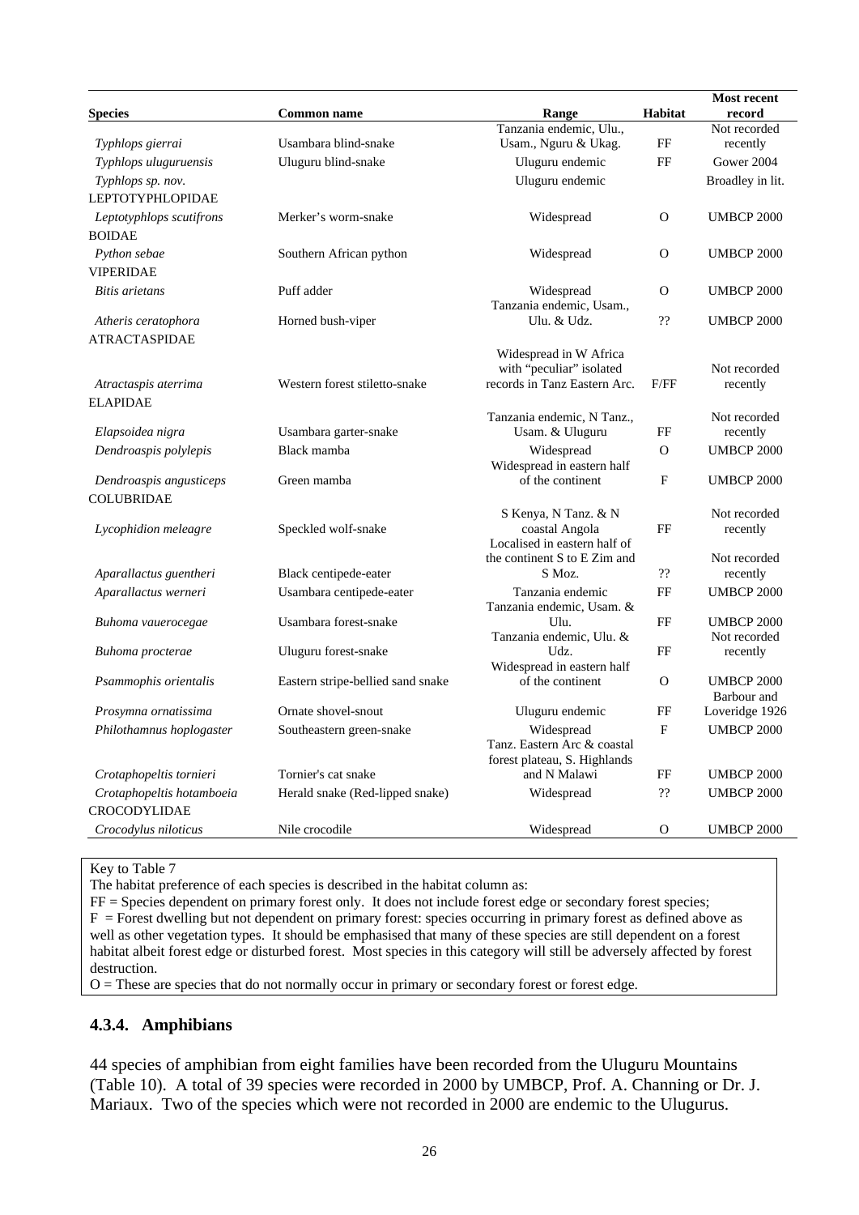| Species | Common name | Range | Habitat | Most recent record |
|---|---|---|---|---|
| *Typhlops gierrai* | Usambara blind-snake | Tanzania endemic, Ulu., Usam., Nguru & Ukag. | FF | Not recorded recently |
| *Typhlops uluguruensis* | Uluguru blind-snake | Uluguru endemic | FF | Gower 2004 |
| *Typhlops sp. nov.* | | Uluguru endemic | | Broadley in lit. |
| LEPTOTYPHLOPIDAE | | | | |
| *Leptotyphlops scutifrons* | Merker's worm-snake | Widespread | O | UMBCP 2000 |
| BOIDAE | | | | |
| *Python sebae* | Southern African python | Widespread | O | UMBCP 2000 |
| VIPERIDAE | | | | |
| *Bitis arietans* | Puff adder | Widespread | O | UMBCP 2000 |
| *Atheris ceratophora* | Horned bush-viper | Tanzania endemic, Usam., Ulu. & Udz. | ?? | UMBCP 2000 |
| ATRACTASPIDAE | | | | |
| *Atractaspis aterrima* | Western forest stiletto-snake | Widespread in W Africa with "peculiar" isolated records in Tanz Eastern Arc. | F/FF | Not recorded recently |
| ELAPIDAE | | | | |
| *Elapsoidea nigra* | Usambara garter-snake | Tanzania endemic, N Tanz., Usam. & Uluguru | FF | Not recorded recently |
| *Dendroaspis polylepis* | Black mamba | Widespread | O | UMBCP 2000 |
| *Dendroaspis angusticeps* | Green mamba | Widespread in eastern half of the continent | F | UMBCP 2000 |
| COLUBRIDAE | | | | |
| *Lycophidion meleagre* | Speckled wolf-snake | S Kenya, N Tanz. & N coastal Angola | FF | Not recorded recently |
| *Aparallactus guentheri* | Black centipede-eater | Localised in eastern half of the continent S to E Zim and S Moz. | ?? | Not recorded recently |
| *Aparallactus werneri* | Usambara centipede-eater | Tanzania endemic | FF | UMBCP 2000 |
| *Buhoma vauerocegae* | Usambara forest-snake | Tanzania endemic, Usam. & Ulu. | FF | UMBCP 2000 |
| *Buhoma procterae* | Uluguru forest-snake | Tanzania endemic, Ulu. & Udz. | FF | Not recorded recently |
| *Psammophis orientalis* | Eastern stripe-bellied sand snake | Widespread in eastern half of the continent | O | UMBCP 2000 |
| *Prosymna ornatissima* | Ornate shovel-snout | Uluguru endemic | FF | Barbour and Loveridge 1926 |
| *Philothamnus hoplogaster* | Southeastern green-snake | Widespread | F | UMBCP 2000 |
| *Crotaphopeltis tornieri* | Tornier's cat snake | Tanz. Eastern Arc & coastal forest plateau, S. Highlands and N Malawi | FF | UMBCP 2000 |
| *Crotaphopeltis hotamboeia* | Herald snake (Red-lipped snake) | Widespread | ?? | UMBCP 2000 |
| CROCODYLIDAE | | | | |
| *Crocodylus niloticus* | Nile crocodile | Widespread | O | UMBCP 2000 |

Key to Table 7

The habitat preference of each species is described in the habitat column as:

FF = Species dependent on primary forest only. It does not include forest edge or secondary forest species;

F = Forest dwelling but not dependent on primary forest: species occurring in primary forest as defined above as well as other vegetation types. It should be emphasised that many of these species are still dependent on a forest habitat albeit forest edge or disturbed forest. Most species in this category will still be adversely affected by forest destruction.

O = These are species that do not normally occur in primary or secondary forest or forest edge.

### 4.3.4. Amphibians

44 species of amphibian from eight families have been recorded from the Uluguru Mountains (Table 10). A total of 39 species were recorded in 2000 by UMBCP, Prof. A. Channing or Dr. J. Mariaux. Two of the species which were not recorded in 2000 are endemic to the Ulugurus.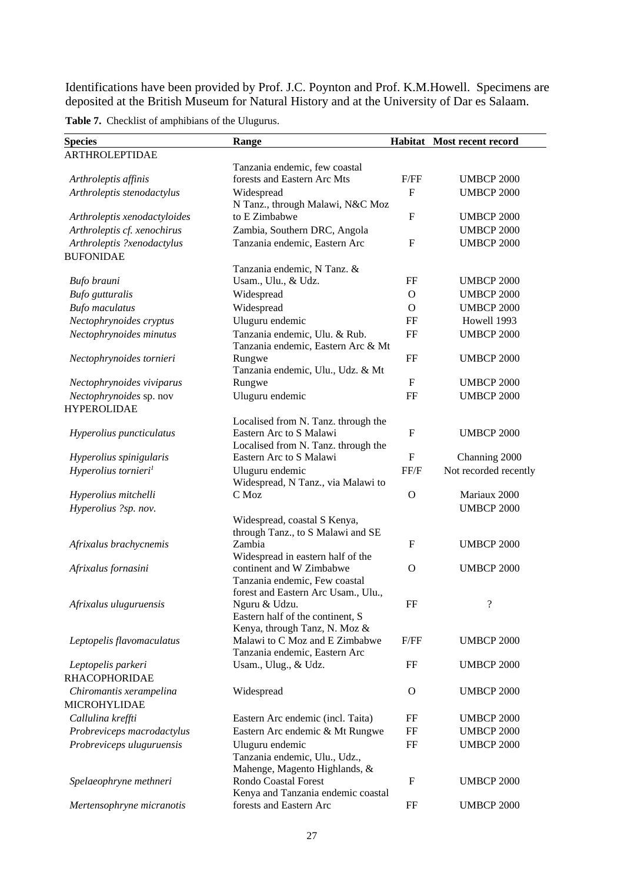Identifications have been provided by Prof. J.C. Poynton and Prof. K.M.Howell. Specimens are deposited at the British Museum for Natural History and at the University of Dar es Salaam.

**Table 7.** Checklist of amphibians of the Ulugurus.

| Species | Range | Habitat | Most recent record |
|---|---|---|---|
| ARTHROLEPTIDAE | | | |
| *Arthroleptis affinis* | Tanzania endemic, few coastal forests and Eastern Arc Mts | F/FF | UMBCP 2000 |
| *Arthroleptis stenodactylus* | Widespread | F | UMBCP 2000 |
| *Arthroleptis xenodactyloides* | N Tanz., through Malawi, N&C Moz to E Zimbabwe | F | UMBCP 2000 |
| *Arthroleptis cf. xenochirus* | Zambia, Southern DRC, Angola | | UMBCP 2000 |
| *Arthroleptis ?xenodactylus* | Tanzania endemic, Eastern Arc | F | UMBCP 2000 |
| BUFONIDAE | | | |
| *Bufo brauni* | Tanzania endemic, N Tanz. & Usam., Ulu., & Udz. | FF | UMBCP 2000 |
| *Bufo gutturalis* | Widespread | O | UMBCP 2000 |
| *Bufo maculatus* | Widespread | O | UMBCP 2000 |
| *Nectophrynoides cryptus* | Uluguru endemic | FF | Howell 1993 |
| *Nectophrynoides minutus* | Tanzania endemic, Ulu. & Rub. | FF | UMBCP 2000 |
| *Nectophrynoides tornieri* | Tanzania endemic, Eastern Arc & Mt Rungwe | FF | UMBCP 2000 |
| *Nectophrynoides viviparus* | Tanzania endemic, Ulu., Udz. & Mt Rungwe | F | UMBCP 2000 |
| *Nectophrynoides* sp. nov | Uluguru endemic | FF | UMBCP 2000 |
| HYPEROLIDAE | | | |
| *Hyperolius puncticulatus* | Localised from N. Tanz. through the Eastern Arc to S Malawi | F | UMBCP 2000 |
| *Hyperolius spinigularis* | Localised from N. Tanz. through the Eastern Arc to S Malawi | F | Channing 2000 |
| *Hyperolius tornieri*[1] | Uluguru endemic | FF/F | Not recorded recently |
| *Hyperolius mitchelli* | Widespread, N Tanz., via Malawi to C Moz | O | Mariaux 2000 |
| *Hyperolius ?sp. nov.* | | | UMBCP 2000 |
| *Afrixalus brachycnemis* | Widespread, coastal S Kenya, through Tanz., to S Malawi and SE Zambia | F | UMBCP 2000 |
| *Afrixalus fornasini* | Widespread in eastern half of the continent and W Zimbabwe | O | UMBCP 2000 |
| *Afrixalus uluguruensis* | Tanzania endemic, Few coastal forest and Eastern Arc Usam., Ulu., Nguru & Udzu. | FF | ? |
| *Leptopelis flavomaculatus* | Eastern half of the continent, S Kenya, through Tanz, N. Moz & Malawi to C Moz and E Zimbabwe | F/FF | UMBCP 2000 |
| *Leptopelis parkeri* | Tanzania endemic, Eastern Arc Usam., Ulug., & Udz. | FF | UMBCP 2000 |
| RHACOPHORIDAE | | | |
| *Chiromantis xerampelina* | Widespread | O | UMBCP 2000 |
| MICROHYLIDAE | | | |
| *Callulina kreffti* | Eastern Arc endemic (incl. Taita) | FF | UMBCP 2000 |
| *Probreviceps macrodactylus* | Eastern Arc endemic & Mt Rungwe | FF | UMBCP 2000 |
| *Probreviceps uluguruensis* | Uluguru endemic | FF | UMBCP 2000 |
| *Spelaeophryne methneri* | Tanzania endemic, Ulu., Udz., Mahenge, Magento Highlands, & Rondo Coastal Forest | F | UMBCP 2000 |
| *Mertensophryne micranotis* | Kenya and Tanzania endemic coastal forests and Eastern Arc | FF | UMBCP 2000 |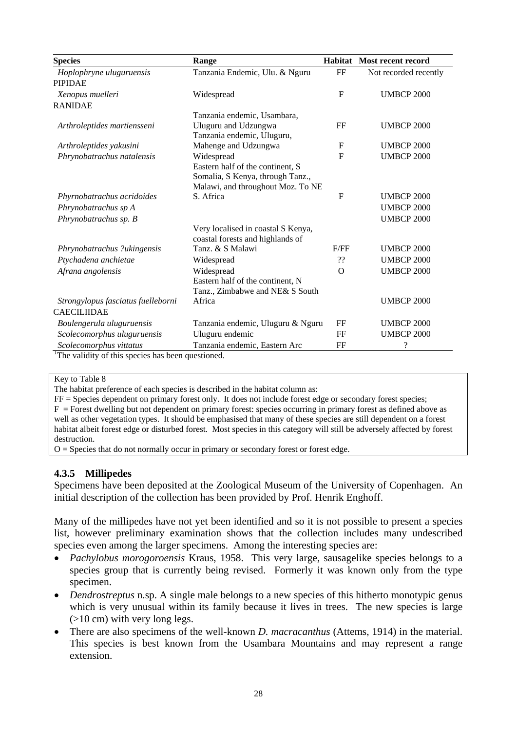| Species | Range | Habitat | Most recent record |
|---|---|---|---|
| *Hoplophryne uluguruensis* | Tanzania Endemic, Ulu. & Nguru | FF | Not recorded recently |
| PIPIDAE | | | |
| *Xenopus muelleri* | Widespread | F | UMBCP 2000 |
| RANIDAE | | | |
| *Arthroleptides martiensseni* | Tanzania endemic, Usambara, Uluguru and Udzungwa | FF | UMBCP 2000 |
| *Arthroleptides yakusini* | Tanzania endemic, Uluguru, Mahenge and Udzungwa | F | UMBCP 2000 |
| *Phrynobatrachus natalensis* | Widespread | F | UMBCP 2000 |
| *Phyrnobatrachus acridoides* | Eastern half of the continent, S Somalia, S Kenya, through Tanz., Malawi, and throughout Moz. To NE S. Africa | F | UMBCP 2000 |
| *Phrynobatrachus sp A* | | | UMBCP 2000 |
| *Phrynobatrachus sp. B* | | | UMBCP 2000 |
| *Phrynobatrachus ?ukingensis* | Very localised in coastal S Kenya, coastal forests and highlands of Tanz. & S Malawi | F/FF | UMBCP 2000 |
| *Ptychadena anchietae* | Widespread | ?? | UMBCP 2000 |
| *Afrana angolensis* | Widespread | O | UMBCP 2000 |
| *Strongylopus fasciatus fuelleborni* | Eastern half of the continent, N Tanz., Zimbabwe and NE& S South Africa | | UMBCP 2000 |
| CAECILIIDAE | | | |
| *Boulengerula uluguruensis* | Tanzania endemic, Uluguru & Nguru | FF | UMBCP 2000 |
| *Scolecomorphus uluguruensis* | Uluguru endemic | FF | UMBCP 2000 |
| *Scolecomorphus vittatus* | Tanzania endemic, Eastern Arc | FF | ? |

[1]The validity of this species has been questioned.

Key to Table 8

The habitat preference of each species is described in the habitat column as:

FF = Species dependent on primary forest only. It does not include forest edge or secondary forest species;

F = Forest dwelling but not dependent on primary forest: species occurring in primary forest as defined above as well as other vegetation types. It should be emphasised that many of these species are still dependent on a forest habitat albeit forest edge or disturbed forest. Most species in this category will still be adversely affected by forest destruction.

O = Species that do not normally occur in primary or secondary forest or forest edge.

### 4.3.5 Millipedes

Specimens have been deposited at the Zoological Museum of the University of Copenhagen. An initial description of the collection has been provided by Prof. Henrik Enghoff.

Many of the millipedes have not yet been identified and so it is not possible to present a species list, however preliminary examination shows that the collection includes many undescribed species even among the larger specimens. Among the interesting species are:

- *Pachylobus morogoroensis* Kraus, 1958. This very large, sausagelike species belongs to a species group that is currently being revised. Formerly it was known only from the type specimen.
- *Dendrostreptus* n.sp. A single male belongs to a new species of this hitherto monotypic genus which is very unusual within its family because it lives in trees. The new species is large (>10 cm) with very long legs.
- There are also specimens of the well-known *D. macracanthus* (Attems, 1914) in the material. This species is best known from the Usambara Mountains and may represent a range extension.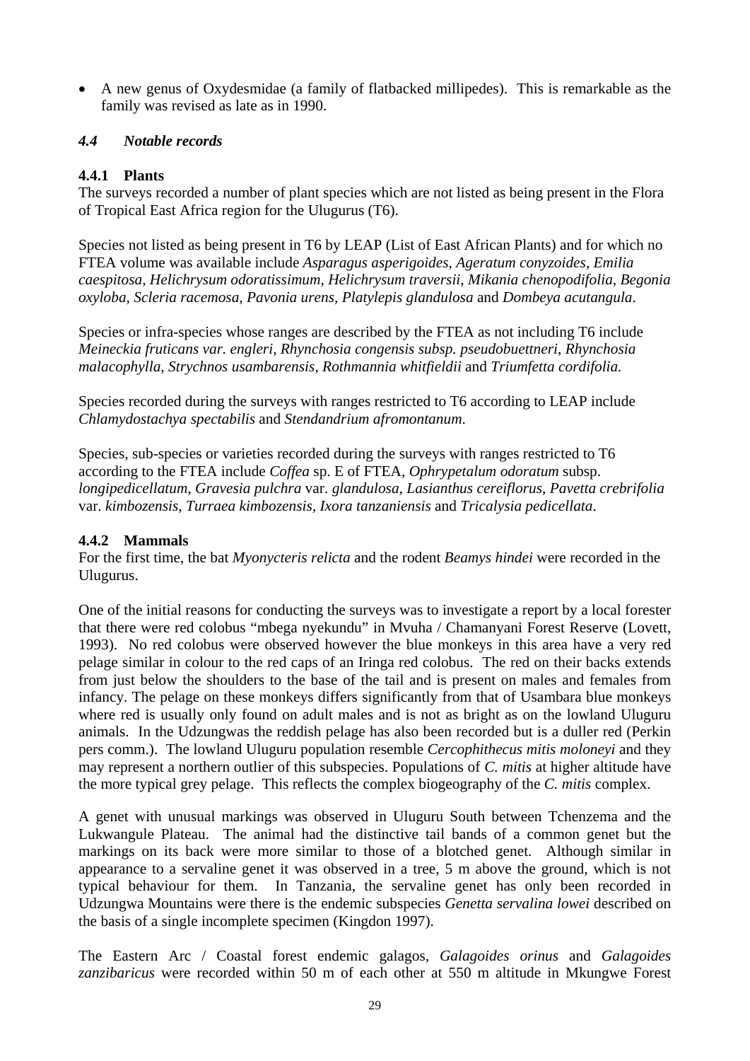- A new genus of Oxydesmidae (a family of flatbacked millipedes). This is remarkable as the family was revised as late as in 1990.

### *4.4 Notable records*

#### 4.4.1 Plants

The surveys recorded a number of plant species which are not listed as being present in the Flora of Tropical East Africa region for the Ulugurus (T6).

Species not listed as being present in T6 by LEAP (List of East African Plants) and for which no FTEA volume was available include *Asparagus asperigoides, Ageratum conyzoides, Emilia caespitosa, Helichrysum odoratissimum, Helichrysum traversii, Mikania chenopodifolia, Begonia oxyloba, Scleria racemosa, Pavonia urens, Platylepis glandulosa* and *Dombeya acutangula*.

Species or infra-species whose ranges are described by the FTEA as not including T6 include *Meineckia fruticans var. engleri, Rhynchosia congensis subsp. pseudobuettneri, Rhynchosia malacophylla, Strychnos usambarensis, Rothmannia whitfieldii* and *Triumfetta cordifolia.*

Species recorded during the surveys with ranges restricted to T6 according to LEAP include *Chlamydostachya spectabilis* and *Stendandrium afromontanum*.

Species, sub-species or varieties recorded during the surveys with ranges restricted to T6 according to the FTEA include *Coffea* sp. E of FTEA, *Ophrypetalum odoratum* subsp. *longipedicellatum*, *Gravesia pulchra* var. *glandulosa*, *Lasianthus cereiflorus*, *Pavetta crebrifolia* var. *kimbozensis*, *Turraea kimbozensis*, *Ixora tanzaniensis* and *Tricalysia pedicellata*.

#### 4.4.2 Mammals

For the first time, the bat *Myonycteris relicta* and the rodent *Beamys hindei* were recorded in the Ulugurus.

One of the initial reasons for conducting the surveys was to investigate a report by a local forester that there were red colobus "mbega nyekundu" in Mvuha / Chamanyani Forest Reserve (Lovett, 1993). No red colobus were observed however the blue monkeys in this area have a very red pelage similar in colour to the red caps of an Iringa red colobus. The red on their backs extends from just below the shoulders to the base of the tail and is present on males and females from infancy. The pelage on these monkeys differs significantly from that of Usambara blue monkeys where red is usually only found on adult males and is not as bright as on the lowland Uluguru animals. In the Udzungwas the reddish pelage has also been recorded but is a duller red (Perkin pers comm.). The lowland Uluguru population resemble *Cercophithecus mitis moloneyi* and they may represent a northern outlier of this subspecies. Populations of *C. mitis* at higher altitude have the more typical grey pelage. This reflects the complex biogeography of the *C. mitis* complex.

A genet with unusual markings was observed in Uluguru South between Tchenzema and the Lukwangule Plateau. The animal had the distinctive tail bands of a common genet but the markings on its back were more similar to those of a blotched genet. Although similar in appearance to a servaline genet it was observed in a tree, 5 m above the ground, which is not typical behaviour for them. In Tanzania, the servaline genet has only been recorded in Udzungwa Mountains were there is the endemic subspecies *Genetta servalina lowei* described on the basis of a single incomplete specimen (Kingdon 1997).

The Eastern Arc / Coastal forest endemic galagos, *Galagoides orinus* and *Galagoides zanzibaricus* were recorded within 50 m of each other at 550 m altitude in Mkungwe Forest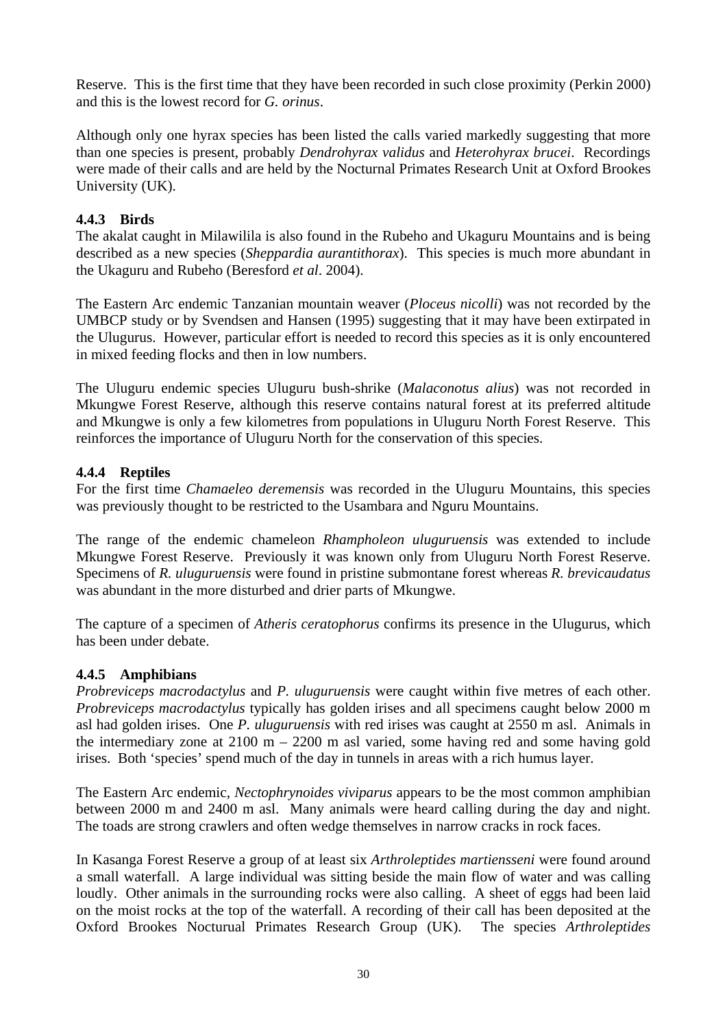Reserve. This is the first time that they have been recorded in such close proximity (Perkin 2000) and this is the lowest record for *G. orinus*.

Although only one hyrax species has been listed the calls varied markedly suggesting that more than one species is present, probably *Dendrohyrax validus* and *Heterohyrax brucei*. Recordings were made of their calls and are held by the Nocturnal Primates Research Unit at Oxford Brookes University (UK).

### 4.4.3 Birds

The akalat caught in Milawilila is also found in the Rubeho and Ukaguru Mountains and is being described as a new species (*Sheppardia aurantithorax*). This species is much more abundant in the Ukaguru and Rubeho (Beresford *et al*. 2004).

The Eastern Arc endemic Tanzanian mountain weaver (*Ploceus nicolli*) was not recorded by the UMBCP study or by Svendsen and Hansen (1995) suggesting that it may have been extirpated in the Ulugurus. However, particular effort is needed to record this species as it is only encountered in mixed feeding flocks and then in low numbers.

The Uluguru endemic species Uluguru bush-shrike (*Malaconotus alius*) was not recorded in Mkungwe Forest Reserve, although this reserve contains natural forest at its preferred altitude and Mkungwe is only a few kilometres from populations in Uluguru North Forest Reserve. This reinforces the importance of Uluguru North for the conservation of this species.

### 4.4.4 Reptiles

For the first time *Chamaeleo deremensis* was recorded in the Uluguru Mountains, this species was previously thought to be restricted to the Usambara and Nguru Mountains.

The range of the endemic chameleon *Rhampholeon uluguruensis* was extended to include Mkungwe Forest Reserve. Previously it was known only from Uluguru North Forest Reserve. Specimens of *R. uluguruensis* were found in pristine submontane forest whereas *R. brevicaudatus* was abundant in the more disturbed and drier parts of Mkungwe.

The capture of a specimen of *Atheris ceratophorus* confirms its presence in the Ulugurus, which has been under debate.

### 4.4.5 Amphibians

*Probreviceps macrodactylus* and *P. uluguruensis* were caught within five metres of each other. *Probreviceps macrodactylus* typically has golden irises and all specimens caught below 2000 m asl had golden irises. One *P. uluguruensis* with red irises was caught at 2550 m asl. Animals in the intermediary zone at 2100 m – 2200 m asl varied, some having red and some having gold irises. Both 'species' spend much of the day in tunnels in areas with a rich humus layer.

The Eastern Arc endemic, *Nectophrynoides viviparus* appears to be the most common amphibian between 2000 m and 2400 m asl. Many animals were heard calling during the day and night. The toads are strong crawlers and often wedge themselves in narrow cracks in rock faces.

In Kasanga Forest Reserve a group of at least six *Arthroleptides martiensseni* were found around a small waterfall. A large individual was sitting beside the main flow of water and was calling loudly. Other animals in the surrounding rocks were also calling. A sheet of eggs had been laid on the moist rocks at the top of the waterfall. A recording of their call has been deposited at the Oxford Brookes Nocturual Primates Research Group (UK). The species *Arthroleptides*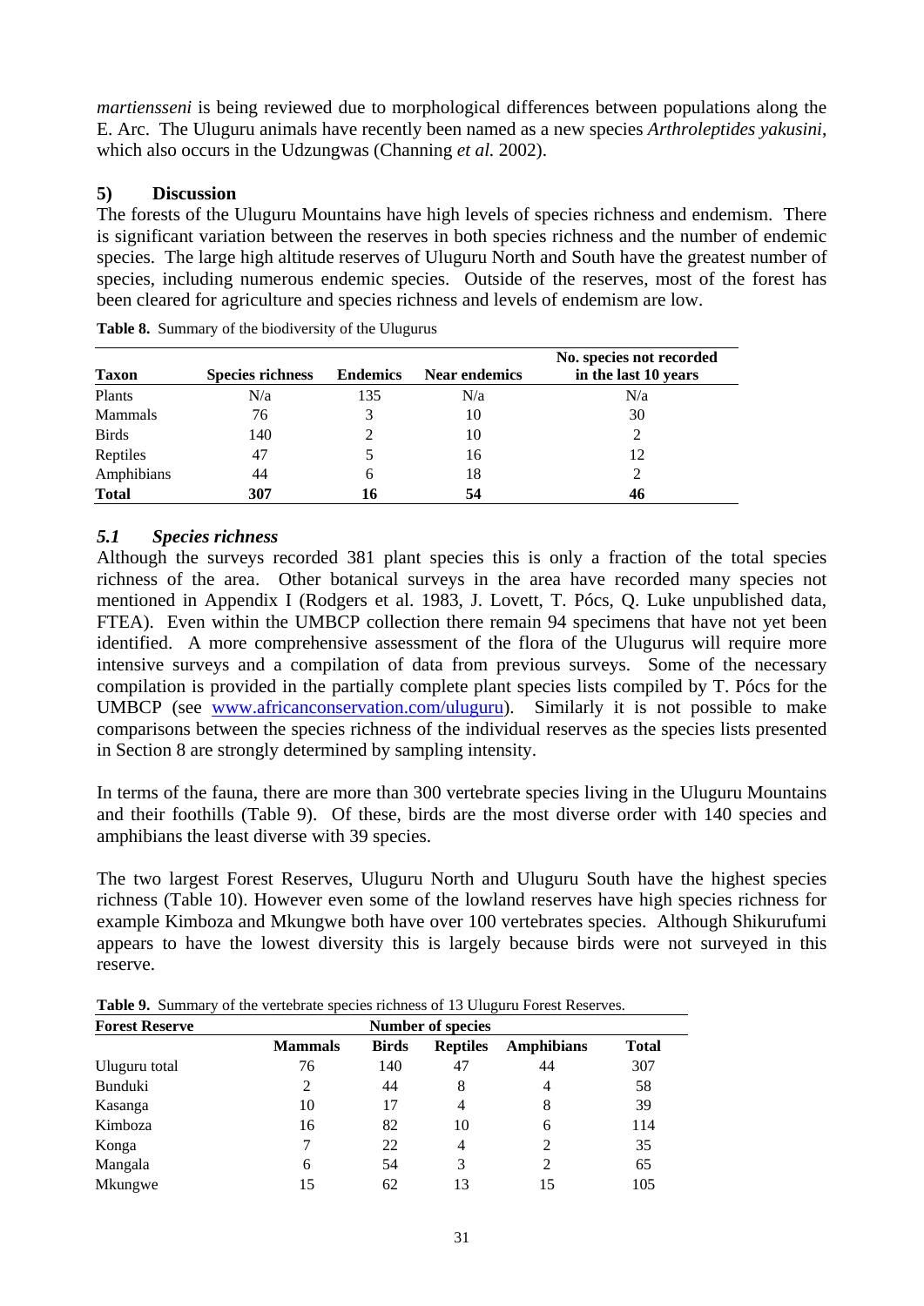*martiensseni* is being reviewed due to morphological differences between populations along the E. Arc. The Uluguru animals have recently been named as a new species *Arthroleptides yakusini*, which also occurs in the Udzungwas (Channing *et al.* 2002).

## 5) Discussion

The forests of the Uluguru Mountains have high levels of species richness and endemism. There is significant variation between the reserves in both species richness and the number of endemic species. The large high altitude reserves of Uluguru North and South have the greatest number of species, including numerous endemic species. Outside of the reserves, most of the forest has been cleared for agriculture and species richness and levels of endemism are low.

**Table 8.** Summary of the biodiversity of the Ulugurus

| Taxon | Species richness | Endemics | Near endemics | No. species not recorded in the last 10 years |
|---|---|---|---|---|
| Plants | N/a | 135 | N/a | N/a |
| Mammals | 76 | 3 | 10 | 30 |
| Birds | 140 | 2 | 10 | 2 |
| Reptiles | 47 | 5 | 16 | 12 |
| Amphibians | 44 | 6 | 18 | 2 |
| **Total** | **307** | **16** | **54** | **46** |

### *5.1 Species richness*

Although the surveys recorded 381 plant species this is only a fraction of the total species richness of the area. Other botanical surveys in the area have recorded many species not mentioned in Appendix I (Rodgers et al. 1983, J. Lovett, T. Pócs, Q. Luke unpublished data, FTEA). Even within the UMBCP collection there remain 94 specimens that have not yet been identified. A more comprehensive assessment of the flora of the Ulugurus will require more intensive surveys and a compilation of data from previous surveys. Some of the necessary compilation is provided in the partially complete plant species lists compiled by T. Pócs for the UMBCP (see www.africanconservation.com/uluguru). Similarly it is not possible to make comparisons between the species richness of the individual reserves as the species lists presented in Section 8 are strongly determined by sampling intensity.

In terms of the fauna, there are more than 300 vertebrate species living in the Uluguru Mountains and their foothills (Table 9). Of these, birds are the most diverse order with 140 species and amphibians the least diverse with 39 species.

The two largest Forest Reserves, Uluguru North and Uluguru South have the highest species richness (Table 10). However even some of the lowland reserves have high species richness for example Kimboza and Mkungwe both have over 100 vertebrates species. Although Shikurufumi appears to have the lowest diversity this is largely because birds were not surveyed in this reserve.

**Table 9.** Summary of the vertebrate species richness of 13 Uluguru Forest Reserves.

| Forest Reserve | Number of species | | | | |
|---|---|---|---|---|---|
| | **Mammals** | **Birds** | **Reptiles** | **Amphibians** | **Total** |
| Uluguru total | 76 | 140 | 47 | 44 | 307 |
| Bunduki | 2 | 44 | 8 | 4 | 58 |
| Kasanga | 10 | 17 | 4 | 8 | 39 |
| Kimboza | 16 | 82 | 10 | 6 | 114 |
| Konga | 7 | 22 | 4 | 2 | 35 |
| Mangala | 6 | 54 | 3 | 2 | 65 |
| Mkungwe | 15 | 62 | 13 | 15 | 105 |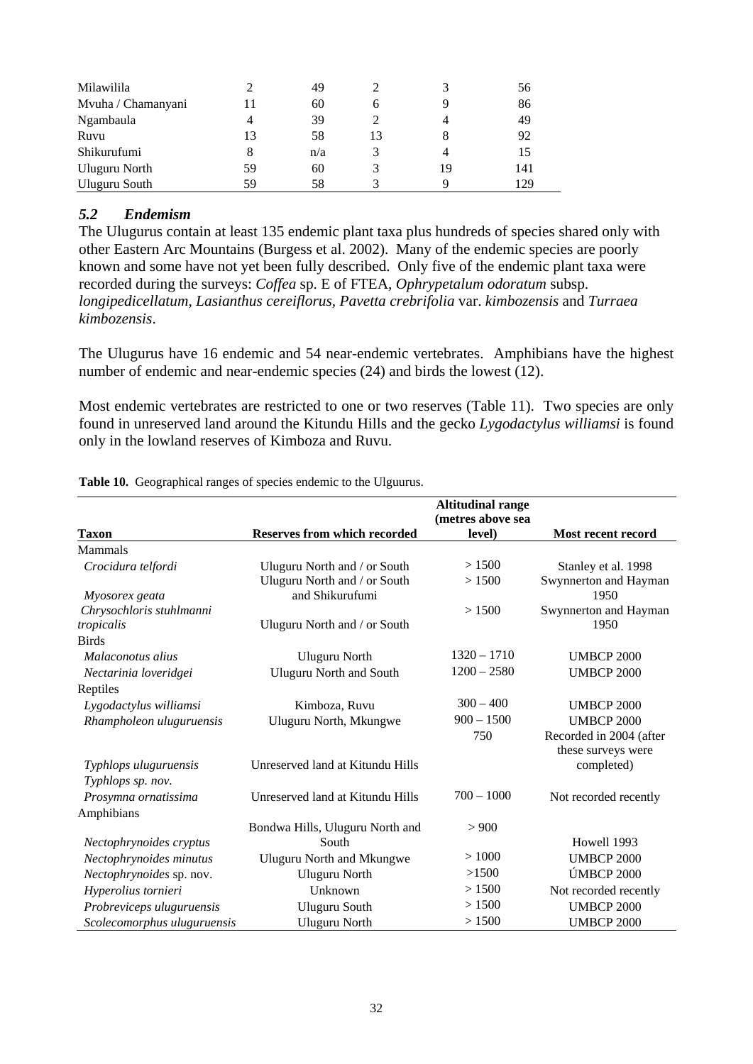| | | | | | |
|---|---|---|---|---|---|
| Milawilila | 2 | 49 | 2 | 3 | 56 |
| Mvuha / Chamanyani | 11 | 60 | 6 | 9 | 86 |
| Ngambaula | 4 | 39 | 2 | 4 | 49 |
| Ruvu | 13 | 58 | 13 | 8 | 92 |
| Shikurufumi | 8 | n/a | 3 | 4 | 15 |
| Uluguru North | 59 | 60 | 3 | 19 | 141 |
| Uluguru South | 59 | 58 | 3 | 9 | 129 |

### *5.2 Endemism*

The Ulugurus contain at least 135 endemic plant taxa plus hundreds of species shared only with other Eastern Arc Mountains (Burgess et al. 2002). Many of the endemic species are poorly known and some have not yet been fully described. Only five of the endemic plant taxa were recorded during the surveys: *Coffea* sp. E of FTEA, *Ophrypetalum odoratum* subsp. *longipedicellatum*, *Lasianthus cereiflorus*, *Pavetta crebrifolia* var. *kimbozensis* and *Turraea kimbozensis*.

The Ulugurus have 16 endemic and 54 near-endemic vertebrates. Amphibians have the highest number of endemic and near-endemic species (24) and birds the lowest (12).

Most endemic vertebrates are restricted to one or two reserves (Table 11). Two species are only found in unreserved land around the Kitundu Hills and the gecko *Lygodactylus williamsi* is found only in the lowland reserves of Kimboza and Ruvu.

**Table 10.** Geographical ranges of species endemic to the Ulguurus.

| Taxon | Reserves from which recorded | Altitudinal range (metres above sea level) | Most recent record |
|---|---|---|---|
| Mammals | | | |
| *Crocidura telfordi* | Uluguru North and / or South | > 1500 | Stanley et al. 1998 |
| *Myosorex geata* | Uluguru North and / or South and Shikurufumi | > 1500 | Swynnerton and Hayman 1950 |
| *Chrysochloris stuhlmanni tropicalis* | Uluguru North and / or South | > 1500 | Swynnerton and Hayman 1950 |
| Birds | | | |
| *Malaconotus alius* | Uluguru North | 1320 – 1710 | UMBCP 2000 |
| *Nectarinia loveridgei* | Uluguru North and South | 1200 – 2580 | UMBCP 2000 |
| Reptiles | | | |
| *Lygodactylus williamsi* | Kimboza, Ruvu | 300 – 400 | UMBCP 2000 |
| *Rhampholeon uluguruensis* | Uluguru North, Mkungwe | 900 – 1500 | UMBCP 2000 |
| *Typhlops uluguruensis* *Typhlops sp. nov.* | Unreserved land at Kitundu Hills | 750 | Recorded in 2004 (after these surveys were completed) |
| *Prosymna ornatissima* | Unreserved land at Kitundu Hills | 700 – 1000 | Not recorded recently |
| Amphibians | | | |
| *Nectophrynoides cryptus* | Bondwa Hills, Uluguru North and South | > 900 | Howell 1993 |
| *Nectophrynoides minutus* | Uluguru North and Mkungwe | > 1000 | UMBCP 2000 |
| *Nectophrynoides* sp. nov. | Uluguru North | >1500 | ÚMBCP 2000 |
| *Hyperolius tornieri* | Unknown | > 1500 | Not recorded recently |
| *Probreviceps uluguruensis* | Uluguru South | > 1500 | UMBCP 2000 |
| *Scolecomorphus uluguruensis* | Uluguru North | > 1500 | UMBCP 2000 |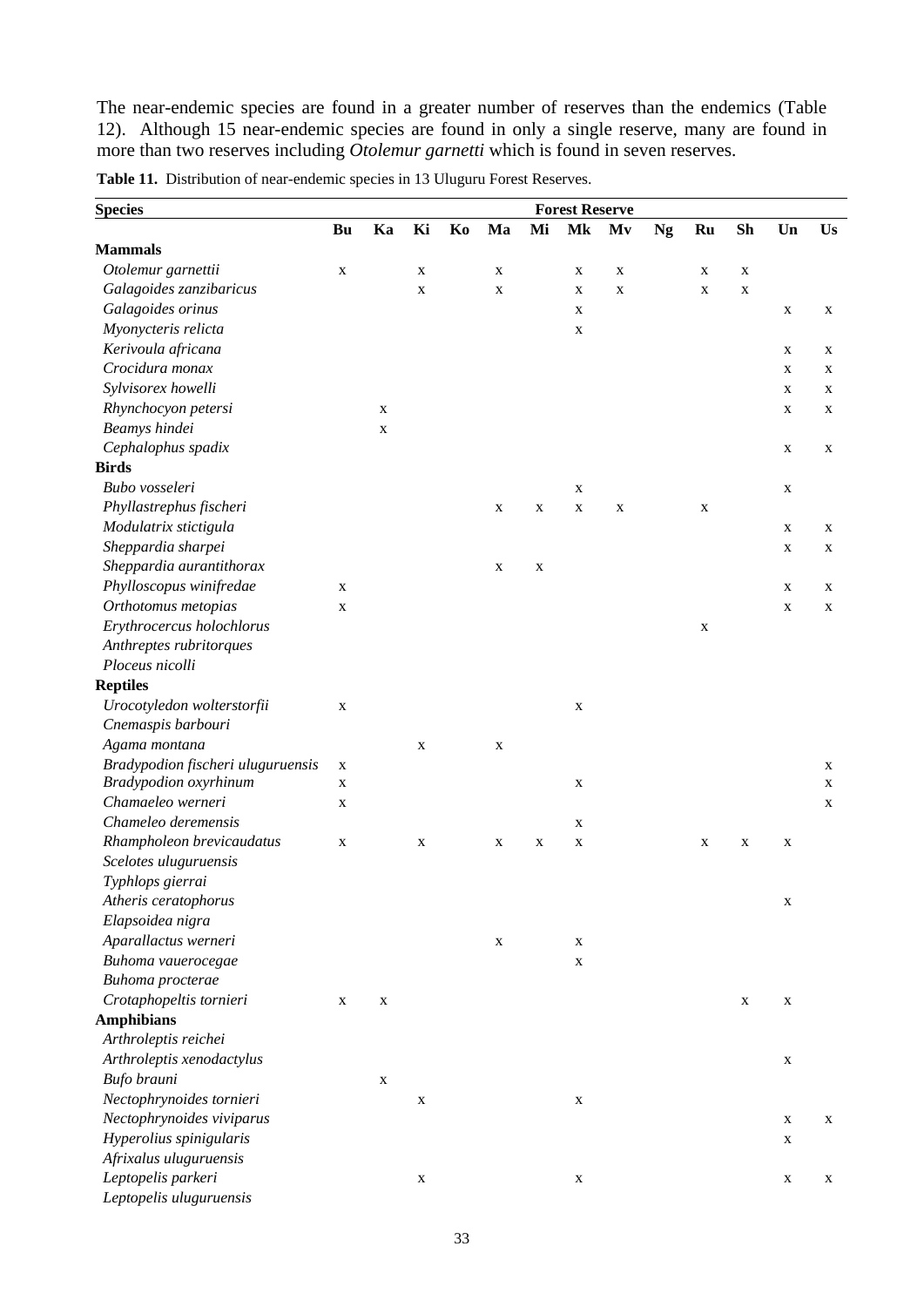The near-endemic species are found in a greater number of reserves than the endemics (Table 12). Although 15 near-endemic species are found in only a single reserve, many are found in more than two reserves including *Otolemur garnetti* which is found in seven reserves.

**Table 11.** Distribution of near-endemic species in 13 Uluguru Forest Reserves.

| Species | Forest Reserve | | | | | | | | | | | | |
|---|---|---|---|---|---|---|---|---|---|---|---|---|---|
| | **Bu** | **Ka** | **Ki** | **Ko** | **Ma** | **Mi** | **Mk** | **Mv** | **Ng** | **Ru** | **Sh** | **Un** | **Us** |
| **Mammals** | | | | | | | | | | | | | |
| *Otolemur garnettii* | x | | x | | x | | x | x | | x | x | | |
| *Galagoides zanzibaricus* | | | x | | x | | x | x | | x | x | | |
| *Galagoides orinus* | | | | | | | x | | | | | x | x |
| *Myonycteris relicta* | | | | | | | x | | | | | | |
| *Kerivoula africana* | | | | | | | | | | | | x | x |
| *Crocidura monax* | | | | | | | | | | | | x | x |
| *Sylvisorex howelli* | | | | | | | | | | | | x | x |
| *Rhynchocyon petersi* | | x | | | | | | | | | | x | x |
| *Beamys hindei* | | x | | | | | | | | | | | |
| *Cephalophus spadix* | | | | | | | | | | | | x | x |
| **Birds** | | | | | | | | | | | | | |
| *Bubo vosseleri* | | | | | | | x | | | | | x | |
| *Phyllastrephus fischeri* | | | | | x | x | x | x | | x | | | |
| *Modulatrix stictigula* | | | | | | | | | | | | x | x |
| *Sheppardia sharpei* | | | | | | | | | | | | x | x |
| *Sheppardia aurantithorax* | | | | | x | x | | | | | | | |
| *Phylloscopus winifredae* | x | | | | | | | | | | | x | x |
| *Orthotomus metopias* | x | | | | | | | | | | | x | x |
| *Erythrocercus holochlorus* | | | | | | | | | | x | | | |
| *Anthreptes rubritorques* | | | | | | | | | | | | | |
| *Ploceus nicolli* | | | | | | | | | | | | | |
| **Reptiles** | | | | | | | | | | | | | |
| *Urocotyledon wolterstorfii* | x | | | | | | x | | | | | | |
| *Cnemaspis barbouri* | | | | | | | | | | | | | |
| *Agama montana* | | | x | | x | | | | | | | | |
| *Bradypodion fischeri uluguruensis* | x | | | | | | | | | | | | x |
| *Bradypodion oxyrhinum* | x | | | | | | x | | | | | | x |
| *Chamaeleo werneri* | x | | | | | | | | | | | | x |
| *Chameleo deremensis* | | | | | | | x | | | | | | |
| *Rhampholeon brevicaudatus* | x | | x | | x | x | x | | | x | x | x | |
| *Scelotes uluguruensis* | | | | | | | | | | | | | |
| *Typhlops gierrai* | | | | | | | | | | | | | |
| *Atheris ceratophorus* | | | | | | | | | | | | x | |
| *Elapsoidea nigra* | | | | | | | | | | | | | |
| *Aparallactus werneri* | | | | | x | | x | | | | | | |
| *Buhoma vauerocegae* | | | | | | | x | | | | | | |
| *Buhoma procterae* | | | | | | | | | | | | | |
| *Crotaphopeltis tornieri* | x | x | | | | | | | | | x | x | |
| **Amphibians** | | | | | | | | | | | | | |
| *Arthroleptis reichei* | | | | | | | | | | | | | |
| *Arthroleptis xenodactylus* | | | | | | | | | | | | x | |
| *Bufo brauni* | | x | | | | | | | | | | | |
| *Nectophrynoides tornieri* | | | x | | | | x | | | | | | |
| *Nectophrynoides viviparus* | | | | | | | | | | | | x | x |
| *Hyperolius spinigularis* | | | | | | | | | | | | x | |
| *Afrixalus uluguruensis* | | | | | | | | | | | | | |
| *Leptopelis parkeri* | | | x | | | | x | | | | | x | x |
| *Leptopelis uluguruensis* | | | | | | | | | | | | | |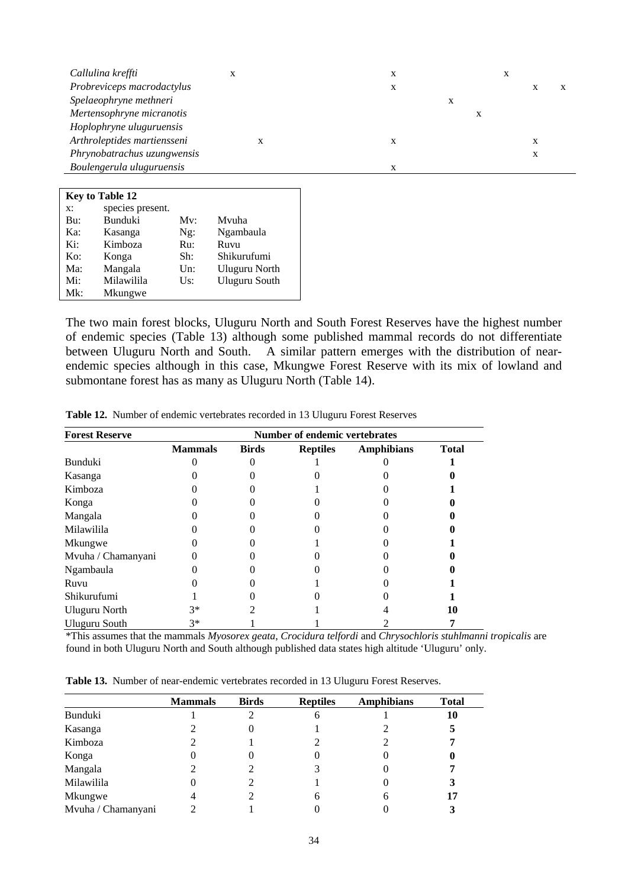| | | | | | | | | | | | | | |
|---|---|---|---|---|---|---|---|---|---|---|---|---|---|
| *Callulina kreffti* | x | | | | | | x | | | | x | | |
| *Probreviceps macrodactylus* | | | | | | | x | | | | | x | x |
| *Spelaeophryne methneri* | | | | | | | | | x | | | | |
| *Mertensophryne micranotis* | | | | | | | | | | x | | | |
| *Hoplophryne uluguruensis* | | | | | | | | | | | | | |
| *Arthroleptides martiensseni* | | x | | | | | x | | | | | x | |
| *Phrynobatrachus uzungwensis* | | | | | | | | | | | | x | |
| *Boulengerula uluguruensis* | | | | | | | x | | | | | | |

| **Key to Table 12** | | | |
|---|---|---|---|
| x: | species present. | | |
| Bu: | Bunduki | Mv: | Mvuha |
| Ka: | Kasanga | Ng: | Ngambaula |
| Ki: | Kimboza | Ru: | Ruvu |
| Ko: | Konga | Sh: | Shikurufumi |
| Ma: | Mangala | Un: | Uluguru North |
| Mi: | Milawilila | Us: | Uluguru South |
| Mk: | Mkungwe | | |

The two main forest blocks, Uluguru North and South Forest Reserves have the highest number of endemic species (Table 13) although some published mammal records do not differentiate between Uluguru North and South. A similar pattern emerges with the distribution of near-endemic species although in this case, Mkungwe Forest Reserve with its mix of lowland and submontane forest has as many as Uluguru North (Table 14).

**Table 12.** Number of endemic vertebrates recorded in 13 Uluguru Forest Reserves

| **Forest Reserve** | **Number of endemic vertebrates** | | | | |
|---|---|---|---|---|---|
| | **Mammals** | **Birds** | **Reptiles** | **Amphibians** | **Total** |
| Bunduki | 0 | 0 | 1 | 0 | **1** |
| Kasanga | 0 | 0 | 0 | 0 | **0** |
| Kimboza | 0 | 0 | 1 | 0 | **1** |
| Konga | 0 | 0 | 0 | 0 | **0** |
| Mangala | 0 | 0 | 0 | 0 | **0** |
| Milawilila | 0 | 0 | 0 | 0 | **0** |
| Mkungwe | 0 | 0 | 1 | 0 | **1** |
| Mvuha / Chamanyani | 0 | 0 | 0 | 0 | **0** |
| Ngambaula | 0 | 0 | 0 | 0 | **0** |
| Ruvu | 0 | 0 | 1 | 0 | **1** |
| Shikurufumi | 1 | 0 | 0 | 0 | **1** |
| Uluguru North | 3* | 2 | 1 | 4 | **10** |
| Uluguru South | 3* | 1 | 1 | 2 | **7** |

*This assumes that the mammals *Myosorex geata*, *Crocidura telfordi* and *Chrysochloris stuhlmanni tropicalis* are found in both Uluguru North and South although published data states high altitude 'Uluguru' only.

**Table 13.** Number of near-endemic vertebrates recorded in 13 Uluguru Forest Reserves.

| | **Mammals** | **Birds** | **Reptiles** | **Amphibians** | **Total** |
|---|---|---|---|---|---|
| Bunduki | 1 | 2 | 6 | 1 | **10** |
| Kasanga | 2 | 0 | 1 | 2 | **5** |
| Kimboza | 2 | 1 | 2 | 2 | **7** |
| Konga | 0 | 0 | 0 | 0 | **0** |
| Mangala | 2 | 2 | 3 | 0 | **7** |
| Milawilila | 0 | 2 | 1 | 0 | **3** |
| Mkungwe | 4 | 2 | 6 | 6 | **17** |
| Mvuha / Chamanyani | 2 | 1 | 0 | 0 | **3** |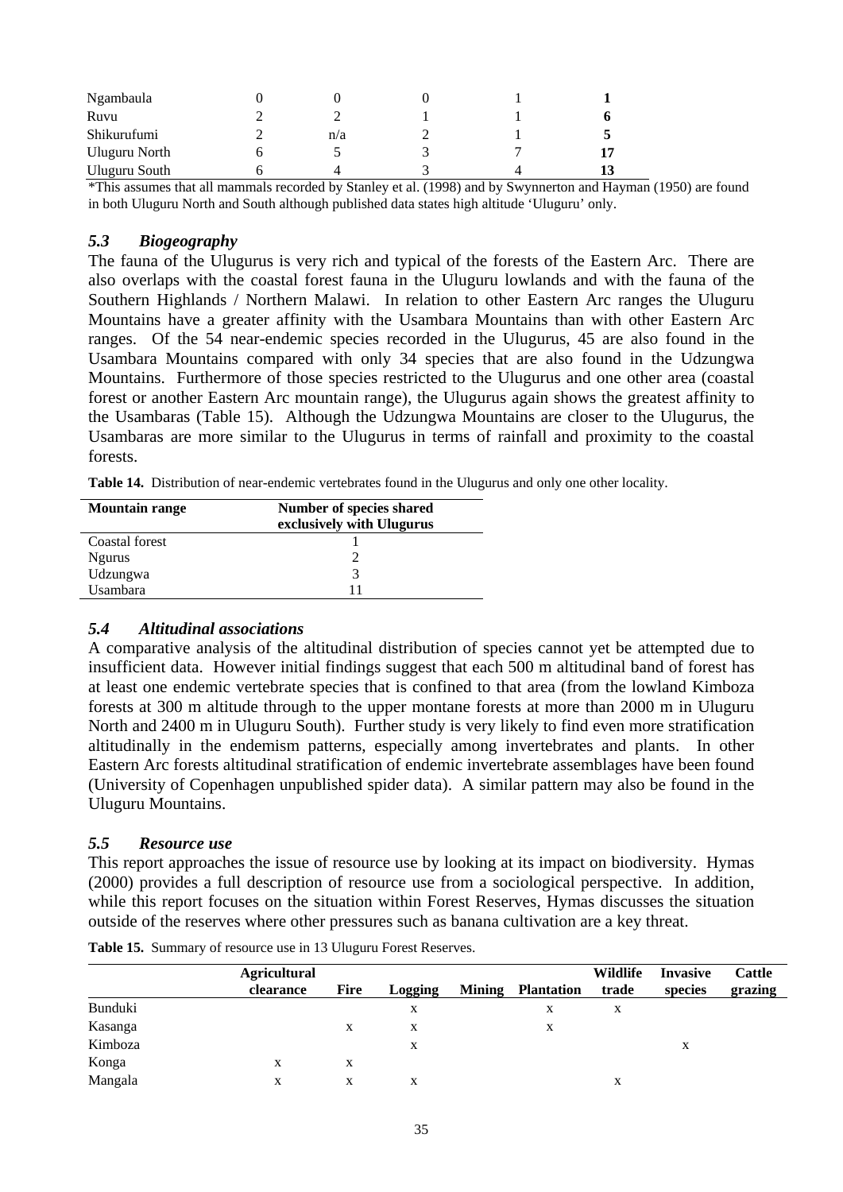| | | | | | |
|---|---|---|---|---|---|
| Ngambaula | 0 | 0 | 0 | 1 | **1** |
| Ruvu | 2 | 2 | 1 | 1 | **6** |
| Shikurufumi | 2 | n/a | 2 | 1 | **5** |
| Uluguru North | 6 | 5 | 3 | 7 | **17** |
| Uluguru South | 6 | 4 | 3 | 4 | **13** |

*This assumes that all mammals recorded by Stanley et al. (1998) and by Swynnerton and Hayman (1950) are found in both Uluguru North and South although published data states high altitude 'Uluguru' only.

### *5.3 Biogeography*

The fauna of the Ulugurus is very rich and typical of the forests of the Eastern Arc. There are also overlaps with the coastal forest fauna in the Uluguru lowlands and with the fauna of the Southern Highlands / Northern Malawi. In relation to other Eastern Arc ranges the Uluguru Mountains have a greater affinity with the Usambara Mountains than with other Eastern Arc ranges. Of the 54 near-endemic species recorded in the Ulugurus, 45 are also found in the Usambara Mountains compared with only 34 species that are also found in the Udzungwa Mountains. Furthermore of those species restricted to the Ulugurus and one other area (coastal forest or another Eastern Arc mountain range), the Ulugurus again shows the greatest affinity to the Usambaras (Table 15). Although the Udzungwa Mountains are closer to the Ulugurus, the Usambaras are more similar to the Ulugurus in terms of rainfall and proximity to the coastal forests.

**Table 14.** Distribution of near-endemic vertebrates found in the Ulugurus and only one other locality.

| Mountain range | Number of species shared exclusively with Ulugurus |
|---|---|
| Coastal forest | 1 |
| Ngurus | 2 |
| Udzungwa | 3 |
| Usambara | 11 |

### *5.4 Altitudinal associations*

A comparative analysis of the altitudinal distribution of species cannot yet be attempted due to insufficient data. However initial findings suggest that each 500 m altitudinal band of forest has at least one endemic vertebrate species that is confined to that area (from the lowland Kimboza forests at 300 m altitude through to the upper montane forests at more than 2000 m in Uluguru North and 2400 m in Uluguru South). Further study is very likely to find even more stratification altitudinally in the endemism patterns, especially among invertebrates and plants. In other Eastern Arc forests altitudinal stratification of endemic invertebrate assemblages have been found (University of Copenhagen unpublished spider data). A similar pattern may also be found in the Uluguru Mountains.

### *5.5 Resource use*

This report approaches the issue of resource use by looking at its impact on biodiversity. Hymas (2000) provides a full description of resource use from a sociological perspective. In addition, while this report focuses on the situation within Forest Reserves, Hymas discusses the situation outside of the reserves where other pressures such as banana cultivation are a key threat.

**Table 15.** Summary of resource use in 13 Uluguru Forest Reserves.

| | Agricultural clearance | Fire | Logging | Mining | Plantation | Wildlife trade | Invasive species | Cattle grazing |
|---|---|---|---|---|---|---|---|---|
| Bunduki | | | x | | x | x | | |
| Kasanga | | x | x | | x | | | |
| Kimboza | | | x | | | | x | |
| Konga | x | x | | | | | | |
| Mangala | x | x | x | | | x | | |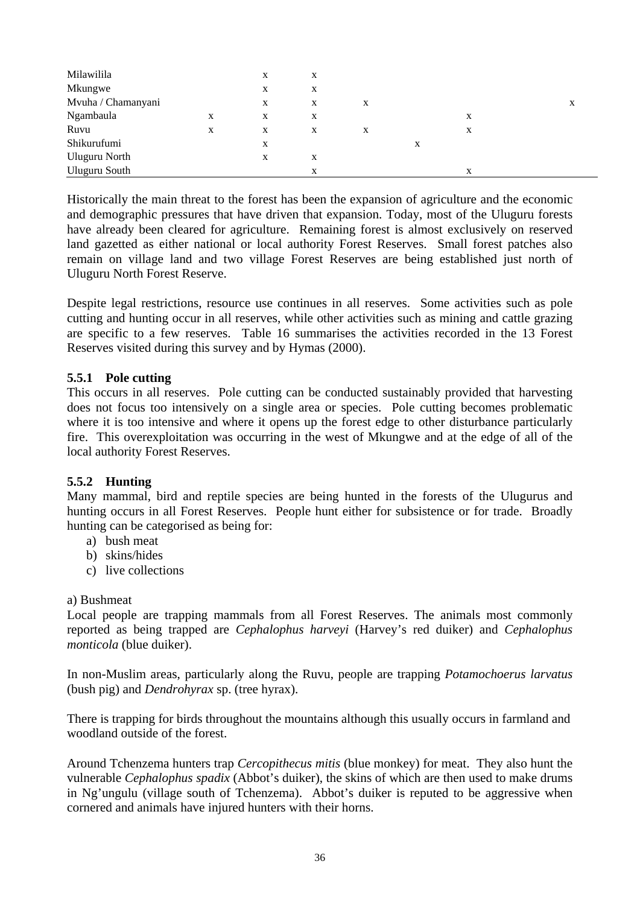| | | | | | | | | |
|---|---|---|---|---|---|---|---|---|
| Milawilila | | x | x | | | | | |
| Mkungwe | | x | x | | | | | |
| Mvuha / Chamanyani | | x | x | x | | | | x |
| Ngambaula | x | x | x | | | x | | |
| Ruvu | x | x | x | x | | x | | |
| Shikurufumi | | x | | | x | | | |
| Uluguru North | | x | x | | | | | |
| Uluguru South | | | x | | | x | | |

Historically the main threat to the forest has been the expansion of agriculture and the economic and demographic pressures that have driven that expansion. Today, most of the Uluguru forests have already been cleared for agriculture. Remaining forest is almost exclusively on reserved land gazetted as either national or local authority Forest Reserves. Small forest patches also remain on village land and two village Forest Reserves are being established just north of Uluguru North Forest Reserve.

Despite legal restrictions, resource use continues in all reserves. Some activities such as pole cutting and hunting occur in all reserves, while other activities such as mining and cattle grazing are specific to a few reserves. Table 16 summarises the activities recorded in the 13 Forest Reserves visited during this survey and by Hymas (2000).

### 5.5.1 Pole cutting

This occurs in all reserves. Pole cutting can be conducted sustainably provided that harvesting does not focus too intensively on a single area or species. Pole cutting becomes problematic where it is too intensive and where it opens up the forest edge to other disturbance particularly fire. This overexploitation was occurring in the west of Mkungwe and at the edge of all of the local authority Forest Reserves.

### 5.5.2 Hunting

Many mammal, bird and reptile species are being hunted in the forests of the Ulugurus and hunting occurs in all Forest Reserves. People hunt either for subsistence or for trade. Broadly hunting can be categorised as being for:

a) bush meat
b) skins/hides
c) live collections

a) Bushmeat

Local people are trapping mammals from all Forest Reserves. The animals most commonly reported as being trapped are *Cephalophus harveyi* (Harvey's red duiker) and *Cephalophus monticola* (blue duiker).

In non-Muslim areas, particularly along the Ruvu, people are trapping *Potamochoerus larvatus* (bush pig) and *Dendrohyrax* sp. (tree hyrax).

There is trapping for birds throughout the mountains although this usually occurs in farmland and woodland outside of the forest.

Around Tchenzema hunters trap *Cercopithecus mitis* (blue monkey) for meat. They also hunt the vulnerable *Cephalophus spadix* (Abbot's duiker), the skins of which are then used to make drums in Ng'ungulu (village south of Tchenzema). Abbot's duiker is reputed to be aggressive when cornered and animals have injured hunters with their horns.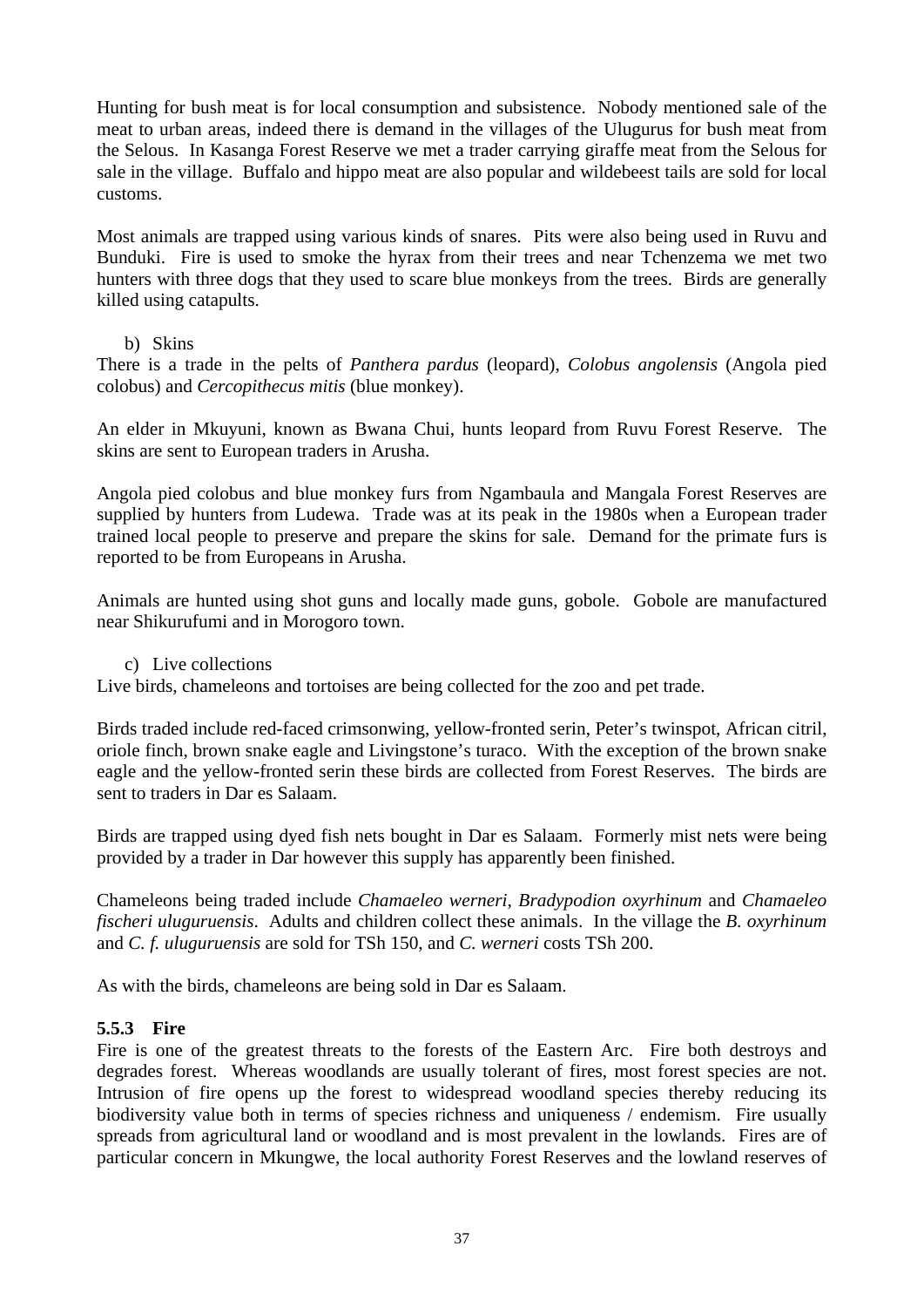Hunting for bush meat is for local consumption and subsistence. Nobody mentioned sale of the meat to urban areas, indeed there is demand in the villages of the Ulugurus for bush meat from the Selous. In Kasanga Forest Reserve we met a trader carrying giraffe meat from the Selous for sale in the village. Buffalo and hippo meat are also popular and wildebeest tails are sold for local customs.

Most animals are trapped using various kinds of snares. Pits were also being used in Ruvu and Bunduki. Fire is used to smoke the hyrax from their trees and near Tchenzema we met two hunters with three dogs that they used to scare blue monkeys from the trees. Birds are generally killed using catapults.

b) Skins

There is a trade in the pelts of *Panthera pardus* (leopard), *Colobus angolensis* (Angola pied colobus) and *Cercopithecus mitis* (blue monkey).

An elder in Mkuyuni, known as Bwana Chui, hunts leopard from Ruvu Forest Reserve. The skins are sent to European traders in Arusha.

Angola pied colobus and blue monkey furs from Ngambaula and Mangala Forest Reserves are supplied by hunters from Ludewa. Trade was at its peak in the 1980s when a European trader trained local people to preserve and prepare the skins for sale. Demand for the primate furs is reported to be from Europeans in Arusha.

Animals are hunted using shot guns and locally made guns, gobole. Gobole are manufactured near Shikurufumi and in Morogoro town.

c) Live collections

Live birds, chameleons and tortoises are being collected for the zoo and pet trade.

Birds traded include red-faced crimsonwing, yellow-fronted serin, Peter's twinspot, African citril, oriole finch, brown snake eagle and Livingstone's turaco. With the exception of the brown snake eagle and the yellow-fronted serin these birds are collected from Forest Reserves. The birds are sent to traders in Dar es Salaam.

Birds are trapped using dyed fish nets bought in Dar es Salaam. Formerly mist nets were being provided by a trader in Dar however this supply has apparently been finished.

Chameleons being traded include *Chamaeleo werneri*, *Bradypodion oxyrhinum* and *Chamaeleo fischeri uluguruensis*. Adults and children collect these animals. In the village the *B. oxyrhinum* and *C. f. uluguruensis* are sold for TSh 150, and *C. werneri* costs TSh 200.

As with the birds, chameleons are being sold in Dar es Salaam.

### 5.5.3 Fire

Fire is one of the greatest threats to the forests of the Eastern Arc. Fire both destroys and degrades forest. Whereas woodlands are usually tolerant of fires, most forest species are not. Intrusion of fire opens up the forest to widespread woodland species thereby reducing its biodiversity value both in terms of species richness and uniqueness / endemism. Fire usually spreads from agricultural land or woodland and is most prevalent in the lowlands. Fires are of particular concern in Mkungwe, the local authority Forest Reserves and the lowland reserves of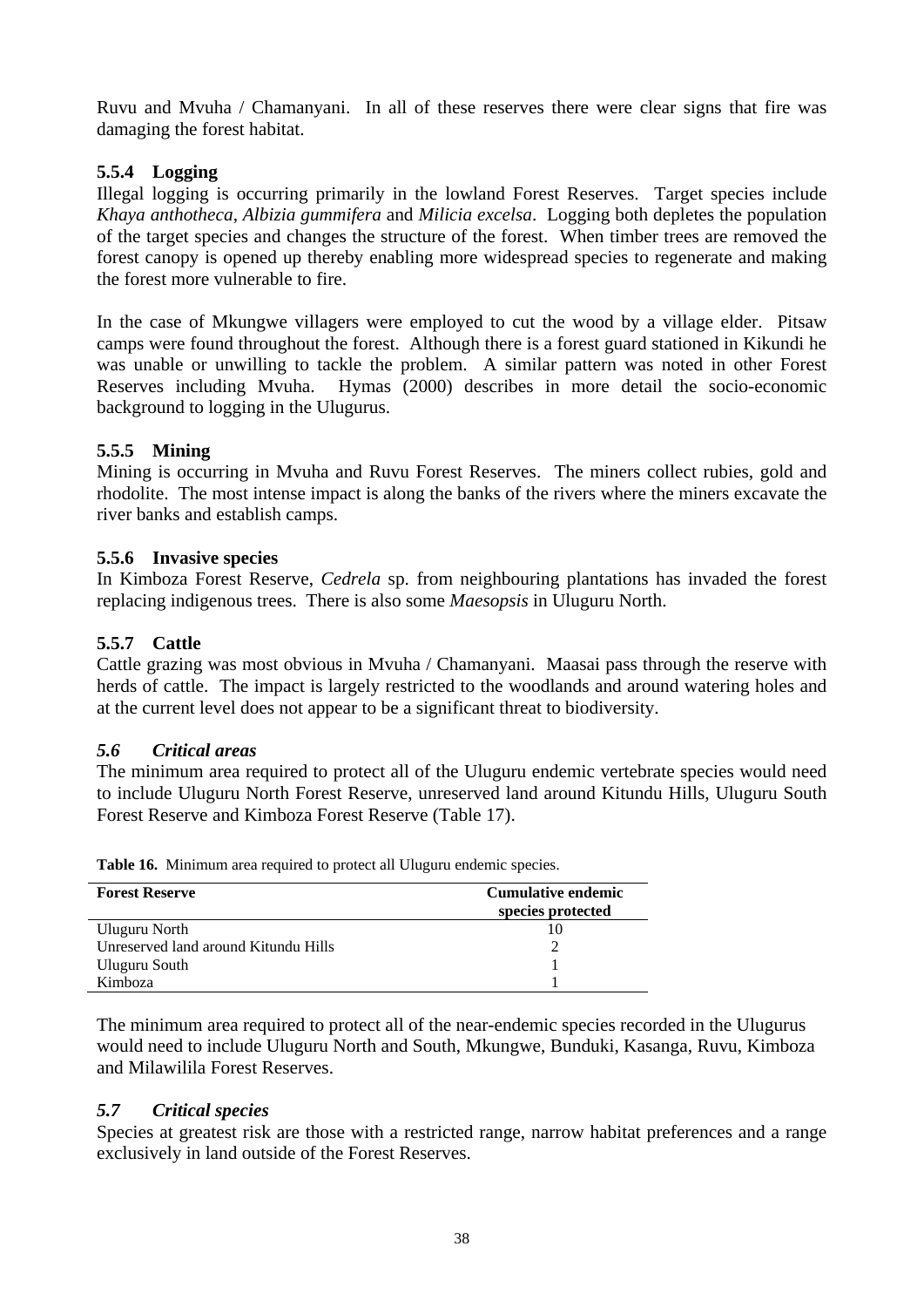Ruvu and Mvuha / Chamanyani. In all of these reserves there were clear signs that fire was damaging the forest habitat.

### 5.5.4 Logging

Illegal logging is occurring primarily in the lowland Forest Reserves. Target species include *Khaya anthotheca*, *Albizia gummifera* and *Milicia excelsa*. Logging both depletes the population of the target species and changes the structure of the forest. When timber trees are removed the forest canopy is opened up thereby enabling more widespread species to regenerate and making the forest more vulnerable to fire.

In the case of Mkungwe villagers were employed to cut the wood by a village elder. Pitsaw camps were found throughout the forest. Although there is a forest guard stationed in Kikundi he was unable or unwilling to tackle the problem. A similar pattern was noted in other Forest Reserves including Mvuha. Hymas (2000) describes in more detail the socio-economic background to logging in the Ulugurus.

### 5.5.5 Mining

Mining is occurring in Mvuha and Ruvu Forest Reserves. The miners collect rubies, gold and rhodolite. The most intense impact is along the banks of the rivers where the miners excavate the river banks and establish camps.

### 5.5.6 Invasive species

In Kimboza Forest Reserve, *Cedrela* sp. from neighbouring plantations has invaded the forest replacing indigenous trees. There is also some *Maesopsis* in Uluguru North.

### 5.5.7 Cattle

Cattle grazing was most obvious in Mvuha / Chamanyani. Maasai pass through the reserve with herds of cattle. The impact is largely restricted to the woodlands and around watering holes and at the current level does not appear to be a significant threat to biodiversity.

## *5.6 Critical areas*

The minimum area required to protect all of the Uluguru endemic vertebrate species would need to include Uluguru North Forest Reserve, unreserved land around Kitundu Hills, Uluguru South Forest Reserve and Kimboza Forest Reserve (Table 17).

**Table 16.** Minimum area required to protect all Uluguru endemic species.

| Forest Reserve | Cumulative endemic species protected |
|---|---|
| Uluguru North | 10 |
| Unreserved land around Kitundu Hills | 2 |
| Uluguru South | 1 |
| Kimboza | 1 |

The minimum area required to protect all of the near-endemic species recorded in the Ulugurus would need to include Uluguru North and South, Mkungwe, Bunduki, Kasanga, Ruvu, Kimboza and Milawilila Forest Reserves.

## *5.7 Critical species*

Species at greatest risk are those with a restricted range, narrow habitat preferences and a range exclusively in land outside of the Forest Reserves.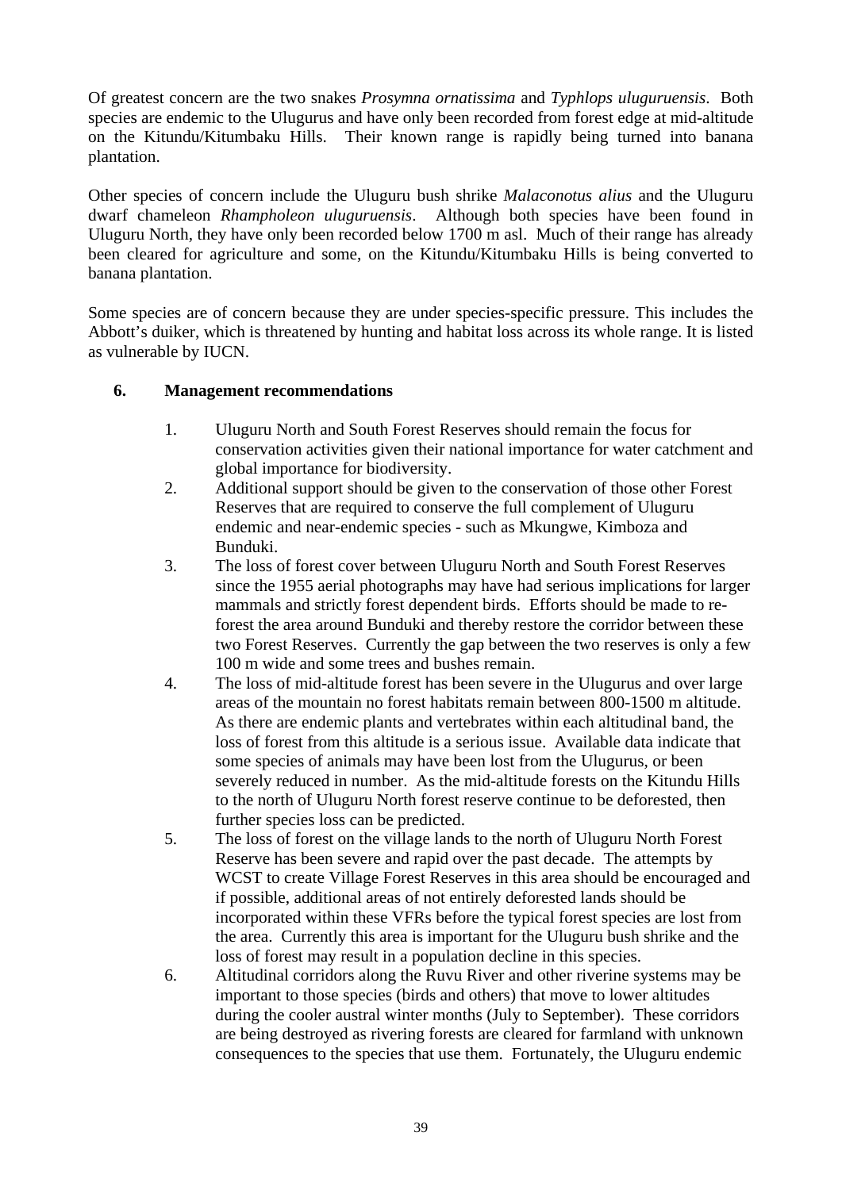Of greatest concern are the two snakes *Prosymna ornatissima* and *Typhlops uluguruensis*. Both species are endemic to the Ulugurus and have only been recorded from forest edge at mid-altitude on the Kitundu/Kitumbaku Hills. Their known range is rapidly being turned into banana plantation.

Other species of concern include the Uluguru bush shrike *Malaconotus alius* and the Uluguru dwarf chameleon *Rhampholeon uluguruensis*. Although both species have been found in Uluguru North, they have only been recorded below 1700 m asl. Much of their range has already been cleared for agriculture and some, on the Kitundu/Kitumbaku Hills is being converted to banana plantation.

Some species are of concern because they are under species-specific pressure. This includes the Abbott's duiker, which is threatened by hunting and habitat loss across its whole range. It is listed as vulnerable by IUCN.

## 6. Management recommendations

1. Uluguru North and South Forest Reserves should remain the focus for conservation activities given their national importance for water catchment and global importance for biodiversity.
2. Additional support should be given to the conservation of those other Forest Reserves that are required to conserve the full complement of Uluguru endemic and near-endemic species - such as Mkungwe, Kimboza and Bunduki.
3. The loss of forest cover between Uluguru North and South Forest Reserves since the 1955 aerial photographs may have had serious implications for larger mammals and strictly forest dependent birds. Efforts should be made to re-forest the area around Bunduki and thereby restore the corridor between these two Forest Reserves. Currently the gap between the two reserves is only a few 100 m wide and some trees and bushes remain.
4. The loss of mid-altitude forest has been severe in the Ulugurus and over large areas of the mountain no forest habitats remain between 800-1500 m altitude. As there are endemic plants and vertebrates within each altitudinal band, the loss of forest from this altitude is a serious issue. Available data indicate that some species of animals may have been lost from the Ulugurus, or been severely reduced in number. As the mid-altitude forests on the Kitundu Hills to the north of Uluguru North forest reserve continue to be deforested, then further species loss can be predicted.
5. The loss of forest on the village lands to the north of Uluguru North Forest Reserve has been severe and rapid over the past decade. The attempts by WCST to create Village Forest Reserves in this area should be encouraged and if possible, additional areas of not entirely deforested lands should be incorporated within these VFRs before the typical forest species are lost from the area. Currently this area is important for the Uluguru bush shrike and the loss of forest may result in a population decline in this species.
6. Altitudinal corridors along the Ruvu River and other riverine systems may be important to those species (birds and others) that move to lower altitudes during the cooler austral winter months (July to September). These corridors are being destroyed as rivering forests are cleared for farmland with unknown consequences to the species that use them. Fortunately, the Uluguru endemic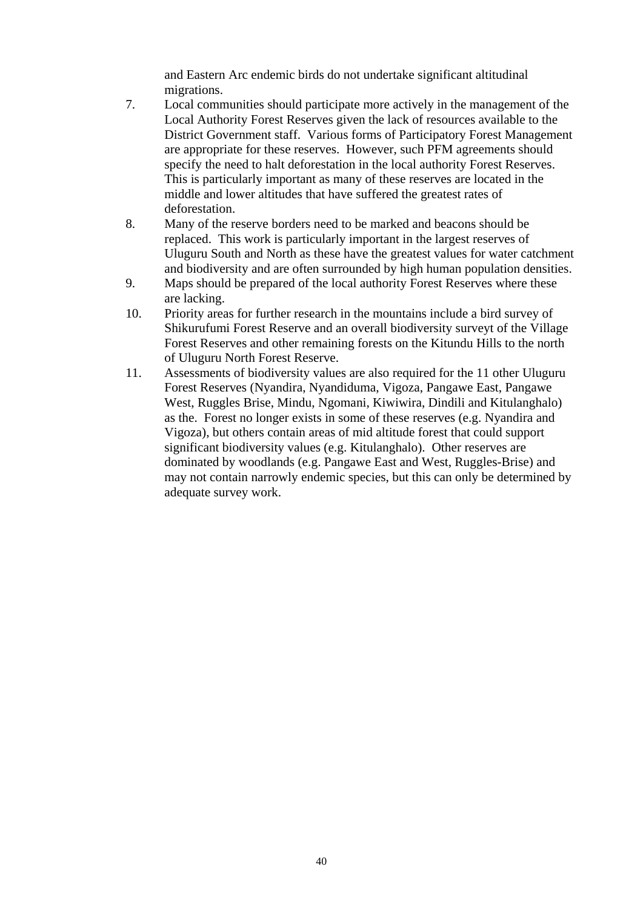and Eastern Arc endemic birds do not undertake significant altitudinal migrations.

7. Local communities should participate more actively in the management of the Local Authority Forest Reserves given the lack of resources available to the District Government staff. Various forms of Participatory Forest Management are appropriate for these reserves. However, such PFM agreements should specify the need to halt deforestation in the local authority Forest Reserves. This is particularly important as many of these reserves are located in the middle and lower altitudes that have suffered the greatest rates of deforestation.
8. Many of the reserve borders need to be marked and beacons should be replaced. This work is particularly important in the largest reserves of Uluguru South and North as these have the greatest values for water catchment and biodiversity and are often surrounded by high human population densities.
9. Maps should be prepared of the local authority Forest Reserves where these are lacking.
10. Priority areas for further research in the mountains include a bird survey of Shikurufumi Forest Reserve and an overall biodiversity surveyt of the Village Forest Reserves and other remaining forests on the Kitundu Hills to the north of Uluguru North Forest Reserve.
11. Assessments of biodiversity values are also required for the 11 other Uluguru Forest Reserves (Nyandira, Nyandiduma, Vigoza, Pangawe East, Pangawe West, Ruggles Brise, Mindu, Ngomani, Kiwiwira, Dindili and Kitulanghalo) as the. Forest no longer exists in some of these reserves (e.g. Nyandira and Vigoza), but others contain areas of mid altitude forest that could support significant biodiversity values (e.g. Kitulanghalo). Other reserves are dominated by woodlands (e.g. Pangawe East and West, Ruggles-Brise) and may not contain narrowly endemic species, but this can only be determined by adequate survey work.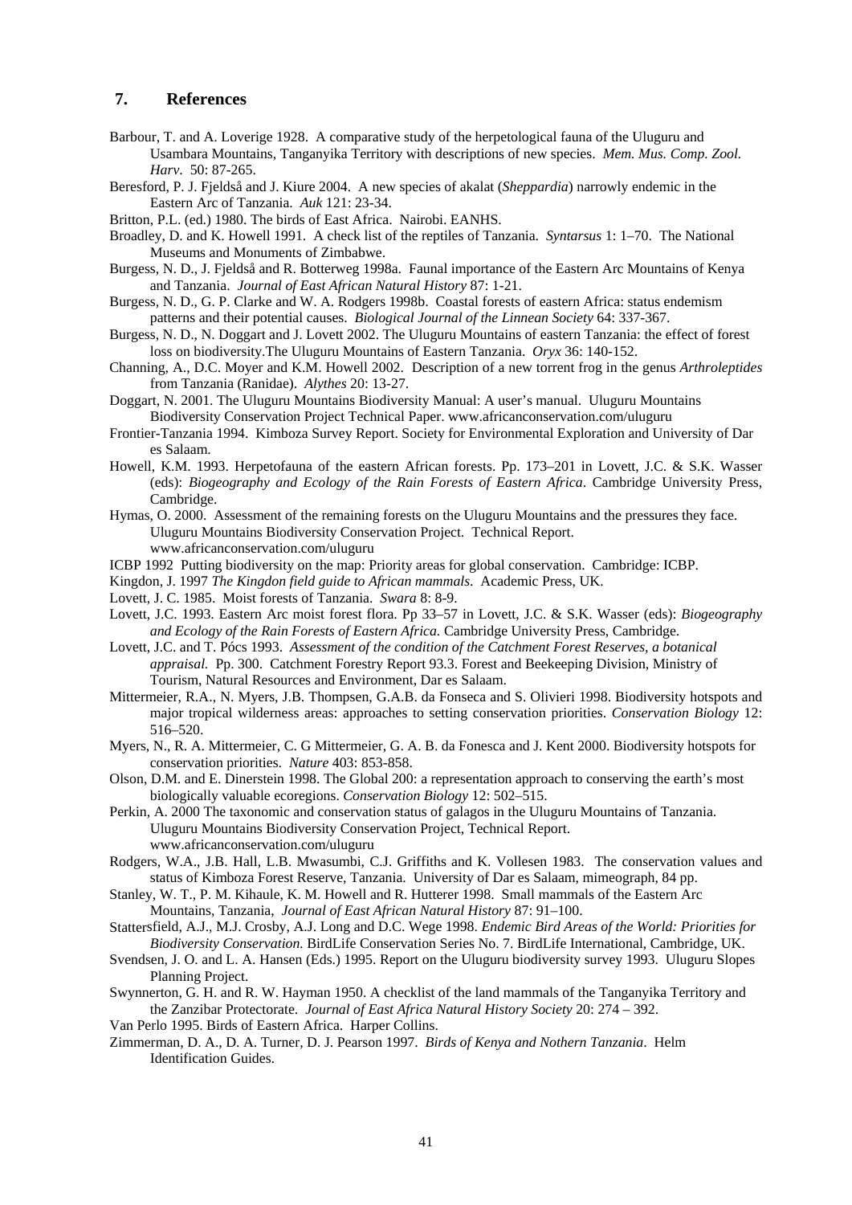## 7. References

Barbour, T. and A. Loverige 1928. A comparative study of the herpetological fauna of the Uluguru and Usambara Mountains, Tanganyika Territory with descriptions of new species. *Mem. Mus. Comp. Zool. Harv*. 50: 87-265.

Beresford, P. J. Fjeldså and J. Kiure 2004. A new species of akalat (*Sheppardia*) narrowly endemic in the Eastern Arc of Tanzania. *Auk* 121: 23-34.

Britton, P.L. (ed.) 1980. The birds of East Africa. Nairobi. EANHS.

Broadley, D. and K. Howell 1991. A check list of the reptiles of Tanzania. *Syntarsus* 1: 1–70. The National Museums and Monuments of Zimbabwe.

Burgess, N. D., J. Fjeldså and R. Botterweg 1998a. Faunal importance of the Eastern Arc Mountains of Kenya and Tanzania. *Journal of East African Natural History* 87: 1-21.

Burgess, N. D., G. P. Clarke and W. A. Rodgers 1998b. Coastal forests of eastern Africa: status endemism patterns and their potential causes. *Biological Journal of the Linnean Society* 64: 337-367.

Burgess, N. D., N. Doggart and J. Lovett 2002. The Uluguru Mountains of eastern Tanzania: the effect of forest loss on biodiversity.The Uluguru Mountains of Eastern Tanzania. *Oryx* 36: 140-152.

Channing, A., D.C. Moyer and K.M. Howell 2002. Description of a new torrent frog in the genus *Arthroleptides* from Tanzania (Ranidae). *Alythes* 20: 13-27.

Doggart, N. 2001. The Uluguru Mountains Biodiversity Manual: A user's manual. Uluguru Mountains Biodiversity Conservation Project Technical Paper. www.africanconservation.com/uluguru

Frontier-Tanzania 1994. Kimboza Survey Report. Society for Environmental Exploration and University of Dar es Salaam.

Howell, K.M. 1993. Herpetofauna of the eastern African forests. Pp. 173–201 in Lovett, J.C. & S.K. Wasser (eds): *Biogeography and Ecology of the Rain Forests of Eastern Africa*. Cambridge University Press, Cambridge.

Hymas, O. 2000. Assessment of the remaining forests on the Uluguru Mountains and the pressures they face. Uluguru Mountains Biodiversity Conservation Project. Technical Report. www.africanconservation.com/uluguru

ICBP 1992 Putting biodiversity on the map: Priority areas for global conservation. Cambridge: ICBP.

Kingdon, J. 1997 *The Kingdon field guide to African mammals*. Academic Press, UK.

Lovett, J. C. 1985. Moist forests of Tanzania. *Swara* 8: 8-9.

Lovett, J.C. 1993. Eastern Arc moist forest flora. Pp 33–57 in Lovett, J.C. & S.K. Wasser (eds): *Biogeography and Ecology of the Rain Forests of Eastern Africa.* Cambridge University Press, Cambridge.

Lovett, J.C. and T. Pócs 1993. *Assessment of the condition of the Catchment Forest Reserves, a botanical appraisal.* Pp. 300. Catchment Forestry Report 93.3. Forest and Beekeeping Division, Ministry of Tourism, Natural Resources and Environment, Dar es Salaam.

Mittermeier, R.A., N. Myers, J.B. Thompsen, G.A.B. da Fonseca and S. Olivieri 1998. Biodiversity hotspots and major tropical wilderness areas: approaches to setting conservation priorities. *Conservation Biology* 12: 516–520.

Myers, N., R. A. Mittermeier, C. G Mittermeier, G. A. B. da Fonesca and J. Kent 2000. Biodiversity hotspots for conservation priorities. *Nature* 403: 853-858.

Olson, D.M. and E. Dinerstein 1998. The Global 200: a representation approach to conserving the earth's most biologically valuable ecoregions. *Conservation Biology* 12: 502–515.

Perkin, A. 2000 The taxonomic and conservation status of galagos in the Uluguru Mountains of Tanzania. Uluguru Mountains Biodiversity Conservation Project, Technical Report. www.africanconservation.com/uluguru

Rodgers, W.A., J.B. Hall, L.B. Mwasumbi, C.J. Griffiths and K. Vollesen 1983. The conservation values and status of Kimboza Forest Reserve, Tanzania. University of Dar es Salaam, mimeograph, 84 pp.

Stanley, W. T., P. M. Kihaule, K. M. Howell and R. Hutterer 1998. Small mammals of the Eastern Arc Mountains, Tanzania, *Journal of East African Natural History* 87: 91–100.

Stattersfield, A.J., M.J. Crosby, A.J. Long and D.C. Wege 1998. *Endemic Bird Areas of the World: Priorities for Biodiversity Conservation.* BirdLife Conservation Series No. 7. BirdLife International, Cambridge, UK.

Svendsen, J. O. and L. A. Hansen (Eds.) 1995. Report on the Uluguru biodiversity survey 1993. Uluguru Slopes Planning Project.

Swynnerton, G. H. and R. W. Hayman 1950. A checklist of the land mammals of the Tanganyika Territory and the Zanzibar Protectorate. *Journal of East Africa Natural History Society* 20: 274 – 392.

Van Perlo 1995. Birds of Eastern Africa. Harper Collins.

Zimmerman, D. A., D. A. Turner, D. J. Pearson 1997. *Birds of Kenya and Nothern Tanzania*. Helm Identification Guides.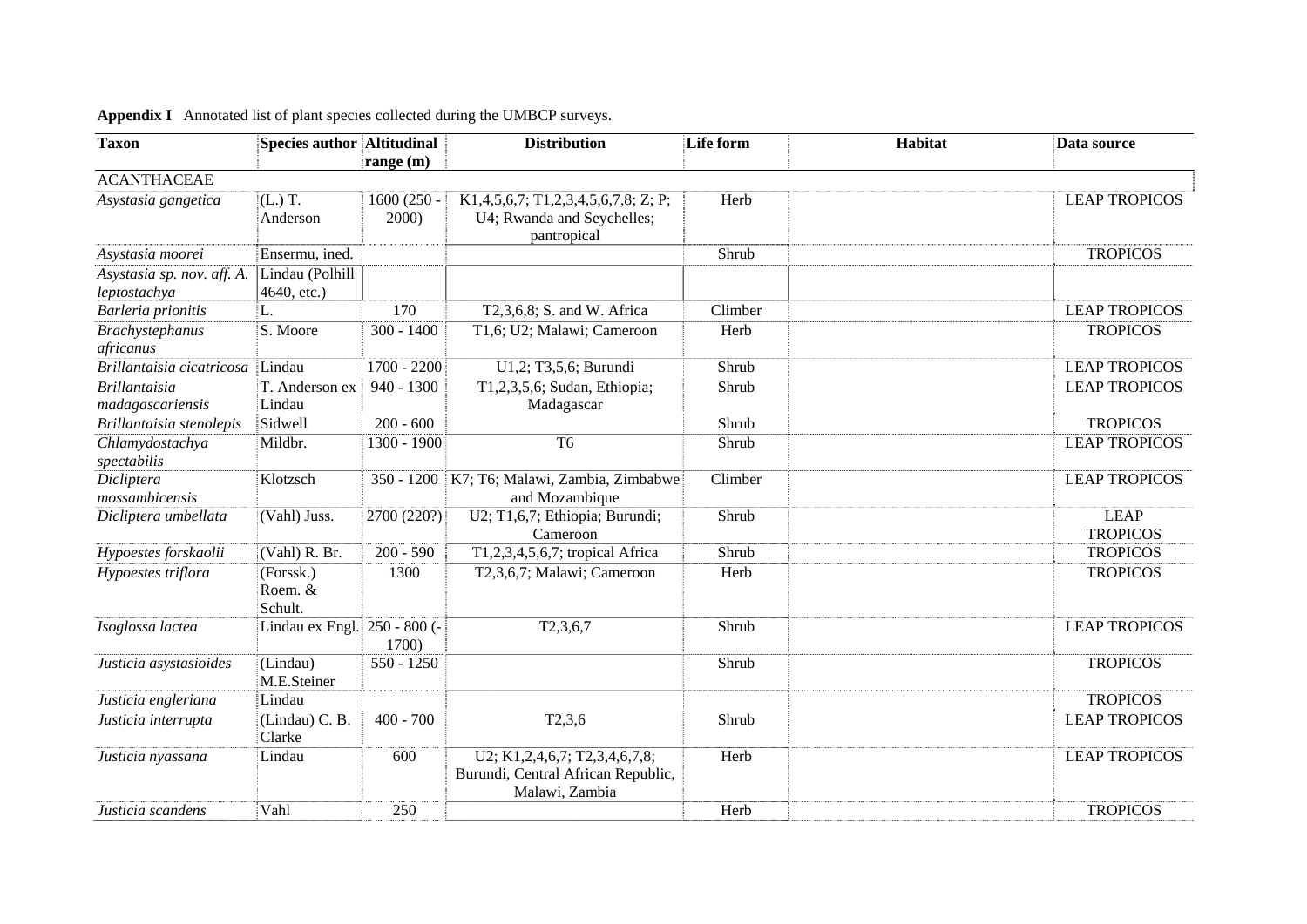**Appendix I** Annotated list of plant species collected during the UMBCP surveys.

| Taxon | Species author | Altitudinal range (m) | Distribution | Life form | Habitat | Data source |
|---|---|---|---|---|---|---|
| ACANTHACEAE | | | | | | |
| *Asystasia gangetica* | (L.) T. Anderson | 1600 (250 - 2000) | K1,4,5,6,7; T1,2,3,4,5,6,7,8; Z; P; U4; Rwanda and Seychelles; pantropical | Herb | | LEAP TROPICOS |
| *Asystasia moorei* | Ensermu, ined. | | | Shrub | | TROPICOS |
| *Asystasia sp. nov. aff. A. leptostachya* | Lindau (Polhill 4640, etc.) | | | | | |
| *Barleria prionitis* | L. | 170 | T2,3,6,8; S. and W. Africa | Climber | | LEAP TROPICOS |
| *Brachystephanus africanus* | S. Moore | 300 - 1400 | T1,6; U2; Malawi; Cameroon | Herb | | TROPICOS |
| *Brillantaisia cicatricosa* | Lindau | 1700 - 2200 | U1,2; T3,5,6; Burundi | Shrub | | LEAP TROPICOS |
| *Brillantaisia madagascariensis* | T. Anderson ex Lindau | 940 - 1300 | T1,2,3,5,6; Sudan, Ethiopia; Madagascar | Shrub | | LEAP TROPICOS |
| *Brillantaisia stenolepis* | Sidwell | 200 - 600 | | Shrub | | TROPICOS |
| *Chlamydostachya spectabilis* | Mildbr. | 1300 - 1900 | T6 | Shrub | | LEAP TROPICOS |
| *Dicliptera mossambicensis* | Klotzsch | 350 - 1200 | K7; T6; Malawi, Zambia, Zimbabwe and Mozambique | Climber | | LEAP TROPICOS |
| *Dicliptera umbellata* | (Vahl) Juss. | 2700 (220?) | U2; T1,6,7; Ethiopia; Burundi; Cameroon | Shrub | | LEAP TROPICOS |
| *Hypoestes forskaolii* | (Vahl) R. Br. | 200 - 590 | T1,2,3,4,5,6,7; tropical Africa | Shrub | | TROPICOS |
| *Hypoestes triflora* | (Forssk.) Roem. & Schult. | 1300 | T2,3,6,7; Malawi; Cameroon | Herb | | TROPICOS |
| *Isoglossa lactea* | Lindau ex Engl. | 250 - 800 (-1700) | T2,3,6,7 | Shrub | | LEAP TROPICOS |
| *Justicia asystasioides* | (Lindau) M.E.Steiner | 550 - 1250 | | Shrub | | TROPICOS |
| *Justicia engleriana* | Lindau | | | | | TROPICOS |
| *Justicia interrupta* | (Lindau) C. B. Clarke | 400 - 700 | T2,3,6 | Shrub | | LEAP TROPICOS |
| *Justicia nyassana* | Lindau | 600 | U2; K1,2,4,6,7; T2,3,4,6,7,8; Burundi, Central African Republic, Malawi, Zambia | Herb | | LEAP TROPICOS |
| *Justicia scandens* | Vahl | 250 | | Herb | | TROPICOS |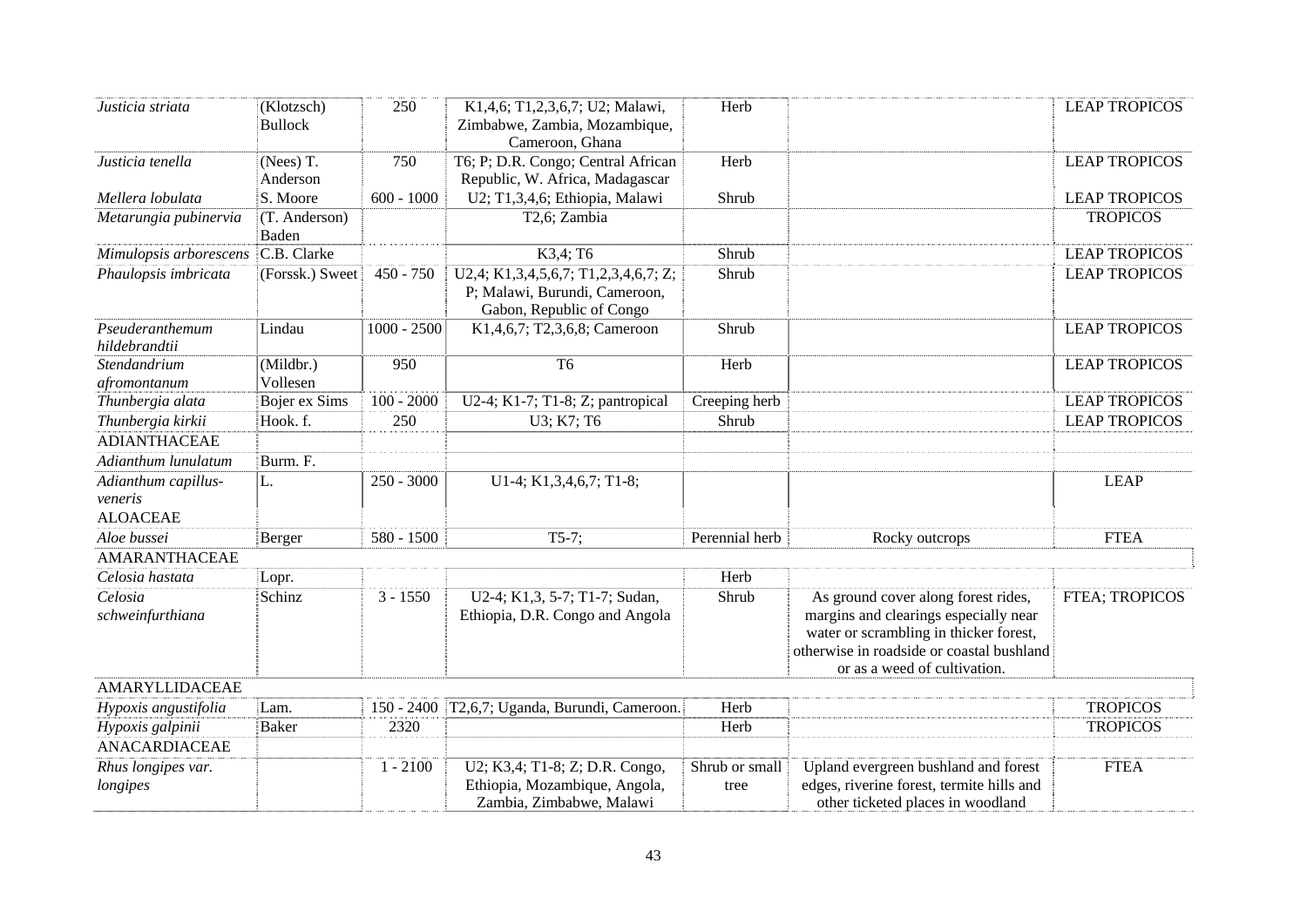| | | | | | | |
|---|---|---|---|---|---|---|
| *Justicia striata* | (Klotzsch) Bullock | 250 | K1,4,6; T1,2,3,6,7; U2; Malawi, Zimbabwe, Zambia, Mozambique, Cameroon, Ghana | Herb | | LEAP TROPICOS |
| *Justicia tenella* | (Nees) T. Anderson | 750 | T6; P; D.R. Congo; Central African Republic, W. Africa, Madagascar | Herb | | LEAP TROPICOS |
| *Mellera lobulata* | S. Moore | 600 - 1000 | U2; T1,3,4,6; Ethiopia, Malawi | Shrub | | LEAP TROPICOS |
| *Metarungia pubinervia* | (T. Anderson) Baden | | T2,6; Zambia | | | TROPICOS |
| *Mimulopsis arborescens* | C.B. Clarke | | K3,4; T6 | Shrub | | LEAP TROPICOS |
| *Phaulopsis imbricata* | (Forssk.) Sweet | 450 - 750 | U2,4; K1,3,4,5,6,7; T1,2,3,4,6,7; Z; P; Malawi, Burundi, Cameroon, Gabon, Republic of Congo | Shrub | | LEAP TROPICOS |
| *Pseuderanthemum hildebrandtii* | Lindau | 1000 - 2500 | K1,4,6,7; T2,3,6,8; Cameroon | Shrub | | LEAP TROPICOS |
| *Stendandrium afromontanum* | (Mildbr.) Vollesen | 950 | T6 | Herb | | LEAP TROPICOS |
| *Thunbergia alata* | Bojer ex Sims | 100 - 2000 | U2-4; K1-7; T1-8; Z; pantropical | Creeping herb | | LEAP TROPICOS |
| *Thunbergia kirkii* | Hook. f. | 250 | U3; K7; T6 | Shrub | | LEAP TROPICOS |
| ADIANTHACEAE | | | | | | |
| *Adianthum lunulatum* | Burm. F. | | | | | |
| *Adianthum capillus-veneris* | L. | 250 - 3000 | U1-4; K1,3,4,6,7; T1-8; | | | LEAP |
| ALOACEAE | | | | | | |
| *Aloe bussei* | Berger | 580 - 1500 | T5-7; | Perennial herb | Rocky outcrops | FTEA |
| AMARANTHACEAE | | | | | | |
| *Celosia hastata* | Lopr. | | | Herb | | |
| *Celosia schweinfurthiana* | Schinz | 3 - 1550 | U2-4; K1,3, 5-7; T1-7; Sudan, Ethiopia, D.R. Congo and Angola | Shrub | As ground cover along forest rides, margins and clearings especially near water or scrambling in thicker forest, otherwise in roadside or coastal bushland or as a weed of cultivation. | FTEA; TROPICOS |
| AMARYLLIDACEAE | | | | | | |
| *Hypoxis angustifolia* | Lam. | 150 - 2400 | T2,6,7; Uganda, Burundi, Cameroon. | Herb | | TROPICOS |
| *Hypoxis galpinii* | Baker | 2320 | | Herb | | TROPICOS |
| ANACARDIACEAE | | | | | | |
| *Rhus longipes var. longipes* | | 1 - 2100 | U2; K3,4; T1-8; Z; D.R. Congo, Ethiopia, Mozambique, Angola, Zambia, Zimbabwe, Malawi | Shrub or small tree | Upland evergreen bushland and forest edges, riverine forest, termite hills and other ticketed places in woodland | FTEA |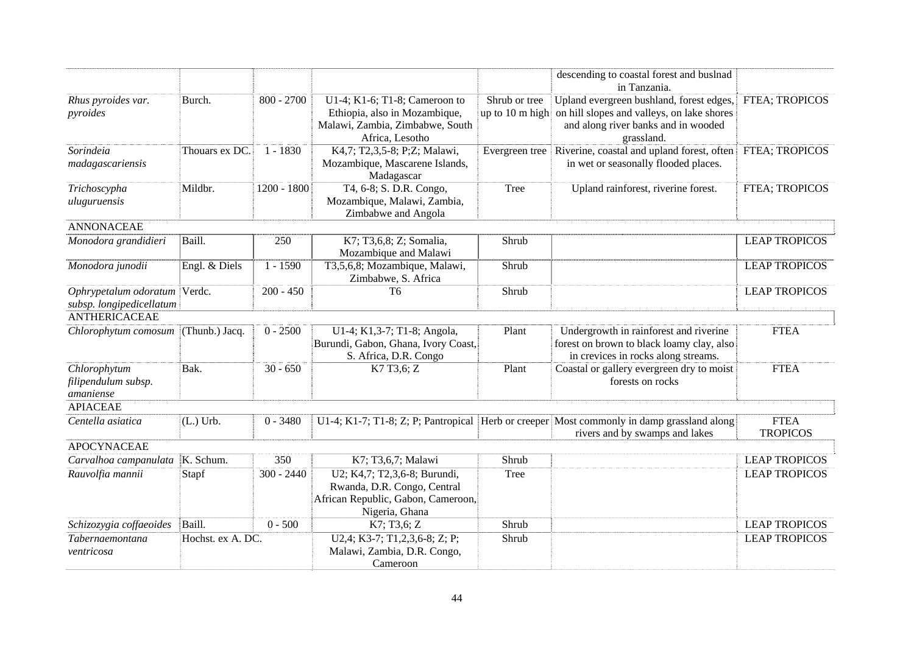| | | | | | | |
|---|---|---|---|---|---|---|
| | | | | | descending to coastal forest and buslnad in Tanzania. | |
| *Rhus pyroides var. pyroides* | Burch. | 800 - 2700 | U1-4; K1-6; T1-8; Cameroon to Ethiopia, also in Mozambique, Malawi, Zambia, Zimbabwe, South Africa, Lesotho | Shrub or tree up to 10 m high | Upland evergreen bushland, forest edges, on hill slopes and valleys, on lake shores and along river banks and in wooded grassland. | FTEA; TROPICOS |
| *Sorindeia madagascariensis* | Thouars ex DC. | 1 - 1830 | K4,7; T2,3,5-8; P;Z; Malawi, Mozambique, Mascarene Islands, Madagascar | Evergreen tree | Riverine, coastal and upland forest, often in wet or seasonally flooded places. | FTEA; TROPICOS |
| *Trichoscypha uluguruensis* | Mildbr. | 1200 - 1800 | T4, 6-8; S. D.R. Congo, Mozambique, Malawi, Zambia, Zimbabwe and Angola | Tree | Upland rainforest, riverine forest. | FTEA; TROPICOS |
| ANNONACEAE | | | | | | |
| *Monodora grandidieri* | Baill. | 250 | K7; T3,6,8; Z; Somalia, Mozambique and Malawi | Shrub | | LEAP TROPICOS |
| *Monodora junodii* | Engl. & Diels | 1 - 1590 | T3,5,6,8; Mozambique, Malawi, Zimbabwe, S. Africa | Shrub | | LEAP TROPICOS |
| *Ophrypetalum odoratum subsp. longipedicellatum* | Verdc. | 200 - 450 | T6 | Shrub | | LEAP TROPICOS |
| ANTHERICACEAE | | | | | | |
| *Chlorophytum comosum* | (Thunb.) Jacq. | 0 - 2500 | U1-4; K1,3-7; T1-8; Angola, Burundi, Gabon, Ghana, Ivory Coast, S. Africa, D.R. Congo | Plant | Undergrowth in rainforest and riverine forest on brown to black loamy clay, also in crevices in rocks along streams. | FTEA |
| *Chlorophytum filipendulum subsp. amaniense* | Bak. | 30 - 650 | K7 T3,6; Z | Plant | Coastal or gallery evergreen dry to moist forests on rocks | FTEA |
| APIACEAE | | | | | | |
| *Centella asiatica* | (L.) Urb. | 0 - 3480 | U1-4; K1-7; T1-8; Z; P; Pantropical | Herb or creeper | Most commonly in damp grassland along rivers and by swamps and lakes | FTEA TROPICOS |
| APOCYNACEAE | | | | | | |
| *Carvalhoa campanulata* | K. Schum. | 350 | K7; T3,6,7; Malawi | Shrub | | LEAP TROPICOS |
| *Rauvolfia mannii* | Stapf | 300 - 2440 | U2; K4,7; T2,3,6-8; Burundi, Rwanda, D.R. Congo, Central African Republic, Gabon, Cameroon, Nigeria, Ghana | Tree | | LEAP TROPICOS |
| *Schizozygia coffaeoides* | Baill. | 0 - 500 | K7; T3,6; Z | Shrub | | LEAP TROPICOS |
| *Tabernaemontana ventricosa* | Hochst. ex A. DC. | | U2,4; K3-7; T1,2,3,6-8; Z; P; Malawi, Zambia, D.R. Congo, Cameroon | Shrub | | LEAP TROPICOS |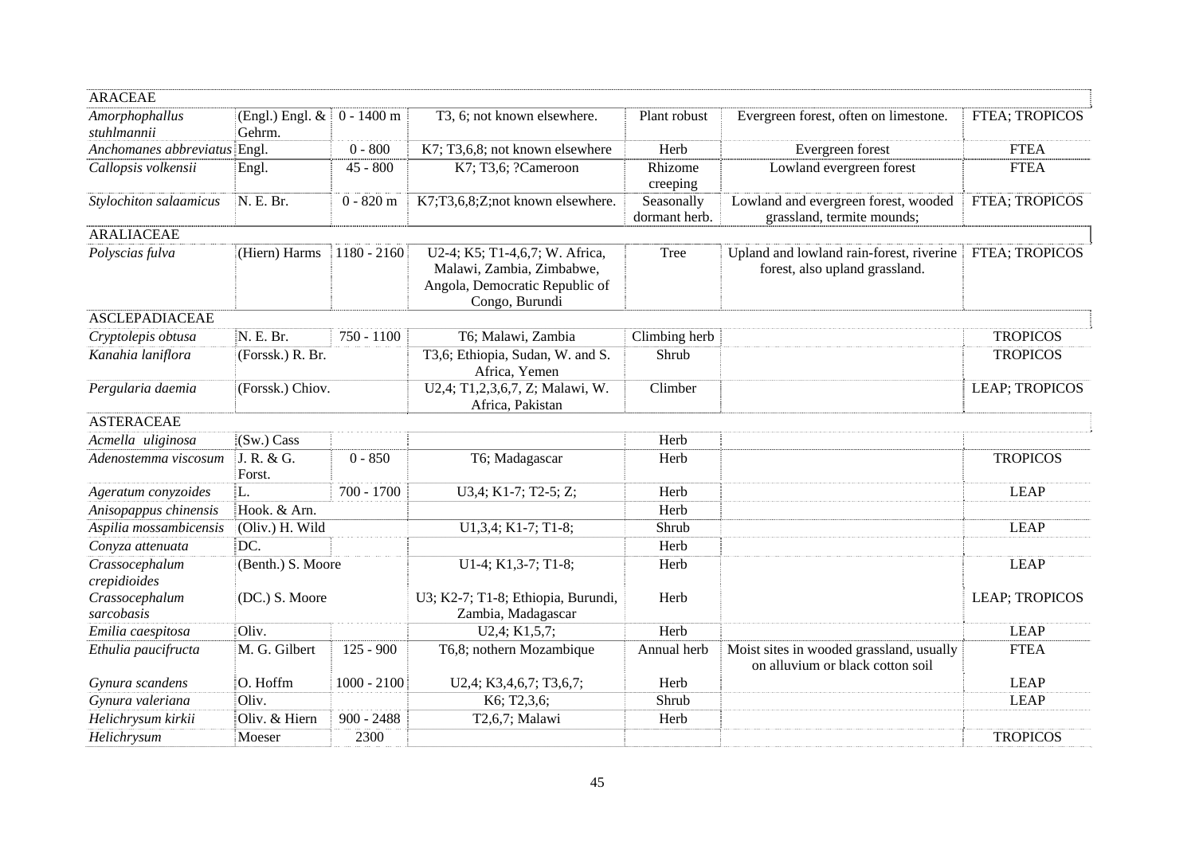| | | | | | | |
|---|---|---|---|---|---|---|
| ARACEAE | | | | | | |
| *Amorphophallus stuhlmannii* | (Engl.) Engl. & Gehrm. | 0 - 1400 m | T3, 6; not known elsewhere. | Plant robust | Evergreen forest, often on limestone. | FTEA; TROPICOS |
| *Anchomanes abbreviatus* | Engl. | 0 - 800 | K7; T3,6,8; not known elsewhere | Herb | Evergreen forest | FTEA |
| *Callopsis volkensii* | Engl. | 45 - 800 | K7; T3,6; ?Cameroon | Rhizome creeping | Lowland evergreen forest | FTEA |
| *Stylochiton salaamicus* | N. E. Br. | 0 - 820 m | K7;T3,6,8;Z;not known elsewhere. | Seasonally dormant herb. | Lowland and evergreen forest, wooded grassland, termite mounds; | FTEA; TROPICOS |
| ARALIACEAE | | | | | | |
| *Polyscias fulva* | (Hiern) Harms | 1180 - 2160 | U2-4; K5; T1-4,6,7; W. Africa, Malawi, Zambia, Zimbabwe, Angola, Democratic Republic of Congo, Burundi | Tree | Upland and lowland rain-forest, riverine forest, also upland grassland. | FTEA; TROPICOS |
| ASCLEPADIACEAE | | | | | | |
| *Cryptolepis obtusa* | N. E. Br. | 750 - 1100 | T6; Malawi, Zambia | Climbing herb | | TROPICOS |
| *Kanahia laniflora* | (Forssk.) R. Br. | | T3,6; Ethiopia, Sudan, W. and S. Africa, Yemen | Shrub | | TROPICOS |
| *Pergularia daemia* | (Forssk.) Chiov. | | U2,4; T1,2,3,6,7, Z; Malawi, W. Africa, Pakistan | Climber | | LEAP; TROPICOS |
| ASTERACEAE | | | | | | |
| *Acmella uliginosa* | (Sw.) Cass | | | Herb | | |
| *Adenostemma viscosum* | J. R. & G. Forst. | 0 - 850 | T6; Madagascar | Herb | | TROPICOS |
| *Ageratum conyzoides* | L. | 700 - 1700 | U3,4; K1-7; T2-5; Z; | Herb | | LEAP |
| *Anisopappus chinensis* | Hook. & Arn. | | | Herb | | |
| *Aspilia mossambicensis* | (Oliv.) H. Wild | | U1,3,4; K1-7; T1-8; | Shrub | | LEAP |
| *Conyza attenuata* | DC. | | | Herb | | |
| *Crassocephalum crepidioides* | (Benth.) S. Moore | | U1-4; K1,3-7; T1-8; | Herb | | LEAP |
| *Crassocephalum sarcobasis* | (DC.) S. Moore | | U3; K2-7; T1-8; Ethiopia, Burundi, Zambia, Madagascar | Herb | | LEAP; TROPICOS |
| *Emilia caespitosa* | Oliv. | | U2,4; K1,5,7; | Herb | | LEAP |
| *Ethulia paucifructa* | M. G. Gilbert | 125 - 900 | T6,8; nothern Mozambique | Annual herb | Moist sites in wooded grassland, usually on alluvium or black cotton soil | FTEA |
| *Gynura scandens* | O. Hoffm | 1000 - 2100 | U2,4; K3,4,6,7; T3,6,7; | Herb | | LEAP |
| *Gynura valeriana* | Oliv. | | K6; T2,3,6; | Shrub | | LEAP |
| *Helichrysum kirkii* | Oliv. & Hiern | 900 - 2488 | T2,6,7; Malawi | Herb | | |
| *Helichrysum* | Moeser | 2300 | | | | TROPICOS |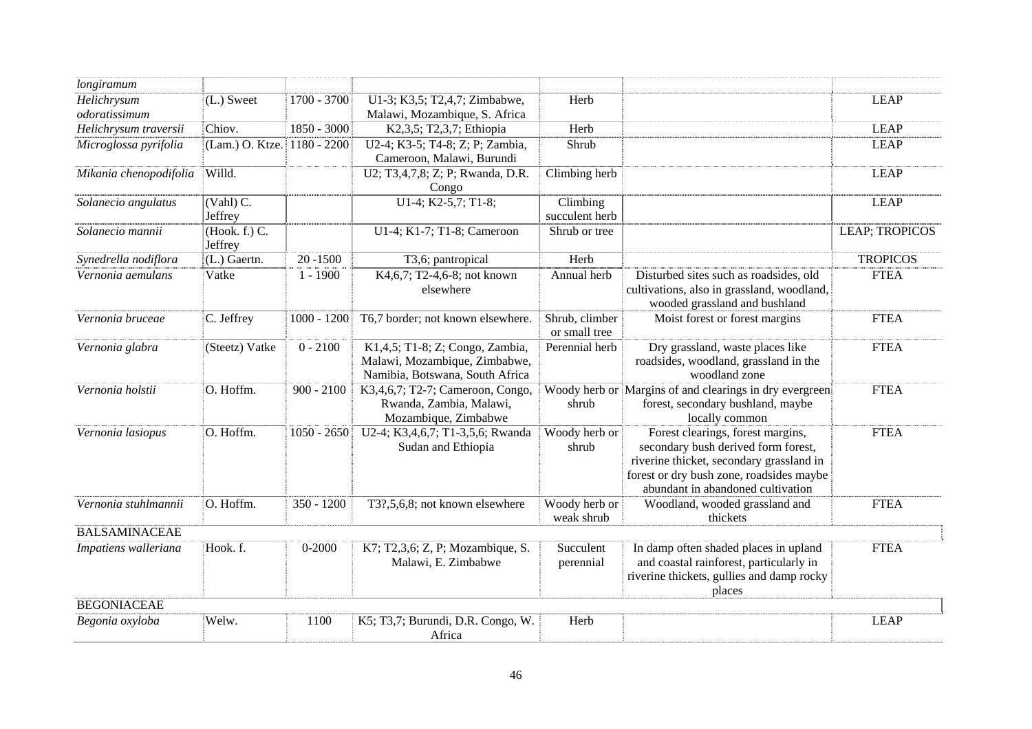| | | | | | | |
|---|---|---|---|---|---|---|
| *longiramum* | | | | | | |
| *Helichrysum odoratissimum* | (L.) Sweet | 1700 - 3700 | U1-3; K3,5; T2,4,7; Zimbabwe, Malawi, Mozambique, S. Africa | Herb | | LEAP |
| *Helichrysum traversii* | Chiov. | 1850 - 3000 | K2,3,5; T2,3,7; Ethiopia | Herb | | LEAP |
| *Microglossa pyrifolia* | (Lam.) O. Ktze. | 1180 - 2200 | U2-4; K3-5; T4-8; Z; P; Zambia, Cameroon, Malawi, Burundi | Shrub | | LEAP |
| *Mikania chenopodifolia* | Willd. | | U2; T3,4,7,8; Z; P; Rwanda, D.R. Congo | Climbing herb | | LEAP |
| *Solanecio angulatus* | (Vahl) C. Jeffrey | | U1-4; K2-5,7; T1-8; | Climbing succulent herb | | LEAP |
| *Solanecio mannii* | (Hook. f.) C. Jeffrey | | U1-4; K1-7; T1-8; Cameroon | Shrub or tree | | LEAP; TROPICOS |
| *Synedrella nodiflora* | (L.) Gaertn. | 20 -1500 | T3,6; pantropical | Herb | | TROPICOS |
| *Vernonia aemulans* | Vatke | 1 - 1900 | K4,6,7; T2-4,6-8; not known elsewhere | Annual herb | Disturbed sites such as roadsides, old cultivations, also in grassland, woodland, wooded grassland and bushland | FTEA |
| *Vernonia bruceae* | C. Jeffrey | 1000 - 1200 | T6,7 border; not known elsewhere. | Shrub, climber or small tree | Moist forest or forest margins | FTEA |
| *Vernonia glabra* | (Steetz) Vatke | 0 - 2100 | K1,4,5; T1-8; Z; Congo, Zambia, Malawi, Mozambique, Zimbabwe, Namibia, Botswana, South Africa | Perennial herb | Dry grassland, waste places like roadsides, woodland, grassland in the woodland zone | FTEA |
| *Vernonia holstii* | O. Hoffm. | 900 - 2100 | K3,4,6,7; T2-7; Cameroon, Congo, Rwanda, Zambia, Malawi, Mozambique, Zimbabwe | Woody herb or shrub | Margins of and clearings in dry evergreen forest, secondary bushland, maybe locally common | FTEA |
| *Vernonia lasiopus* | O. Hoffm. | 1050 - 2650 | U2-4; K3,4,6,7; T1-3,5,6; Rwanda Sudan and Ethiopia | Woody herb or shrub | Forest clearings, forest margins, secondary bush derived form forest, riverine thicket, secondary grassland in forest or dry bush zone, roadsides maybe abundant in abandoned cultivation | FTEA |
| *Vernonia stuhlmannii* | O. Hoffm. | 350 - 1200 | T3?,5,6,8; not known elsewhere | Woody herb or weak shrub | Woodland, wooded grassland and thickets | FTEA |
| BALSAMINACEAE | | | | | | |
| *Impatiens walleriana* | Hook. f. | 0-2000 | K7; T2,3,6; Z, P; Mozambique, S. Malawi, E. Zimbabwe | Succulent perennial | In damp often shaded places in upland and coastal rainforest, particularly in riverine thickets, gullies and damp rocky places | FTEA |
| BEGONIACEAE | | | | | | |
| *Begonia oxyloba* | Welw. | 1100 | K5; T3,7; Burundi, D.R. Congo, W. Africa | Herb | | LEAP |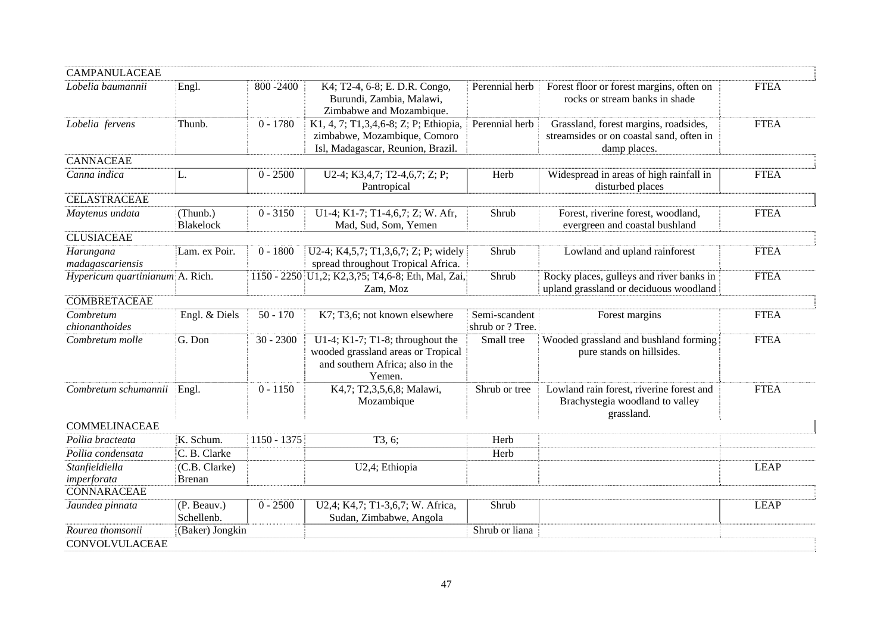| | | | | | | |
|---|---|---|---|---|---|---|
| CAMPANULACEAE | | | | | | |
| *Lobelia baumannii* | Engl. | 800 -2400 | K4; T2-4, 6-8; E. D.R. Congo, Burundi, Zambia, Malawi, Zimbabwe and Mozambique. | Perennial herb | Forest floor or forest margins, often on rocks or stream banks in shade | FTEA |
| *Lobelia fervens* | Thunb. | 0 - 1780 | K1, 4, 7; T1,3,4,6-8; Z; P; Ethiopia, zimbabwe, Mozambique, Comoro Isl, Madagascar, Reunion, Brazil. | Perennial herb | Grassland, forest margins, roadsides, streamsides or on coastal sand, often in damp places. | FTEA |
| CANNACEAE | | | | | | |
| *Canna indica* | L. | 0 - 2500 | U2-4; K3,4,7; T2-4,6,7; Z; P; Pantropical | Herb | Widespread in areas of high rainfall in disturbed places | FTEA |
| CELASTRACEAE | | | | | | |
| *Maytenus undata* | (Thunb.) Blakelock | 0 - 3150 | U1-4; K1-7; T1-4,6,7; Z; W. Afr, Mad, Sud, Som, Yemen | Shrub | Forest, riverine forest, woodland, evergreen and coastal bushland | FTEA |
| CLUSIACEAE | | | | | | |
| *Harungana madagascariensis* | Lam. ex Poir. | 0 - 1800 | U2-4; K4,5,7; T1,3,6,7; Z; P; widely spread throughout Tropical Africa. | Shrub | Lowland and upland rainforest | FTEA |
| *Hypericum quartinianum* | A. Rich. | 1150 - 2250 | U1,2; K2,3,?5; T4,6-8; Eth, Mal, Zai, Zam, Moz | Shrub | Rocky places, gulleys and river banks in upland grassland or deciduous woodland | FTEA |
| COMBRETACEAE | | | | | | |
| *Combretum chionanthoides* | Engl. & Diels | 50 - 170 | K7; T3,6; not known elsewhere | Semi-scandent shrub or ? Tree. | Forest margins | FTEA |
| *Combretum molle* | G. Don | 30 - 2300 | U1-4; K1-7; T1-8; throughout the wooded grassland areas or Tropical and southern Africa; also in the Yemen. | Small tree | Wooded grassland and bushland forming pure stands on hillsides. | FTEA |
| *Combretum schumannii* | Engl. | 0 - 1150 | K4,7; T2,3,5,6,8; Malawi, Mozambique | Shrub or tree | Lowland rain forest, riverine forest and Brachystegia woodland to valley grassland. | FTEA |
| COMMELINACEAE | | | | | | |
| *Pollia bracteata* | K. Schum. | 1150 - 1375 | T3, 6; | Herb | | |
| *Pollia condensata* | C. B. Clarke | | | Herb | | |
| *Stanfieldiella imperforata* | (C.B. Clarke) Brenan | | U2,4; Ethiopia | | | LEAP |
| CONNARACEAE | | | | | | |
| *Jaundea pinnata* | (P. Beauv.) Schellenb. | 0 - 2500 | U2,4; K4,7; T1-3,6,7; W. Africa, Sudan, Zimbabwe, Angola | Shrub | | LEAP |
| *Rourea thomsonii* | (Baker) Jongkin | | | Shrub or liana | | |
| CONVOLVULACEAE | | | | | | |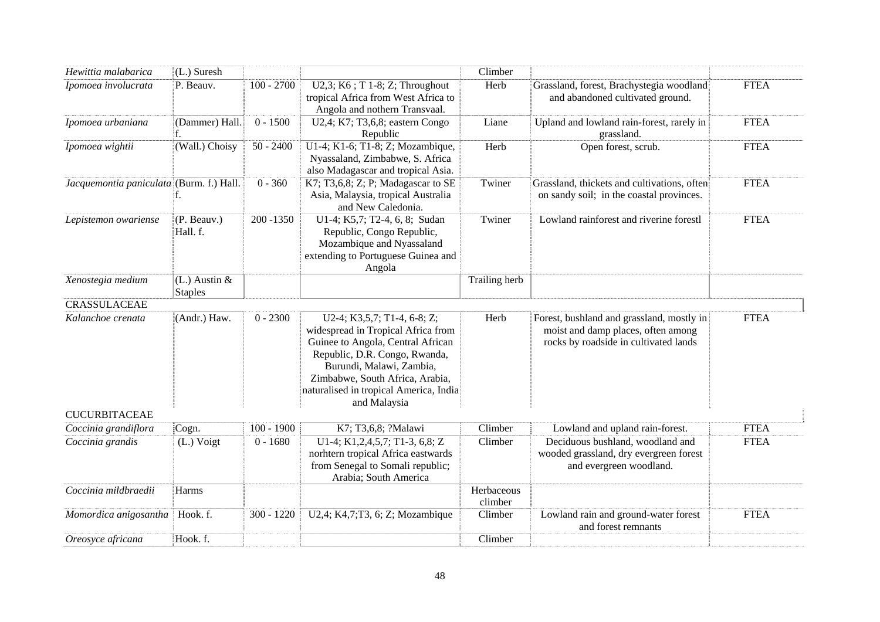| | | | | | | |
|---|---|---|---|---|---|---|
| *Hewittia malabarica* | (L.) Suresh | | | Climber | | |
| *Ipomoea involucrata* | P. Beauv. | 100 - 2700 | U2,3; K6 ; T 1-8; Z; Throughout tropical Africa from West Africa to Angola and nothern Transvaal. | Herb | Grassland, forest, Brachystegia woodland and abandoned cultivated ground. | FTEA |
| *Ipomoea urbaniana* | (Dammer) Hall. f. | 0 - 1500 | U2,4; K7; T3,6,8; eastern Congo Republic | Liane | Upland and lowland rain-forest, rarely in grassland. | FTEA |
| *Ipomoea wightii* | (Wall.) Choisy | 50 - 2400 | U1-4; K1-6; T1-8; Z; Mozambique, Nyassaland, Zimbabwe, S. Africa also Madagascar and tropical Asia. | Herb | Open forest, scrub. | FTEA |
| *Jacquemontia paniculata* | (Burm. f.) Hall. f. | 0 - 360 | K7; T3,6,8; Z; P; Madagascar to SE Asia, Malaysia, tropical Australia and New Caledonia. | Twiner | Grassland, thickets and cultivations, often on sandy soil; in the coastal provinces. | FTEA |
| *Lepistemon owariense* | (P. Beauv.) Hall. f. | 200 -1350 | U1-4; K5,7; T2-4, 6, 8; Sudan Republic, Congo Republic, Mozambique and Nyassaland extending to Portuguese Guinea and Angola | Twiner | Lowland rainforest and riverine forestl | FTEA |
| *Xenostegia medium* | (L.) Austin & Staples | | | Trailing herb | | |
| CRASSULACEAE | | | | | | |
| *Kalanchoe crenata* | (Andr.) Haw. | 0 - 2300 | U2-4; K3,5,7; T1-4, 6-8; Z; widespread in Tropical Africa from Guinee to Angola, Central African Republic, D.R. Congo, Rwanda, Burundi, Malawi, Zambia, Zimbabwe, South Africa, Arabia, naturalised in tropical America, India and Malaysia | Herb | Forest, bushland and grassland, mostly in moist and damp places, often among rocks by roadside in cultivated lands | FTEA |
| CUCURBITACEAE | | | | | | |
| *Coccinia grandiflora* | Cogn. | 100 - 1900 | K7; T3,6,8; ?Malawi | Climber | Lowland and upland rain-forest. | FTEA |
| *Coccinia grandis* | (L.) Voigt | 0 - 1680 | U1-4; K1,2,4,5,7; T1-3, 6,8; Z norhtern tropical Africa eastwards from Senegal to Somali republic; Arabia; South America | Climber | Deciduous bushland, woodland and wooded grassland, dry evergreen forest and evergreen woodland. | FTEA |
| *Coccinia mildbraedii* | Harms | | | Herbaceous climber | | |
| *Momordica anigosantha* | Hook. f. | 300 - 1220 | U2,4; K4,7;T3, 6; Z; Mozambique | Climber | Lowland rain and ground-water forest and forest remnants | FTEA |
| *Oreosyce africana* | Hook. f. | | | Climber | | |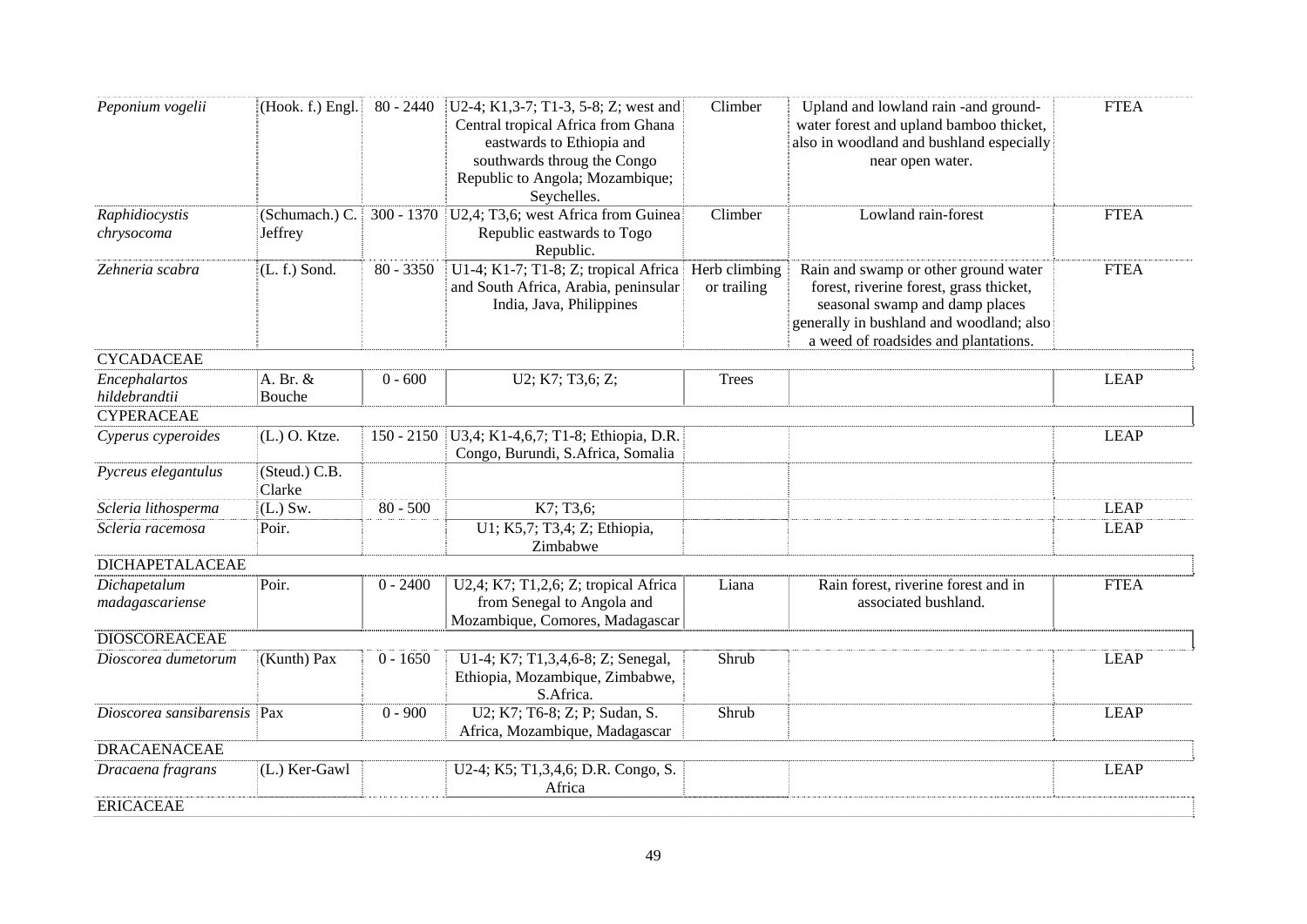| | | | | | | |
|---|---|---|---|---|---|---|
| *Peponium vogelii* | (Hook. f.) Engl. | 80 - 2440 | U2-4; K1,3-7; T1-3, 5-8; Z; west and Central tropical Africa from Ghana eastwards to Ethiopia and southwards throug the Congo Republic to Angola; Mozambique; Seychelles. | Climber | Upland and lowland rain -and ground-water forest and upland bamboo thicket, also in woodland and bushland especially near open water. | FTEA |
| *Raphidiocystis chrysocoma* | (Schumach.) C. Jeffrey | 300 - 1370 | U2,4; T3,6; west Africa from Guinea Republic eastwards to Togo Republic. | Climber | Lowland rain-forest | FTEA |
| *Zehneria scabra* | (L. f.) Sond. | 80 - 3350 | U1-4; K1-7; T1-8; Z; tropical Africa and South Africa, Arabia, peninsular India, Java, Philippines | Herb climbing or trailing | Rain and swamp or other ground water forest, riverine forest, grass thicket, seasonal swamp and damp places generally in bushland and woodland; also a weed of roadsides and plantations. | FTEA |
| CYCADACEAE | | | | | | |
| *Encephalartos hildebrandtii* | A. Br. & Bouche | 0 - 600 | U2; K7; T3,6; Z; | Trees | | LEAP |
| CYPERACEAE | | | | | | |
| *Cyperus cyperoides* | (L.) O. Ktze. | 150 - 2150 | U3,4; K1-4,6,7; T1-8; Ethiopia, D.R. Congo, Burundi, S.Africa, Somalia | | | LEAP |
| *Pycreus elegantulus* | (Steud.) C.B. Clarke | | | | | |
| *Scleria lithosperma* | (L.) Sw. | 80 - 500 | K7; T3,6; | | | LEAP |
| *Scleria racemosa* | Poir. | | U1; K5,7; T3,4; Z; Ethiopia, Zimbabwe | | | LEAP |
| DICHAPETALACEAE | | | | | | |
| *Dichapetalum madagascariense* | Poir. | 0 - 2400 | U2,4; K7; T1,2,6; Z; tropical Africa from Senegal to Angola and Mozambique, Comores, Madagascar | Liana | Rain forest, riverine forest and in associated bushland. | FTEA |
| DIOSCOREACEAE | | | | | | |
| *Dioscorea dumetorum* | (Kunth) Pax | 0 - 1650 | U1-4; K7; T1,3,4,6-8; Z; Senegal, Ethiopia, Mozambique, Zimbabwe, S.Africa. | Shrub | | LEAP |
| *Dioscorea sansibarensis* | Pax | 0 - 900 | U2; K7; T6-8; Z; P; Sudan, S. Africa, Mozambique, Madagascar | Shrub | | LEAP |
| DRACAENACEAE | | | | | | |
| *Dracaena fragrans* | (L.) Ker-Gawl | | U2-4; K5; T1,3,4,6; D.R. Congo, S. Africa | | | LEAP |
| ERICACEAE | | | | | | |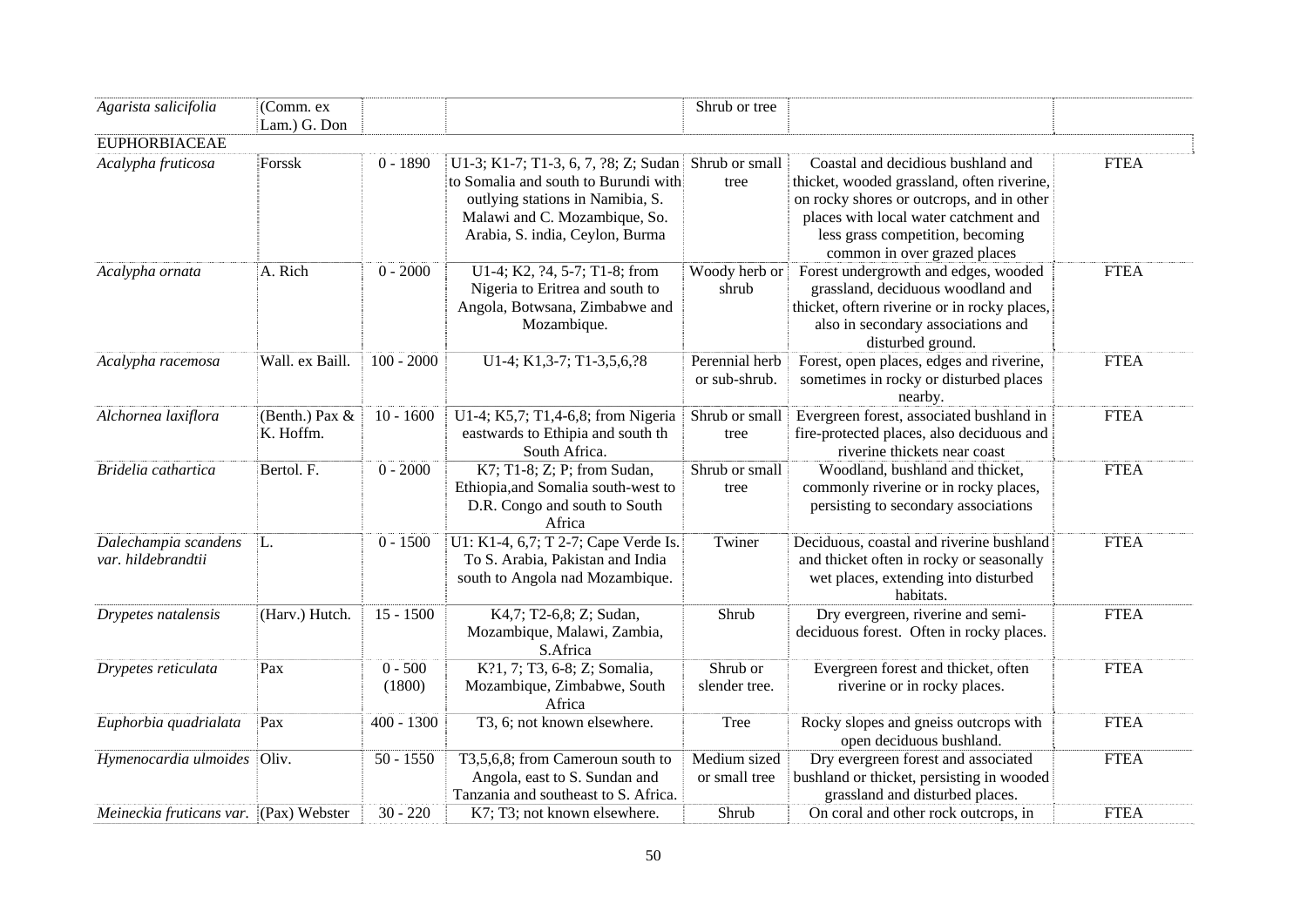| | | | | | | |
|---|---|---|---|---|---|---|
| *Agarista salicifolia* | (Comm. ex Lam.) G. Don | | | Shrub or tree | | |
| EUPHORBIACEAE | | | | | | |
| *Acalypha fruticosa* | Forssk | 0 - 1890 | U1-3; K1-7; T1-3, 6, 7, ?8; Z; Sudan to Somalia and south to Burundi with outlying stations in Namibia, S. Malawi and C. Mozambique, So. Arabia, S. india, Ceylon, Burma | Shrub or small tree | Coastal and decidious bushland and thicket, wooded grassland, often riverine, on rocky shores or outcrops, and in other places with local water catchment and less grass competition, becoming common in over grazed places | FTEA |
| *Acalypha ornata* | A. Rich | 0 - 2000 | U1-4; K2, ?4, 5-7; T1-8; from Nigeria to Eritrea and south to Angola, Botwsana, Zimbabwe and Mozambique. | Woody herb or shrub | Forest undergrowth and edges, wooded grassland, deciduous woodland and thicket, oftern riverine or in rocky places, also in secondary associations and disturbed ground. | FTEA |
| *Acalypha racemosa* | Wall. ex Baill. | 100 - 2000 | U1-4; K1,3-7; T1-3,5,6,?8 | Perennial herb or sub-shrub. | Forest, open places, edges and riverine, sometimes in rocky or disturbed places nearby. | FTEA |
| *Alchornea laxiflora* | (Benth.) Pax & K. Hoffm. | 10 - 1600 | U1-4; K5,7; T1,4-6,8; from Nigeria eastwards to Ethipia and south th South Africa. | Shrub or small tree | Evergreen forest, associated bushland in fire-protected places, also deciduous and riverine thickets near coast | FTEA |
| *Bridelia cathartica* | Bertol. F. | 0 - 2000 | K7; T1-8; Z; P; from Sudan, Ethiopia,and Somalia south-west to D.R. Congo and south to South Africa | Shrub or small tree | Woodland, bushland and thicket, commonly riverine or in rocky places, persisting to secondary associations | FTEA |
| *Dalechampia scandens var. hildebrandtii* | L. | 0 - 1500 | U1: K1-4, 6,7; T 2-7; Cape Verde Is. To S. Arabia, Pakistan and India south to Angola nad Mozambique. | Twiner | Deciduous, coastal and riverine bushland and thicket often in rocky or seasonally wet places, extending into disturbed habitats. | FTEA |
| *Drypetes natalensis* | (Harv.) Hutch. | 15 - 1500 | K4,7; T2-6,8; Z; Sudan, Mozambique, Malawi, Zambia, S.Africa | Shrub | Dry evergreen, riverine and semi-deciduous forest. Often in rocky places. | FTEA |
| *Drypetes reticulata* | Pax | 0 - 500 (1800) | K?1, 7; T3, 6-8; Z; Somalia, Mozambique, Zimbabwe, South Africa | Shrub or slender tree. | Evergreen forest and thicket, often riverine or in rocky places. | FTEA |
| *Euphorbia quadrialata* | Pax | 400 - 1300 | T3, 6; not known elsewhere. | Tree | Rocky slopes and gneiss outcrops with open deciduous bushland. | FTEA |
| *Hymenocardia ulmoides* | Oliv. | 50 - 1550 | T3,5,6,8; from Cameroun south to Angola, east to S. Sundan and Tanzania and southeast to S. Africa. | Medium sized or small tree | Dry evergreen forest and associated bushland or thicket, persisting in wooded grassland and disturbed places. | FTEA |
| *Meineckia fruticans var.* | (Pax) Webster | 30 - 220 | K7; T3; not known elsewhere. | Shrub | On coral and other rock outcrops, in | FTEA |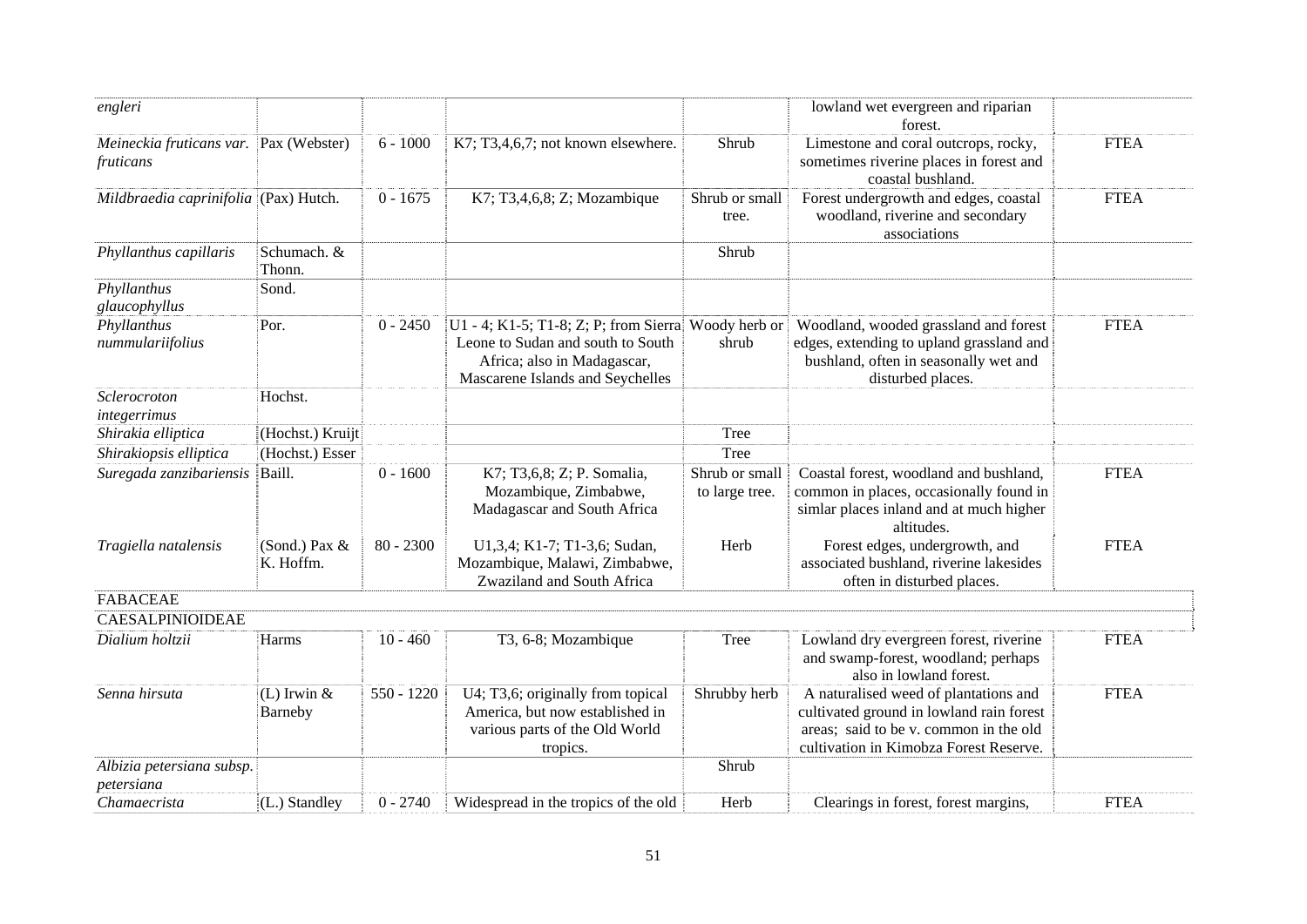| | | | | | | |
|---|---|---|---|---|---|---|
| *engleri* | | | | | lowland wet evergreen and riparian forest. | |
| *Meineckia fruticans var. fruticans* | Pax (Webster) | 6 - 1000 | K7; T3,4,6,7; not known elsewhere. | Shrub | Limestone and coral outcrops, rocky, sometimes riverine places in forest and coastal bushland. | FTEA |
| *Mildbraedia caprinifolia* | (Pax) Hutch. | 0 - 1675 | K7; T3,4,6,8; Z; Mozambique | Shrub or small tree. | Forest undergrowth and edges, coastal woodland, riverine and secondary associations | FTEA |
| *Phyllanthus capillaris* | Schumach. & Thonn. | | | Shrub | | |
| *Phyllanthus glaucophyllus* | Sond. | | | | | |
| *Phyllanthus nummulariifolius* | Por. | 0 - 2450 | U1 - 4; K1-5; T1-8; Z; P; from Sierra Leone to Sudan and south to South Africa; also in Madagascar, Mascarene Islands and Seychelles | Woody herb or shrub | Woodland, wooded grassland and forest edges, extending to upland grassland and bushland, often in seasonally wet and disturbed places. | FTEA |
| *Sclerocroton integerrimus* | Hochst. | | | | | |
| *Shirakia elliptica* | (Hochst.) Kruijt | | | Tree | | |
| *Shirakiopsis elliptica* | (Hochst.) Esser | | | Tree | | |
| *Suregada zanzibariensis* | Baill. | 0 - 1600 | K7; T3,6,8; Z; P. Somalia, Mozambique, Zimbabwe, Madagascar and South Africa | Shrub or small to large tree. | Coastal forest, woodland and bushland, common in places, occasionally found in simlar places inland and at much higher altitudes. | FTEA |
| *Tragiella natalensis* | (Sond.) Pax & K. Hoffm. | 80 - 2300 | U1,3,4; K1-7; T1-3,6; Sudan, Mozambique, Malawi, Zimbabwe, Zwaziland and South Africa | Herb | Forest edges, undergrowth, and associated bushland, riverine lakesides often in disturbed places. | FTEA |
| FABACEAE | | | | | | |
| CAESALPINIOIDEAE | | | | | | |
| *Dialium holtzii* | Harms | 10 - 460 | T3, 6-8; Mozambique | Tree | Lowland dry evergreen forest, riverine and swamp-forest, woodland; perhaps also in lowland forest. | FTEA |
| *Senna hirsuta* | (L) Irwin & Barneby | 550 - 1220 | U4; T3,6; originally from topical America, but now established in various parts of the Old World tropics. | Shrubby herb | A naturalised weed of plantations and cultivated ground in lowland rain forest areas; said to be v. common in the old cultivation in Kimobza Forest Reserve. | FTEA |
| *Albizia petersiana subsp. petersiana* | | | | Shrub | | |
| *Chamaecrista* | (L.) Standley | 0 - 2740 | Widespread in the tropics of the old | Herb | Clearings in forest, forest margins, | FTEA |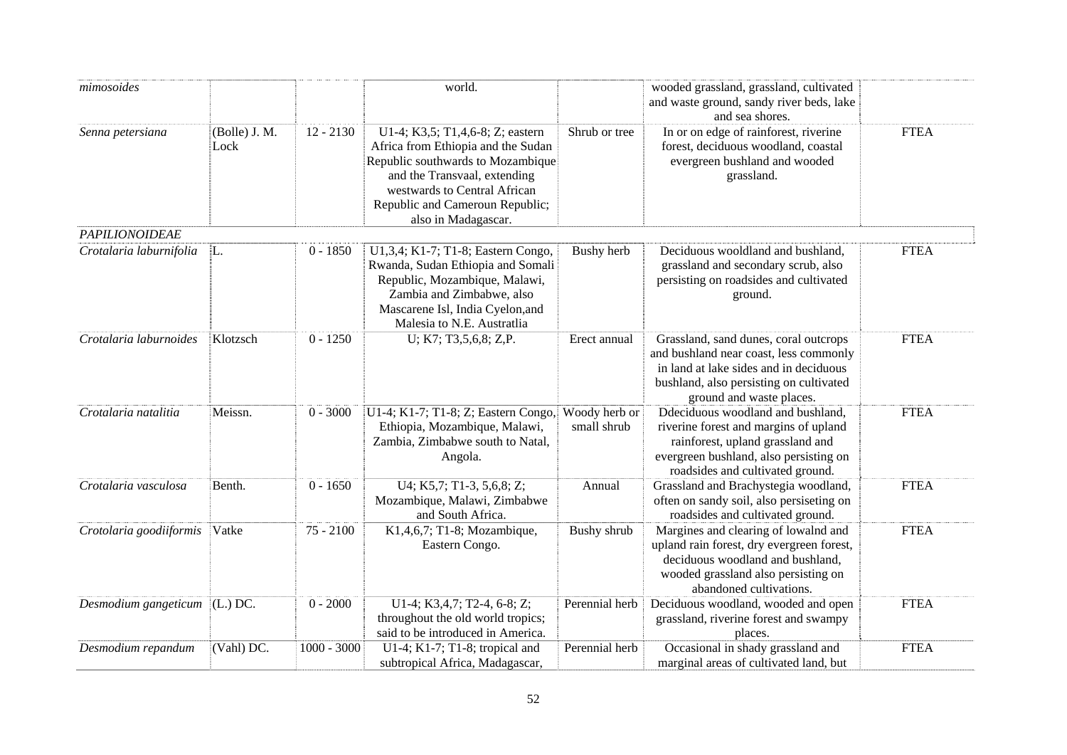| | | | | | | |
|---|---|---|---|---|---|---|
| *mimosoides* | | | world. | | wooded grassland, grassland, cultivated and waste ground, sandy river beds, lake and sea shores. | |
| *Senna petersiana* | (Bolle) J. M. Lock | 12 - 2130 | U1-4; K3,5; T1,4,6-8; Z; eastern Africa from Ethiopia and the Sudan Republic southwards to Mozambique and the Transvaal, extending westwards to Central African Republic and Cameroun Republic; also in Madagascar. | Shrub or tree | In or on edge of rainforest, riverine forest, deciduous woodland, coastal evergreen bushland and wooded grassland. | FTEA |
| *PAPILIONOIDEAE* | | | | | | |
| *Crotalaria laburnifolia* | L. | 0 - 1850 | U1,3,4; K1-7; T1-8; Eastern Congo, Rwanda, Sudan Ethiopia and Somali Republic, Mozambique, Malawi, Zambia and Zimbabwe, also Mascarene Isl, India Cyelon,and Malesia to N.E. Australtia | Bushy herb | Deciduous wooldland and bushland, grassland and secondary scrub, also persisting on roadsides and cultivated ground. | FTEA |
| *Crotalaria laburnoides* | Klotzsch | 0 - 1250 | U; K7; T3,5,6,8; Z,P. | Erect annual | Grassland, sand dunes, coral outcrops and bushland near coast, less commonly in land at lake sides and in deciduous bushland, also persisting on cultivated ground and waste places. | FTEA |
| *Crotalaria natalitia* | Meissn. | 0 - 3000 | U1-4; K1-7; T1-8; Z; Eastern Congo, Ethiopia, Mozambique, Malawi, Zambia, Zimbabwe south to Natal, Angola. | Woody herb or small shrub | Ddeciduous woodland and bushland, riverine forest and margins of upland rainforest, upland grassland and evergreen bushland, also persisting on roadsides and cultivated ground. | FTEA |
| *Crotalaria vasculosa* | Benth. | 0 - 1650 | U4; K5,7; T1-3, 5,6,8; Z; Mozambique, Malawi, Zimbabwe and South Africa. | Annual | Grassland and Brachystegia woodland, often on sandy soil, also persiseting on roadsides and cultivated ground. | FTEA |
| *Crotolaria goodiiformis* | Vatke | 75 - 2100 | K1,4,6,7; T1-8; Mozambique, Eastern Congo. | Bushy shrub | Margines and clearing of lowalnd and upland rain forest, dry evergreen forest, deciduous woodland and bushland, wooded grassland also persisting on abandoned cultivations. | FTEA |
| *Desmodium gangeticum* | (L.) DC. | 0 - 2000 | U1-4; K3,4,7; T2-4, 6-8; Z; throughout the old world tropics; said to be introduced in America. | Perennial herb | Deciduous woodland, wooded and open grassland, riverine forest and swampy places. | FTEA |
| *Desmodium repandum* | (Vahl) DC. | 1000 - 3000 | U1-4; K1-7; T1-8; tropical and subtropical Africa, Madagascar, | Perennial herb | Occasional in shady grassland and marginal areas of cultivated land, but | FTEA |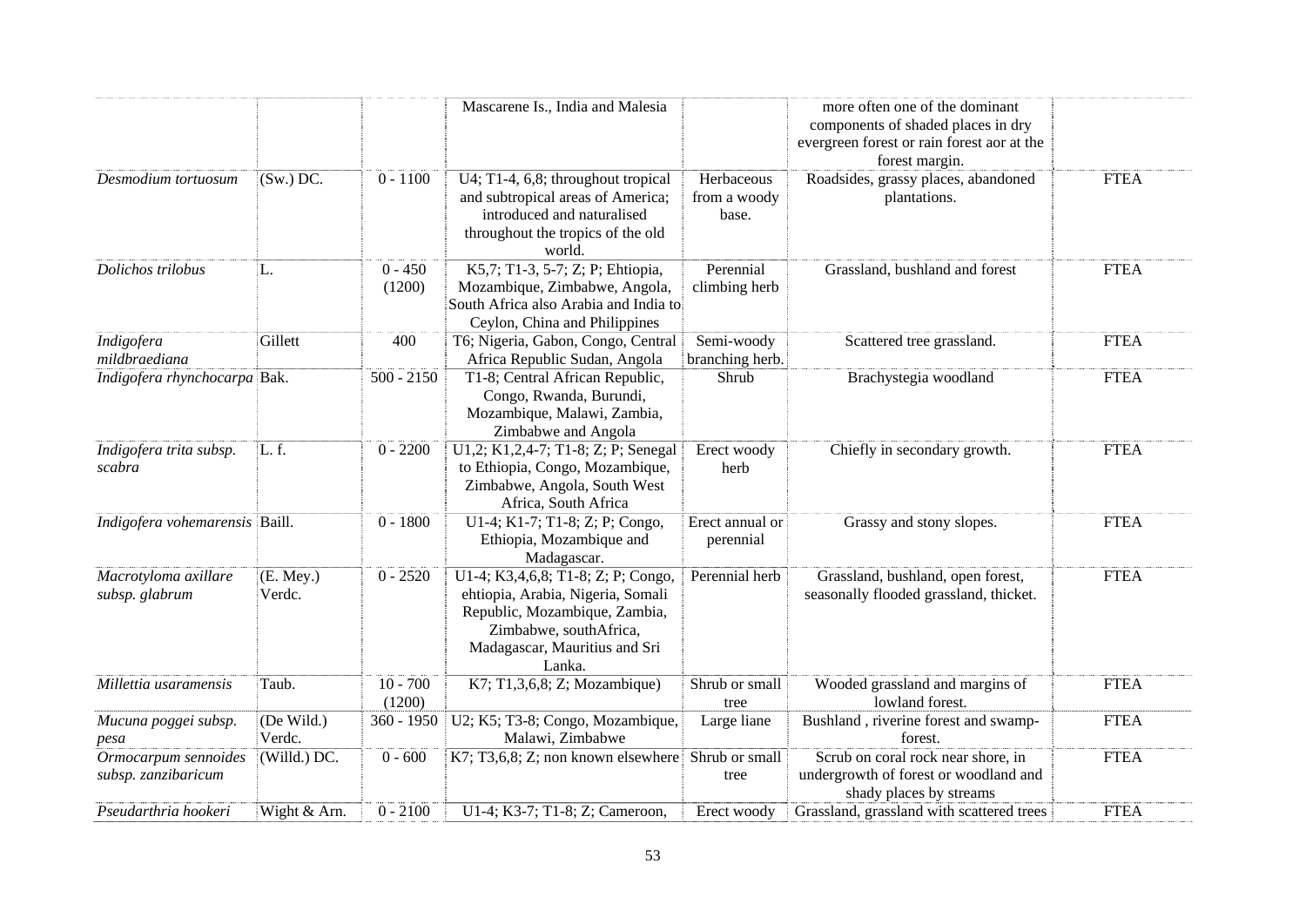| | | | Mascarene Is., India and Malesia | | more often one of the dominant components of shaded places in dry evergreen forest or rain forest aor at the forest margin. | |
|---|---|---|---|---|---|---|
| *Desmodium tortuosum* | (Sw.) DC. | 0 - 1100 | U4; T1-4, 6,8; throughout tropical and subtropical areas of America; introduced and naturalised throughout the tropics of the old world. | Herbaceous from a woody base. | Roadsides, grassy places, abandoned plantations. | FTEA |
| *Dolichos trilobus* | L. | 0 - 450 (1200) | K5,7; T1-3, 5-7; Z; P; Ehtiopia, Mozambique, Zimbabwe, Angola, South Africa also Arabia and India to Ceylon, China and Philippines | Perennial climbing herb | Grassland, bushland and forest | FTEA |
| *Indigofera mildbraediana* | Gillett | 400 | T6; Nigeria, Gabon, Congo, Central Africa Republic Sudan, Angola | Semi-woody branching herb. | Scattered tree grassland. | FTEA |
| *Indigofera rhynchocarpa* | Bak. | 500 - 2150 | T1-8; Central African Republic, Congo, Rwanda, Burundi, Mozambique, Malawi, Zambia, Zimbabwe and Angola | Shrub | Brachystegia woodland | FTEA |
| *Indigofera trita subsp. scabra* | L. f. | 0 - 2200 | U1,2; K1,2,4-7; T1-8; Z; P; Senegal to Ethiopia, Congo, Mozambique, Zimbabwe, Angola, South West Africa, South Africa | Erect woody herb | Chiefly in secondary growth. | FTEA |
| *Indigofera vohemarensis* | Baill. | 0 - 1800 | U1-4; K1-7; T1-8; Z; P; Congo, Ethiopia, Mozambique and Madagascar. | Erect annual or perennial | Grassy and stony slopes. | FTEA |
| *Macrotyloma axillare subsp. glabrum* | (E. Mey.) Verdc. | 0 - 2520 | U1-4; K3,4,6,8; T1-8; Z; P; Congo, ehtiopia, Arabia, Nigeria, Somali Republic, Mozambique, Zambia, Zimbabwe, southAfrica, Madagascar, Mauritius and Sri Lanka. | Perennial herb | Grassland, bushland, open forest, seasonally flooded grassland, thicket. | FTEA |
| *Millettia usaramensis* | Taub. | 10 - 700 (1200) | K7; T1,3,6,8; Z; Mozambique) | Shrub or small tree | Wooded grassland and margins of lowland forest. | FTEA |
| *Mucuna poggei subsp. pesa* | (De Wild.) Verdc. | 360 - 1950 | U2; K5; T3-8; Congo, Mozambique, Malawi, Zimbabwe | Large liane | Bushland , riverine forest and swamp-forest. | FTEA |
| *Ormocarpum sennoides subsp. zanzibaricum* | (Willd.) DC. | 0 - 600 | K7; T3,6,8; Z; non known elsewhere | Shrub or small tree | Scrub on coral rock near shore, in undergrowth of forest or woodland and shady places by streams | FTEA |
| *Pseudarthria hookeri* | Wight & Arn. | 0 - 2100 | U1-4; K3-7; T1-8; Z; Cameroon, | Erect woody | Grassland, grassland with scattered trees | FTEA |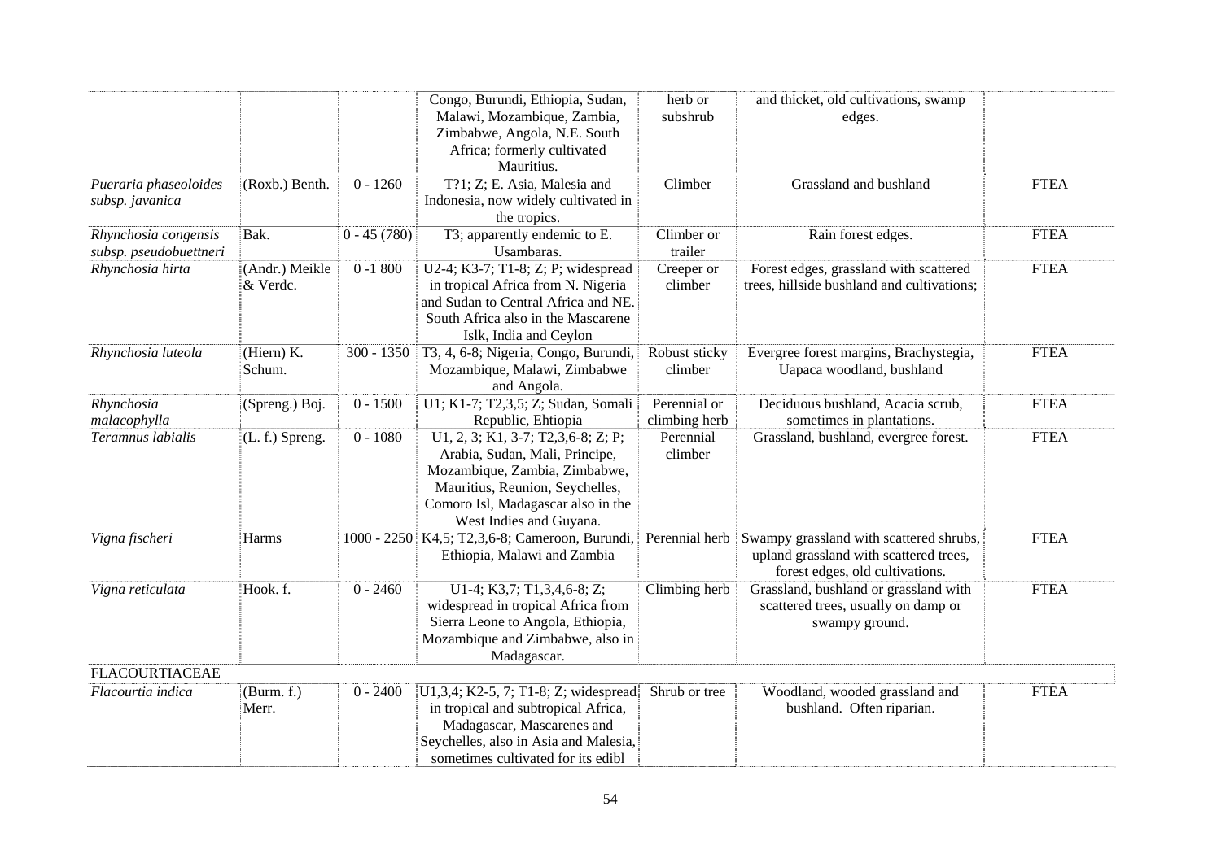| | | | Congo, Burundi, Ethiopia, Sudan, Malawi, Mozambique, Zambia, Zimbabwe, Angola, N.E. South Africa; formerly cultivated Mauritius. | herb or subshrub | and thicket, old cultivations, swamp edges. | |
|---|---|---|---|---|---|---|
| *Pueraria phaseoloides subsp. javanica* | (Roxb.) Benth. | 0 - 1260 | T?1; Z; E. Asia, Malesia and Indonesia, now widely cultivated in the tropics. | Climber | Grassland and bushland | FTEA |
| *Rhynchosia congensis subsp. pseudobuettneri* | Bak. | 0 - 45 (780) | T3; apparently endemic to E. Usambaras. | Climber or trailer | Rain forest edges. | FTEA |
| *Rhynchosia hirta* | (Andr.) Meikle & Verdc. | 0 -1 800 | U2-4; K3-7; T1-8; Z; P; widespread in tropical Africa from N. Nigeria and Sudan to Central Africa and NE. South Africa also in the Mascarene Islk, India and Ceylon | Creeper or climber | Forest edges, grassland with scattered trees, hillside bushland and cultivations; | FTEA |
| *Rhynchosia luteola* | (Hiern) K. Schum. | 300 - 1350 | T3, 4, 6-8; Nigeria, Congo, Burundi, Mozambique, Malawi, Zimbabwe and Angola. | Robust sticky climber | Evergree forest margins, Brachystegia, Uapaca woodland, bushland | FTEA |
| *Rhynchosia malacophylla* | (Spreng.) Boj. | 0 - 1500 | U1; K1-7; T2,3,5; Z; Sudan, Somali Republic, Ehtiopia | Perennial or climbing herb | Deciduous bushland, Acacia scrub, sometimes in plantations. | FTEA |
| *Teramnus labialis* | (L. f.) Spreng. | 0 - 1080 | U1, 2, 3; K1, 3-7; T2,3,6-8; Z; P; Arabia, Sudan, Mali, Principe, Mozambique, Zambia, Zimbabwe, Mauritius, Reunion, Seychelles, Comoro Isl, Madagascar also in the West Indies and Guyana. | Perennial climber | Grassland, bushland, evergreen forest. | FTEA |
| *Vigna fischeri* | Harms | 1000 - 2250 | K4,5; T2,3,6-8; Cameroon, Burundi, Ethiopia, Malawi and Zambia | Perennial herb | Swampy grassland with scattered shrubs, upland grassland with scattered trees, forest edges, old cultivations. | FTEA |
| *Vigna reticulata* | Hook. f. | 0 - 2460 | U1-4; K3,7; T1,3,4,6-8; Z; widespread in tropical Africa from Sierra Leone to Angola, Ethiopia, Mozambique and Zimbabwe, also in Madagascar. | Climbing herb | Grassland, bushland or grassland with scattered trees, usually on damp or swampy ground. | FTEA |
| FLACOURTIACEAE | | | | | | |
| *Flacourtia indica* | (Burm. f.) Merr. | 0 - 2400 | U1,3,4; K2-5, 7; T1-8; Z; widespread in tropical and subtropical Africa, Madagascar, Mascarenes and Seychelles, also in Asia and Malesia, sometimes cultivated for its edibl | Shrub or tree | Woodland, wooded grassland and bushland. Often riparian. | FTEA |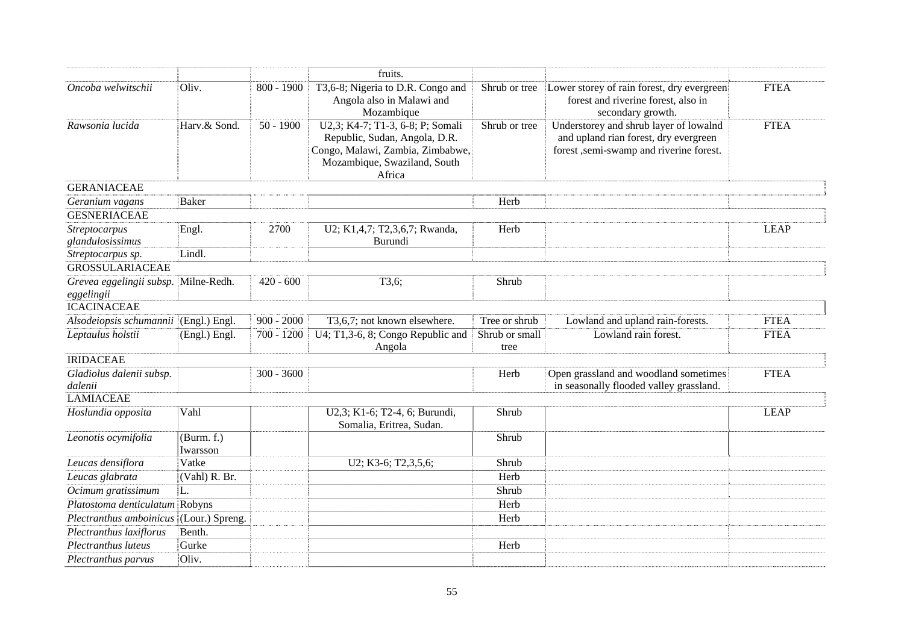| | | | fruits. | | | |
|---|---|---|---|---|---|---|
| *Oncoba welwitschii* | Oliv. | 800 - 1900 | T3,6-8; Nigeria to D.R. Congo and Angola also in Malawi and Mozambique | Shrub or tree | Lower storey of rain forest, dry evergreen forest and riverine forest, also in secondary growth. | FTEA |
| *Rawsonia lucida* | Harv.& Sond. | 50 - 1900 | U2,3; K4-7; T1-3, 6-8; P; Somali Republic, Sudan, Angola, D.R. Congo, Malawi, Zambia, Zimbabwe, Mozambique, Swaziland, South Africa | Shrub or tree | Understorey and shrub layer of lowalnd and upland rian forest, dry evergreen forest ,semi-swamp and riverine forest. | FTEA |
| GERANIACEAE | | | | | | |
| *Geranium vagans* | Baker | | | Herb | | |
| GESNERIACEAE | | | | | | |
| *Streptocarpus glandulosissimus* | Engl. | 2700 | U2; K1,4,7; T2,3,6,7; Rwanda, Burundi | Herb | | LEAP |
| *Streptocarpus sp.* | Lindl. | | | | | |
| GROSSULARIACEAE | | | | | | |
| *Grevea eggelingii subsp. eggelingii* | Milne-Redh. | 420 - 600 | T3,6; | Shrub | | |
| ICACINACEAE | | | | | | |
| *Alsodeiopsis schumannii* | (Engl.) Engl. | 900 - 2000 | T3,6,7; not known elsewhere. | Tree or shrub | Lowland and upland rain-forests. | FTEA |
| *Leptaulus holstii* | (Engl.) Engl. | 700 - 1200 | U4; T1,3-6, 8; Congo Republic and Angola | Shrub or small tree | Lowland rain forest. | FTEA |
| IRIDACEAE | | | | | | |
| *Gladiolus dalenii subsp. dalenii* | | 300 - 3600 | | Herb | Open grassland and woodland sometimes in seasonally flooded valley grassland. | FTEA |
| LAMIACEAE | | | | | | |
| *Hoslundia opposita* | Vahl | | U2,3; K1-6; T2-4, 6; Burundi, Somalia, Eritrea, Sudan. | Shrub | | LEAP |
| *Leonotis ocymifolia* | (Burm. f.) Iwarsson | | | Shrub | | |
| *Leucas densiflora* | Vatke | | U2; K3-6; T2,3,5,6; | Shrub | | |
| *Leucas glabrata* | (Vahl) R. Br. | | | Herb | | |
| *Ocimum gratissimum* | L. | | | Shrub | | |
| *Platostoma denticulatum* | Robyns | | | Herb | | |
| *Plectranthus amboinicus* | (Lour.) Spreng. | | | Herb | | |
| *Plectranthus laxiflorus* | Benth. | | | | | |
| *Plectranthus luteus* | Gurke | | | Herb | | |
| *Plectranthus parvus* | Oliv. | | | | | |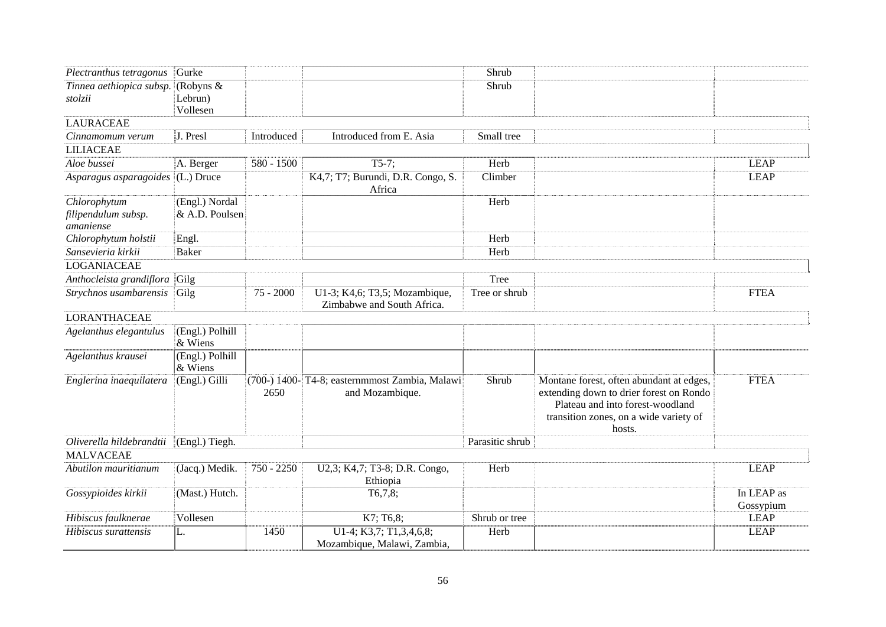| | | | | | | |
|---|---|---|---|---|---|---|
| *Plectranthus tetragonus* | Gurke | | | Shrub | | |
| *Tinnea aethiopica subsp. stolzii* | (Robyns & Lebrun) Vollesen | | | Shrub | | |
| LAURACEAE | | | | | | |
| *Cinnamomum verum* | J. Presl | Introduced | Introduced from E. Asia | Small tree | | |
| LILIACEAE | | | | | | |
| *Aloe bussei* | A. Berger | 580 - 1500 | T5-7; | Herb | | LEAP |
| *Asparagus asparagoides* | (L.) Druce | | K4,7; T7; Burundi, D.R. Congo, S. Africa | Climber | | LEAP |
| *Chlorophytum filipendulum subsp. amaniense* | (Engl.) Nordal & A.D. Poulsen | | | Herb | | |
| *Chlorophytum holstii* | Engl. | | | Herb | | |
| *Sansevieria kirkii* | Baker | | | Herb | | |
| LOGANIACEAE | | | | | | |
| *Anthocleista grandiflora* | Gilg | | | Tree | | |
| *Strychnos usambarensis* | Gilg | 75 - 2000 | U1-3; K4,6; T3,5; Mozambique, Zimbabwe and South Africa. | Tree or shrub | | FTEA |
| LORANTHACEAE | | | | | | |
| *Agelanthus elegantulus* | (Engl.) Polhill & Wiens | | | | | |
| *Agelanthus krausei* | (Engl.) Polhill & Wiens | | | | | |
| *Englerina inaequilatera* | (Engl.) Gilli | (700-) 1400-2650 | T4-8; easternmmost Zambia, Malawi and Mozambique. | Shrub | Montane forest, often abundant at edges, extending down to drier forest on Rondo Plateau and into forest-woodland transition zones, on a wide variety of hosts. | FTEA |
| *Oliverella hildebrandtii* | (Engl.) Tiegh. | | | Parasitic shrub | | |
| MALVACEAE | | | | | | |
| *Abutilon mauritianum* | (Jacq.) Medik. | 750 - 2250 | U2,3; K4,7; T3-8; D.R. Congo, Ethiopia | Herb | | LEAP |
| *Gossypioides kirkii* | (Mast.) Hutch. | | T6,7,8; | | | In LEAP as Gossypium |
| *Hibiscus faulknerae* | Vollesen | | K7; T6,8; | Shrub or tree | | LEAP |
| *Hibiscus surattensis* | L. | 1450 | U1-4; K3,7; T1,3,4,6,8; Mozambique, Malawi, Zambia, | Herb | | LEAP |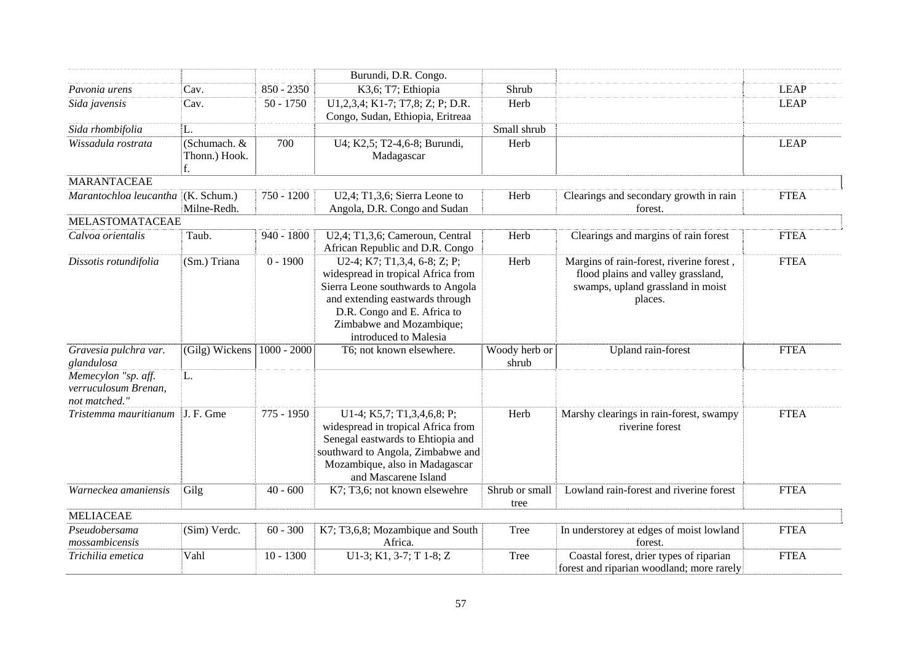| | | | | | | |
|---|---|---|---|---|---|---|
| | | | Burundi, D.R. Congo. | | | |
| *Pavonia urens* | Cav. | 850 - 2350 | K3,6; T7; Ethiopia | Shrub | | LEAP |
| *Sida javensis* | Cav. | 50 - 1750 | U1,2,3,4; K1-7; T7,8; Z; P; D.R. Congo, Sudan, Ethiopia, Eritreaa | Herb | | LEAP |
| *Sida rhombifolia* | L. | | | Small shrub | | |
| *Wissadula rostrata* | (Schumach. & Thonn.) Hook. f. | 700 | U4; K2,5; T2-4,6-8; Burundi, Madagascar | Herb | | LEAP |
| MARANTACEAE | | | | | | |
| *Marantochloa leucantha* | (K. Schum.) Milne-Redh. | 750 - 1200 | U2,4; T1,3,6; Sierra Leone to Angola, D.R. Congo and Sudan | Herb | Clearings and secondary growth in rain forest. | FTEA |
| MELASTOMATACEAE | | | | | | |
| *Calvoa orientalis* | Taub. | 940 - 1800 | U2,4; T1,3,6; Cameroun, Central African Republic and D.R. Congo | Herb | Clearings and margins of rain forest | FTEA |
| *Dissotis rotundifolia* | (Sm.) Triana | 0 - 1900 | U2-4; K7; T1,3,4, 6-8; Z; P; widespread in tropical Africa from Sierra Leone southwards to Angola and extending eastwards through D.R. Congo and E. Africa to Zimbabwe and Mozambique; introduced to Malesia | Herb | Margins of rain-forest, riverine forest , flood plains and valley grassland, swamps, upland grassland in moist places. | FTEA |
| *Gravesia pulchra var. glandulosa* | (Gilg) Wickens | 1000 - 2000 | T6; not known elsewhere. | Woody herb or shrub | Upland rain-forest | FTEA |
| *Memecylon "sp. aff. verruculosum Brenan, not matched."* | L. | | | | | |
| *Tristemma mauritianum* | J. F. Gme | 775 - 1950 | U1-4; K5,7; T1,3,4,6,8; P; widespread in tropical Africa from Senegal eastwards to Ehtiopia and southward to Angola, Zimbabwe and Mozambique, also in Madagascar and Mascarene Island | Herb | Marshy clearings in rain-forest, swampy riverine forest | FTEA |
| *Warneckea amaniensis* | Gilg | 40 - 600 | K7; T3,6; not known elsewehre | Shrub or small tree | Lowland rain-forest and riverine forest | FTEA |
| MELIACEAE | | | | | | |
| *Pseudobersama mossambicensis* | (Sim) Verdc. | 60 - 300 | K7; T3,6,8; Mozambique and South Africa. | Tree | In understorey at edges of moist lowland forest. | FTEA |
| *Trichilia emetica* | Vahl | 10 - 1300 | U1-3; K1, 3-7; T 1-8; Z | Tree | Coastal forest, drier types of riparian forest and riparian woodland; more rarely | FTEA |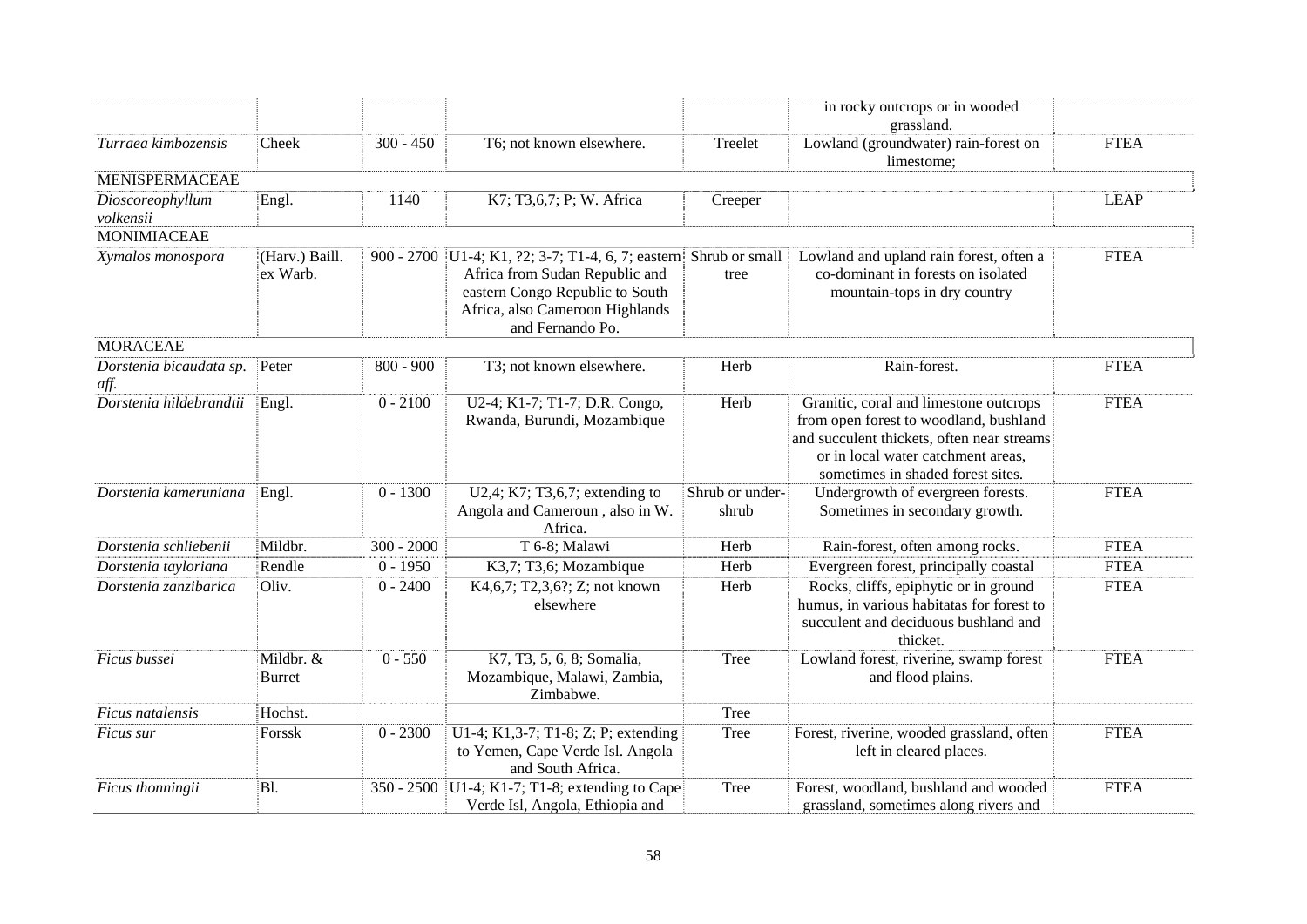| | | | | | | |
|---|---|---|---|---|---|---|
| | | | | | in rocky outcrops or in wooded grassland. | |
| *Turraea kimbozensis* | Cheek | 300 - 450 | T6; not known elsewhere. | Treelet | Lowland (groundwater) rain-forest on limestome; | FTEA |
| MENISPERMACEAE | | | | | | |
| *Dioscoreophyllum volkensii* | Engl. | 1140 | K7; T3,6,7; P; W. Africa | Creeper | | LEAP |
| MONIMIACEAE | | | | | | |
| *Xymalos monospora* | (Harv.) Baill. ex Warb. | 900 - 2700 | U1-4; K1, ?2; 3-7; T1-4, 6, 7; eastern Africa from Sudan Republic and eastern Congo Republic to South Africa, also Cameroon Highlands and Fernando Po. | Shrub or small tree | Lowland and upland rain forest, often a co-dominant in forests on isolated mountain-tops in dry country | FTEA |
| MORACEAE | | | | | | |
| *Dorstenia bicaudata sp. aff.* | Peter | 800 - 900 | T3; not known elsewhere. | Herb | Rain-forest. | FTEA |
| *Dorstenia hildebrandtii* | Engl. | 0 - 2100 | U2-4; K1-7; T1-7; D.R. Congo, Rwanda, Burundi, Mozambique | Herb | Granitic, coral and limestone outcrops from open forest to woodland, bushland and succulent thickets, often near streams or in local water catchment areas, sometimes in shaded forest sites. | FTEA |
| *Dorstenia kameruniana* | Engl. | 0 - 1300 | U2,4; K7; T3,6,7; extending to Angola and Cameroun , also in W. Africa. | Shrub or under-shrub | Undergrowth of evergreen forests. Sometimes in secondary growth. | FTEA |
| *Dorstenia schliebenii* | Mildbr. | 300 - 2000 | T 6-8; Malawi | Herb | Rain-forest, often among rocks. | FTEA |
| *Dorstenia tayloriana* | Rendle | 0 - 1950 | K3,7; T3,6; Mozambique | Herb | Evergreen forest, principally coastal | FTEA |
| *Dorstenia zanzibarica* | Oliv. | 0 - 2400 | K4,6,7; T2,3,6?; Z; not known elsewhere | Herb | Rocks, cliffs, epiphytic or in ground humus, in various habitatas for forest to succulent and deciduous bushland and thicket. | FTEA |
| *Ficus bussei* | Mildbr. & Burret | 0 - 550 | K7, T3, 5, 6, 8; Somalia, Mozambique, Malawi, Zambia, Zimbabwe. | Tree | Lowland forest, riverine, swamp forest and flood plains. | FTEA |
| *Ficus natalensis* | Hochst. | | | Tree | | |
| *Ficus sur* | Forssk | 0 - 2300 | U1-4; K1,3-7; T1-8; Z; P; extending to Yemen, Cape Verde Isl. Angola and South Africa. | Tree | Forest, riverine, wooded grassland, often left in cleared places. | FTEA |
| *Ficus thonningii* | Bl. | 350 - 2500 | U1-4; K1-7; T1-8; extending to Cape Verde Isl, Angola, Ethiopia and | Tree | Forest, woodland, bushland and wooded grassland, sometimes along rivers and | FTEA |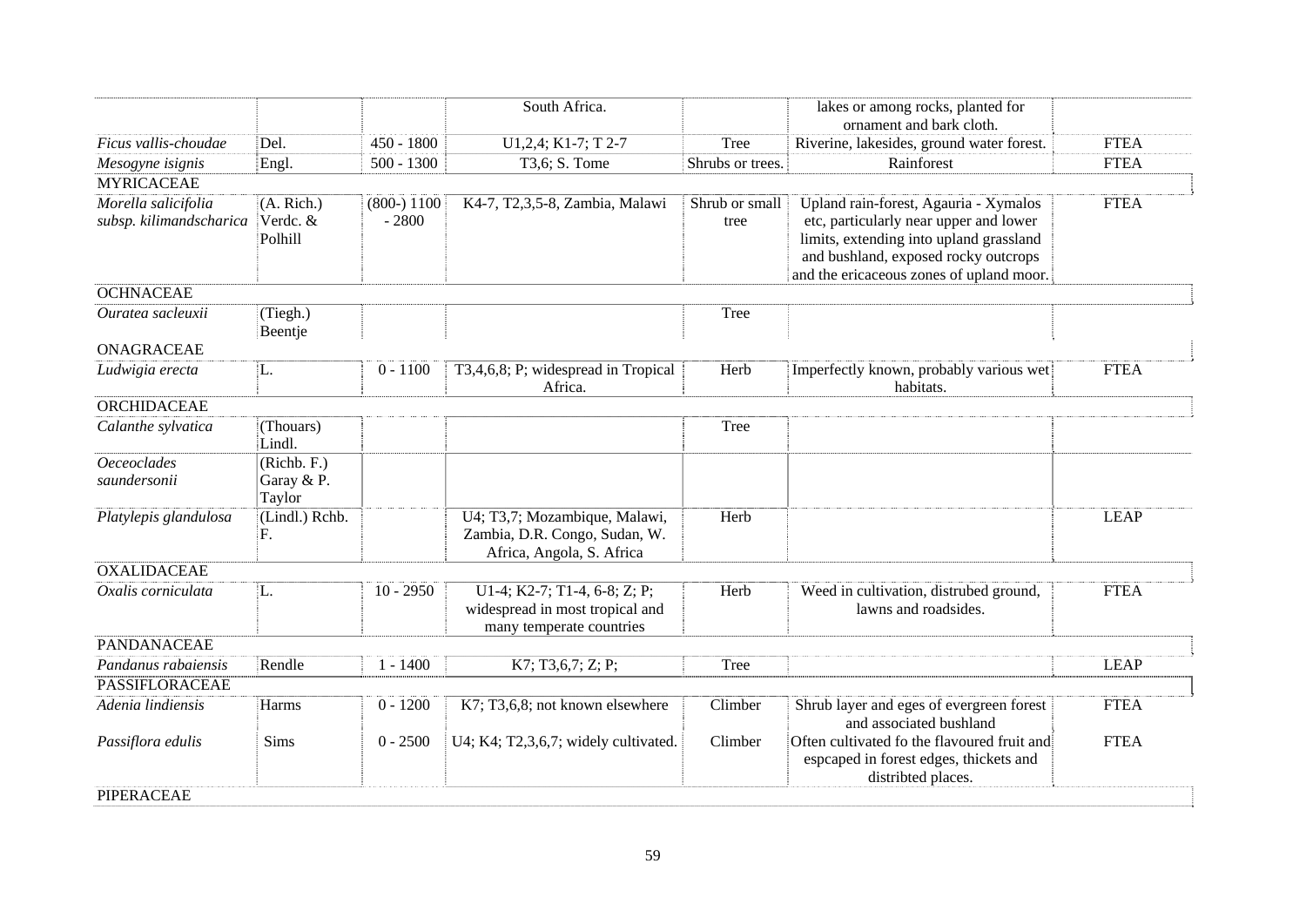| | | | | | | |
|---|---|---|---|---|---|---|
| | | | South Africa. | | lakes or among rocks, planted for ornament and bark cloth. | |
| *Ficus vallis-choudae* | Del. | 450 - 1800 | U1,2,4; K1-7; T 2-7 | Tree | Riverine, lakesides, ground water forest. | FTEA |
| *Mesogyne isignis* | Engl. | 500 - 1300 | T3,6; S. Tome | Shrubs or trees. | Rainforest | FTEA |
| MYRICACEAE | | | | | | |
| *Morella salicifolia subsp. kilimandscharica* | (A. Rich.) Verdc. & Polhill | (800-) 1100 - 2800 | K4-7, T2,3,5-8, Zambia, Malawi | Shrub or small tree | Upland rain-forest, Agauria - Xymalos etc, particularly near upper and lower limits, extending into upland grassland and bushland, exposed rocky outcrops and the ericaceous zones of upland moor. | FTEA |
| OCHNACEAE | | | | | | |
| *Ouratea sacleuxii* | (Tiegh.) Beentje | | | Tree | | |
| ONAGRACEAE | | | | | | |
| *Ludwigia erecta* | L. | 0 - 1100 | T3,4,6,8; P; widespread in Tropical Africa. | Herb | Imperfectly known, probably various wet habitats. | FTEA |
| ORCHIDACEAE | | | | | | |
| *Calanthe sylvatica* | (Thouars) Lindl. | | | Tree | | |
| *Oeceoclades saundersonii* | (Richb. F.) Garay & P. Taylor | | | | | |
| *Platylepis glandulosa* | (Lindl.) Rchb. F. | | U4; T3,7; Mozambique, Malawi, Zambia, D.R. Congo, Sudan, W. Africa, Angola, S. Africa | Herb | | LEAP |
| OXALIDACEAE | | | | | | |
| *Oxalis corniculata* | L. | 10 - 2950 | U1-4; K2-7; T1-4, 6-8; Z; P; widespread in most tropical and many temperate countries | Herb | Weed in cultivation, distrubed ground, lawns and roadsides. | FTEA |
| PANDANACEAE | | | | | | |
| *Pandanus rabaiensis* | Rendle | 1 - 1400 | K7; T3,6,7; Z; P; | Tree | | LEAP |
| PASSIFLORACEAE | | | | | | |
| *Adenia lindiensis* | Harms | 0 - 1200 | K7; T3,6,8; not known elsewhere | Climber | Shrub layer and eges of evergreen forest and associated bushland | FTEA |
| *Passiflora edulis* | Sims | 0 - 2500 | U4; K4; T2,3,6,7; widely cultivated. | Climber | Often cultivated fo the flavoured fruit and espcaped in forest edges, thickets and distribted places. | FTEA |
| PIPERACEAE | | | | | | |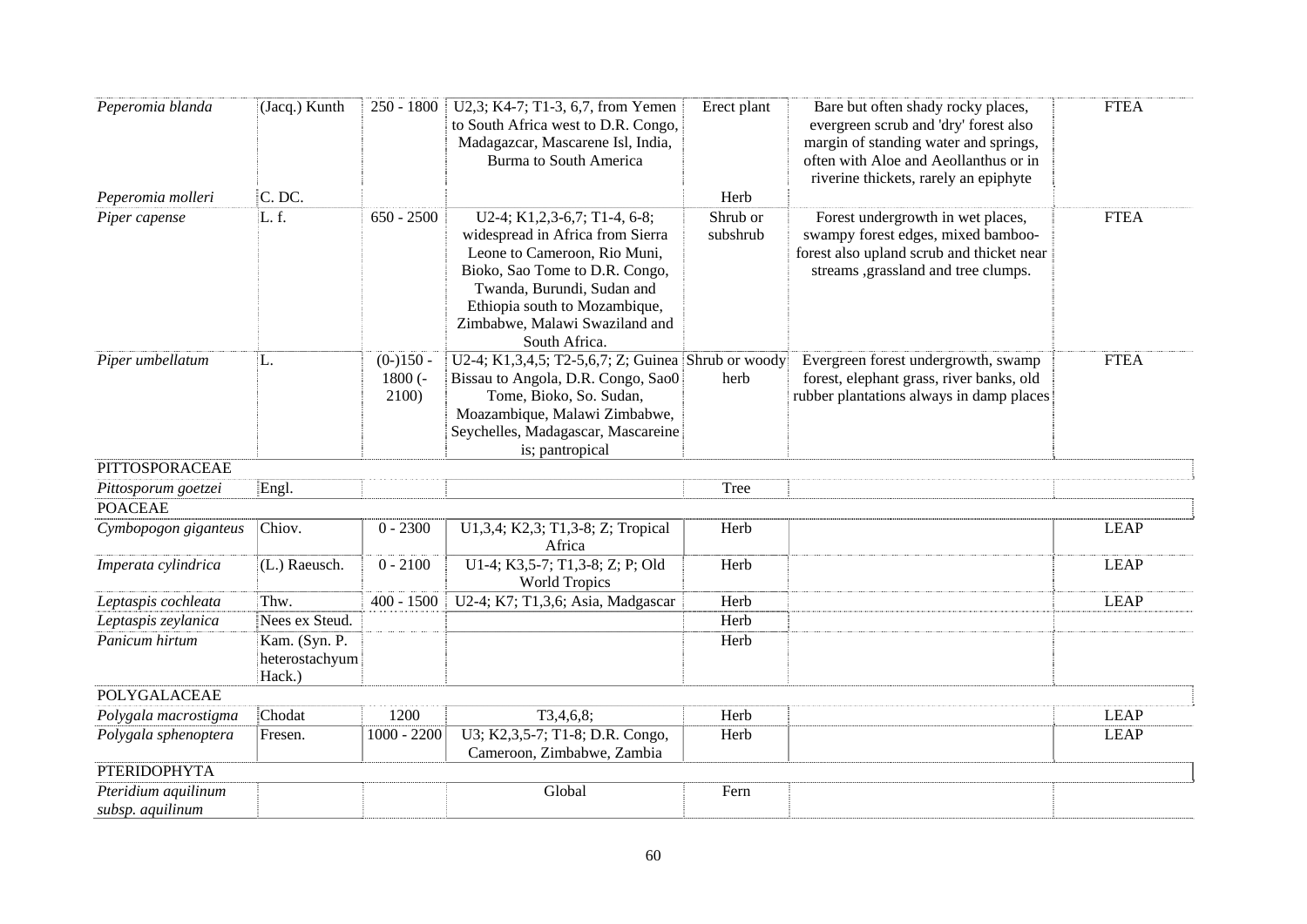| | | | | | | |
|---|---|---|---|---|---|---|
| *Peperomia blanda* | (Jacq.) Kunth | 250 - 1800 | U2,3; K4-7; T1-3, 6,7, from Yemen to South Africa west to D.R. Congo, Madagazcar, Mascarene Isl, India, Burma to South America | Erect plant | Bare but often shady rocky places, evergreen scrub and 'dry' forest also margin of standing water and springs, often with Aloe and Aeollanthus or in riverine thickets, rarely an epiphyte | FTEA |
| *Peperomia molleri* | C. DC. | | | Herb | | |
| *Piper capense* | L. f. | 650 - 2500 | U2-4; K1,2,3-6,7; T1-4, 6-8; widespread in Africa from Sierra Leone to Cameroon, Rio Muni, Bioko, Sao Tome to D.R. Congo, Twanda, Burundi, Sudan and Ethiopia south to Mozambique, Zimbabwe, Malawi Swaziland and South Africa. | Shrub or subshrub | Forest undergrowth in wet places, swampy forest edges, mixed bamboo-forest also upland scrub and thicket near streams ,grassland and tree clumps. | FTEA |
| *Piper umbellatum* | L. | (0-)150 - 1800 (-2100) | U2-4; K1,3,4,5; T2-5,6,7; Z; Guinea Bissau to Angola, D.R. Congo, Sao0 Tome, Bioko, So. Sudan, Moazambique, Malawi Zimbabwe, Seychelles, Madagascar, Mascareine is; pantropical | Shrub or woody herb | Evergreen forest undergrowth, swamp forest, elephant grass, river banks, old rubber plantations always in damp places | FTEA |
| PITTOSPORACEAE | | | | | | |
| *Pittosporum goetzei* | Engl. | | | Tree | | |
| POACEAE | | | | | | |
| *Cymbopogon giganteus* | Chiov. | 0 - 2300 | U1,3,4; K2,3; T1,3-8; Z; Tropical Africa | Herb | | LEAP |
| *Imperata cylindrica* | (L.) Raeusch. | 0 - 2100 | U1-4; K3,5-7; T1,3-8; Z; P; Old World Tropics | Herb | | LEAP |
| *Leptaspis cochleata* | Thw. | 400 - 1500 | U2-4; K7; T1,3,6; Asia, Madgascar | Herb | | LEAP |
| *Leptaspis zeylanica* | Nees ex Steud. | | | Herb | | |
| *Panicum hirtum* | Kam. (Syn. P. heterostachyum Hack.) | | | Herb | | |
| POLYGALACEAE | | | | | | |
| *Polygala macrostigma* | Chodat | 1200 | T3,4,6,8; | Herb | | LEAP |
| *Polygala sphenoptera* | Fresen. | 1000 - 2200 | U3; K2,3,5-7; T1-8; D.R. Congo, Cameroon, Zimbabwe, Zambia | Herb | | LEAP |
| PTERIDOPHYTA | | | | | | |
| *Pteridium aquilinum subsp. aquilinum* | | | Global | Fern | | |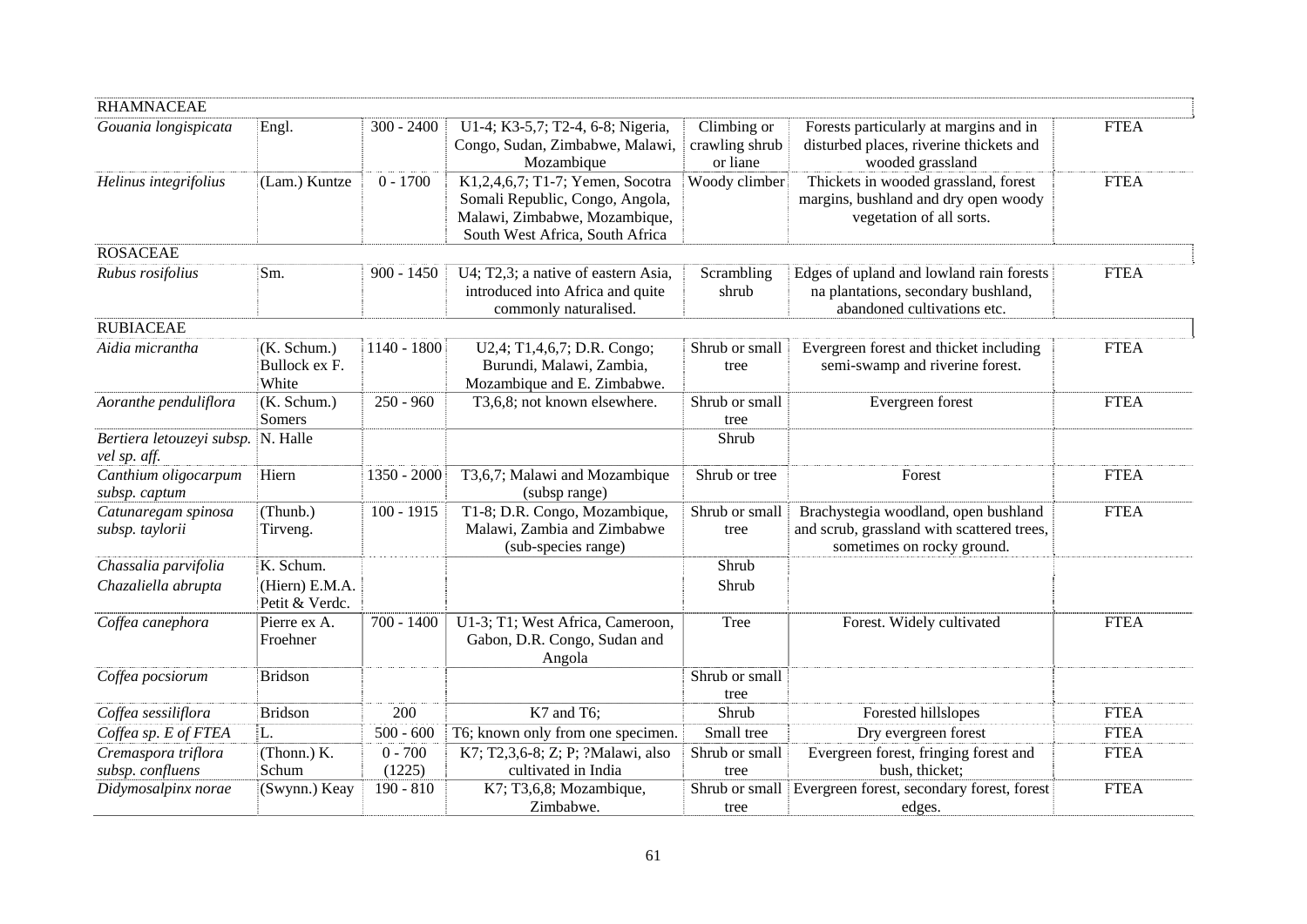| | | | | | | |
|---|---|---|---|---|---|---|
| RHAMNACEAE | | | | | | |
| *Gouania longispicata* | Engl. | 300 - 2400 | U1-4; K3-5,7; T2-4, 6-8; Nigeria, Congo, Sudan, Zimbabwe, Malawi, Mozambique | Climbing or crawling shrub or liane | Forests particularly at margins and in disturbed places, riverine thickets and wooded grassland | FTEA |
| *Helinus integrifolius* | (Lam.) Kuntze | 0 - 1700 | K1,2,4,6,7; T1-7; Yemen, Socotra Somali Republic, Congo, Angola, Malawi, Zimbabwe, Mozambique, South West Africa, South Africa | Woody climber | Thickets in wooded grassland, forest margins, bushland and dry open woody vegetation of all sorts. | FTEA |
| ROSACEAE | | | | | | |
| *Rubus rosifolius* | Sm. | 900 - 1450 | U4; T2,3; a native of eastern Asia, introduced into Africa and quite commonly naturalised. | Scrambling shrub | Edges of upland and lowland rain forests na plantations, secondary bushland, abandoned cultivations etc. | FTEA |
| RUBIACEAE | | | | | | |
| *Aidia micrantha* | (K. Schum.) Bullock ex F. White | 1140 - 1800 | U2,4; T1,4,6,7; D.R. Congo; Burundi, Malawi, Zambia, Mozambique and E. Zimbabwe. | Shrub or small tree | Evergreen forest and thicket including semi-swamp and riverine forest. | FTEA |
| *Aoranthe penduliflora* | (K. Schum.) Somers | 250 - 960 | T3,6,8; not known elsewhere. | Shrub or small tree | Evergreen forest | FTEA |
| *Bertiera letouzeyi subsp. vel sp. aff.* | N. Halle | | | Shrub | | |
| *Canthium oligocarpum subsp. captum* | Hiern | 1350 - 2000 | T3,6,7; Malawi and Mozambique (subsp range) | Shrub or tree | Forest | FTEA |
| *Catunaregam spinosa subsp. taylorii* | (Thunb.) Tirveng. | 100 - 1915 | T1-8; D.R. Congo, Mozambique, Malawi, Zambia and Zimbabwe (sub-species range) | Shrub or small tree | Brachystegia woodland, open bushland and scrub, grassland with scattered trees, sometimes on rocky ground. | FTEA |
| *Chassalia parvifolia* | K. Schum. | | | Shrub | | |
| *Chazaliella abrupta* | (Hiern) E.M.A. Petit & Verdc. | | | Shrub | | |
| *Coffea canephora* | Pierre ex A. Froehner | 700 - 1400 | U1-3; T1; West Africa, Cameroon, Gabon, D.R. Congo, Sudan and Angola | Tree | Forest. Widely cultivated | FTEA |
| *Coffea pocsiorum* | Bridson | | | Shrub or small tree | | |
| *Coffea sessiliflora* | Bridson | 200 | K7 and T6; | Shrub | Forested hillslopes | FTEA |
| *Coffea sp. E of FTEA* | L. | 500 - 600 | T6; known only from one specimen. | Small tree | Dry evergreen forest | FTEA |
| *Cremaspora triflora subsp. confluens* | (Thonn.) K. Schum | 0 - 700 (1225) | K7; T2,3,6-8; Z; P; ?Malawi, also cultivated in India | Shrub or small tree | Evergreen forest, fringing forest and bush, thicket; | FTEA |
| *Didymosalpinx norae* | (Swynn.) Keay | 190 - 810 | K7; T3,6,8; Mozambique, Zimbabwe. | Shrub or small tree | Evergreen forest, secondary forest, forest edges. | FTEA |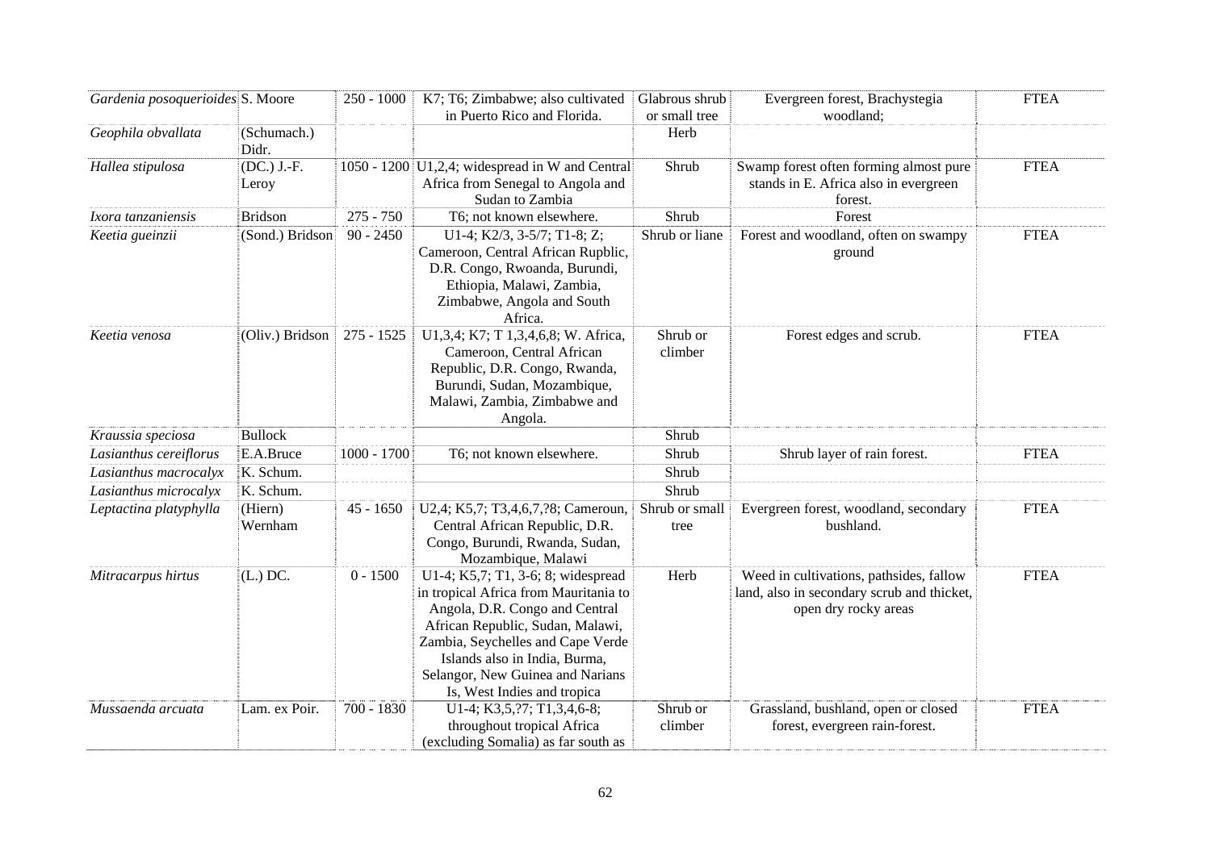| | | | | | | |
|---|---|---|---|---|---|---|
| *Gardenia posoquerioides* | S. Moore | 250 - 1000 | K7; T6; Zimbabwe; also cultivated in Puerto Rico and Florida. | Glabrous shrub or small tree | Evergreen forest, Brachystegia woodland; | FTEA |
| *Geophila obvallata* | (Schumach.) Didr. | | | Herb | | |
| *Hallea stipulosa* | (DC.) J.-F. Leroy | 1050 - 1200 | U1,2,4; widespread in W and Central Africa from Senegal to Angola and Sudan to Zambia | Shrub | Swamp forest often forming almost pure stands in E. Africa also in evergreen forest. | FTEA |
| *Ixora tanzaniensis* | Bridson | 275 - 750 | T6; not known elsewhere. | Shrub | Forest | |
| *Keetia gueinzii* | (Sond.) Bridson | 90 - 2450 | U1-4; K2/3, 3-5/7; T1-8; Z; Cameroon, Central African Rupblic, D.R. Congo, Rwoanda, Burundi, Ethiopia, Malawi, Zambia, Zimbabwe, Angola and South Africa. | Shrub or liane | Forest and woodland, often on swampy ground | FTEA |
| *Keetia venosa* | (Oliv.) Bridson | 275 - 1525 | U1,3,4; K7; T 1,3,4,6,8; W. Africa, Cameroon, Central African Republic, D.R. Congo, Rwanda, Burundi, Sudan, Mozambique, Malawi, Zambia, Zimbabwe and Angola. | Shrub or climber | Forest edges and scrub. | FTEA |
| *Kraussia speciosa* | Bullock | | | Shrub | | |
| *Lasianthus cereiflorus* | E.A.Bruce | 1000 - 1700 | T6; not known elsewhere. | Shrub | Shrub layer of rain forest. | FTEA |
| *Lasianthus macrocalyx* | K. Schum. | | | Shrub | | |
| *Lasianthus microcalyx* | K. Schum. | | | Shrub | | |
| *Leptactina platyphylla* | (Hiern) Wernham | 45 - 1650 | U2,4; K5,7; T3,4,6,7,?8; Cameroun, Central African Republic, D.R. Congo, Burundi, Rwanda, Sudan, Mozambique, Malawi | Shrub or small tree | Evergreen forest, woodland, secondary bushland. | FTEA |
| *Mitracarpus hirtus* | (L.) DC. | 0 - 1500 | U1-4; K5,7; T1, 3-6; 8; widespread in tropical Africa from Mauritania to Angola, D.R. Congo and Central African Republic, Sudan, Malawi, Zambia, Seychelles and Cape Verde Islands also in India, Burma, Selangor, New Guinea and Narians Is, West Indies and tropica | Herb | Weed in cultivations, pathsides, fallow land, also in secondary scrub and thicket, open dry rocky areas | FTEA |
| *Mussaenda arcuata* | Lam. ex Poir. | 700 - 1830 | U1-4; K3,5,?7; T1,3,4,6-8; throughout tropical Africa (excluding Somalia) as far south as | Shrub or climber | Grassland, bushland, open or closed forest, evergreen rain-forest. | FTEA |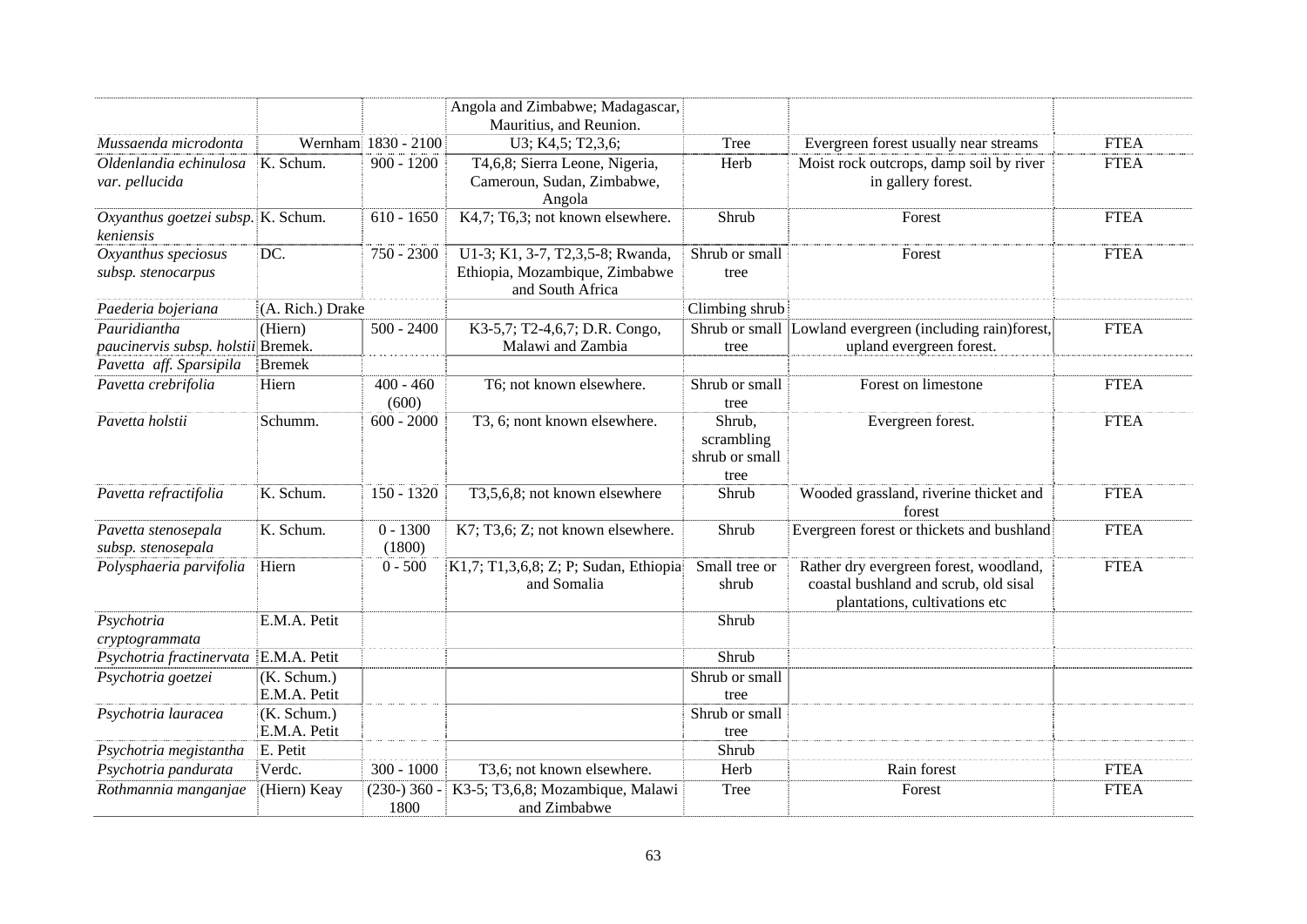| | | | | | | |
|---|---|---|---|---|---|---|
| | | | Angola and Zimbabwe; Madagascar, Mauritius, and Reunion. | | | |
| *Mussaenda microdonta* | Wernham | 1830 - 2100 | U3; K4,5; T2,3,6; | Tree | Evergreen forest usually near streams | FTEA |
| *Oldenlandia echinulosa var. pellucida* | K. Schum. | 900 - 1200 | T4,6,8; Sierra Leone, Nigeria, Cameroun, Sudan, Zimbabwe, Angola | Herb | Moist rock outcrops, damp soil by river in gallery forest. | FTEA |
| *Oxyanthus goetzei subsp. keniensis* | K. Schum. | 610 - 1650 | K4,7; T6,3; not known elsewhere. | Shrub | Forest | FTEA |
| *Oxyanthus speciosus subsp. stenocarpus* | DC. | 750 - 2300 | U1-3; K1, 3-7, T2,3,5-8; Rwanda, Ethiopia, Mozambique, Zimbabwe and South Africa | Shrub or small tree | Forest | FTEA |
| *Paederia bojeriana* | (A. Rich.) Drake | | | Climbing shrub | | |
| *Pauridiantha paucinervis subsp. holstii* | (Hiern) Bremek. | 500 - 2400 | K3-5,7; T2-4,6,7; D.R. Congo, Malawi and Zambia | Shrub or small tree | Lowland evergreen (including rain)forest, upland evergreen forest. | FTEA |
| *Pavetta aff. Sparsipila* | Bremek | | | | | |
| *Pavetta crebrifolia* | Hiern | 400 - 460 (600) | T6; not known elsewhere. | Shrub or small tree | Forest on limestone | FTEA |
| *Pavetta holstii* | Schumm. | 600 - 2000 | T3, 6; nont known elsewhere. | Shrub, scrambling shrub or small tree | Evergreen forest. | FTEA |
| *Pavetta refractifolia* | K. Schum. | 150 - 1320 | T3,5,6,8; not known elsewhere | Shrub | Wooded grassland, riverine thicket and forest | FTEA |
| *Pavetta stenosepala subsp. stenosepala* | K. Schum. | 0 - 1300 (1800) | K7; T3,6; Z; not known elsewhere. | Shrub | Evergreen forest or thickets and bushland | FTEA |
| *Polysphaeria parvifolia* | Hiern | 0 - 500 | K1,7; T1,3,6,8; Z; P; Sudan, Ethiopia and Somalia | Small tree or shrub | Rather dry evergreen forest, woodland, coastal bushland and scrub, old sisal plantations, cultivations etc | FTEA |
| *Psychotria cryptogrammata* | E.M.A. Petit | | | Shrub | | |
| *Psychotria fractinervata* | E.M.A. Petit | | | Shrub | | |
| *Psychotria goetzei* | (K. Schum.) E.M.A. Petit | | | Shrub or small tree | | |
| *Psychotria lauracea* | (K. Schum.) E.M.A. Petit | | | Shrub or small tree | | |
| *Psychotria megistantha* | E. Petit | | | Shrub | | |
| *Psychotria pandurata* | Verdc. | 300 - 1000 | T3,6; not known elsewhere. | Herb | Rain forest | FTEA |
| *Rothmannia manganjae* | (Hiern) Keay | (230-) 360 - 1800 | K3-5; T3,6,8; Mozambique, Malawi and Zimbabwe | Tree | Forest | FTEA |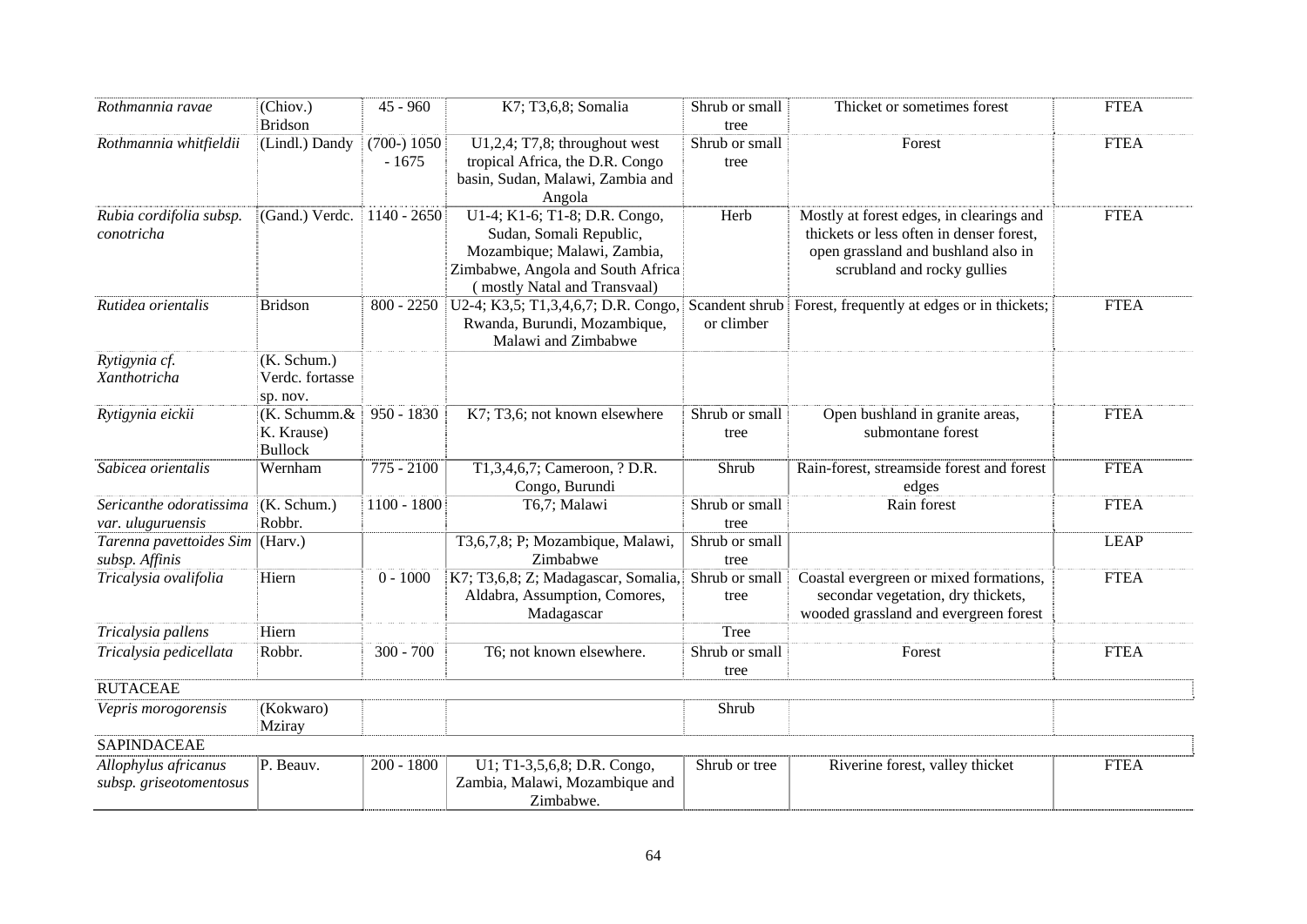| | | | | | | |
|---|---|---|---|---|---|---|
| *Rothmannia ravae* | (Chiov.) Bridson | 45 - 960 | K7; T3,6,8; Somalia | Shrub or small tree | Thicket or sometimes forest | FTEA |
| *Rothmannia whitfieldii* | (Lindl.) Dandy | (700-) 1050 - 1675 | U1,2,4; T7,8; throughout west tropical Africa, the D.R. Congo basin, Sudan, Malawi, Zambia and Angola | Shrub or small tree | Forest | FTEA |
| *Rubia cordifolia subsp. conotricha* | (Gand.) Verdc. | 1140 - 2650 | U1-4; K1-6; T1-8; D.R. Congo, Sudan, Somali Republic, Mozambique; Malawi, Zambia, Zimbabwe, Angola and South Africa ( mostly Natal and Transvaal) | Herb | Mostly at forest edges, in clearings and thickets or less often in denser forest, open grassland and bushland also in scrubland and rocky gullies | FTEA |
| *Rutidea orientalis* | Bridson | 800 - 2250 | U2-4; K3,5; T1,3,4,6,7; D.R. Congo, Rwanda, Burundi, Mozambique, Malawi and Zimbabwe | Scandent shrub or climber | Forest, frequently at edges or in thickets; | FTEA |
| *Rytigynia cf. Xanthotricha* | (K. Schum.) Verdc. fortasse sp. nov. | | | | | |
| *Rytigynia eickii* | (K. Schumm.& K. Krause) Bullock | 950 - 1830 | K7; T3,6; not known elsewhere | Shrub or small tree | Open bushland in granite areas, submontane forest | FTEA |
| *Sabicea orientalis* | Wernham | 775 - 2100 | T1,3,4,6,7; Cameroon, ? D.R. Congo, Burundi | Shrub | Rain-forest, streamside forest and forest edges | FTEA |
| *Sericanthe odoratissima var. uluguruensis* | (K. Schum.) Robbr. | 1100 - 1800 | T6,7; Malawi | Shrub or small tree | Rain forest | FTEA |
| *Tarenna pavettoides Sim subsp. Affinis* | (Harv.) | | T3,6,7,8; P; Mozambique, Malawi, Zimbabwe | Shrub or small tree | | LEAP |
| *Tricalysia ovalifolia* | Hiern | 0 - 1000 | K7; T3,6,8; Z; Madagascar, Somalia, Aldabra, Assumption, Comores, Madagascar | Shrub or small tree | Coastal evergreen or mixed formations, secondar vegetation, dry thickets, wooded grassland and evergreen forest | FTEA |
| *Tricalysia pallens* | Hiern | | | Tree | | |
| *Tricalysia pedicellata* | Robbr. | 300 - 700 | T6; not known elsewhere. | Shrub or small tree | Forest | FTEA |
| RUTACEAE | | | | | | |
| *Vepris morogorensis* | (Kokwaro) Mziray | | | Shrub | | |
| SAPINDACEAE | | | | | | |
| *Allophylus africanus subsp. griseotomentosus* | P. Beauv. | 200 - 1800 | U1; T1-3,5,6,8; D.R. Congo, Zambia, Malawi, Mozambique and Zimbabwe. | Shrub or tree | Riverine forest, valley thicket | FTEA |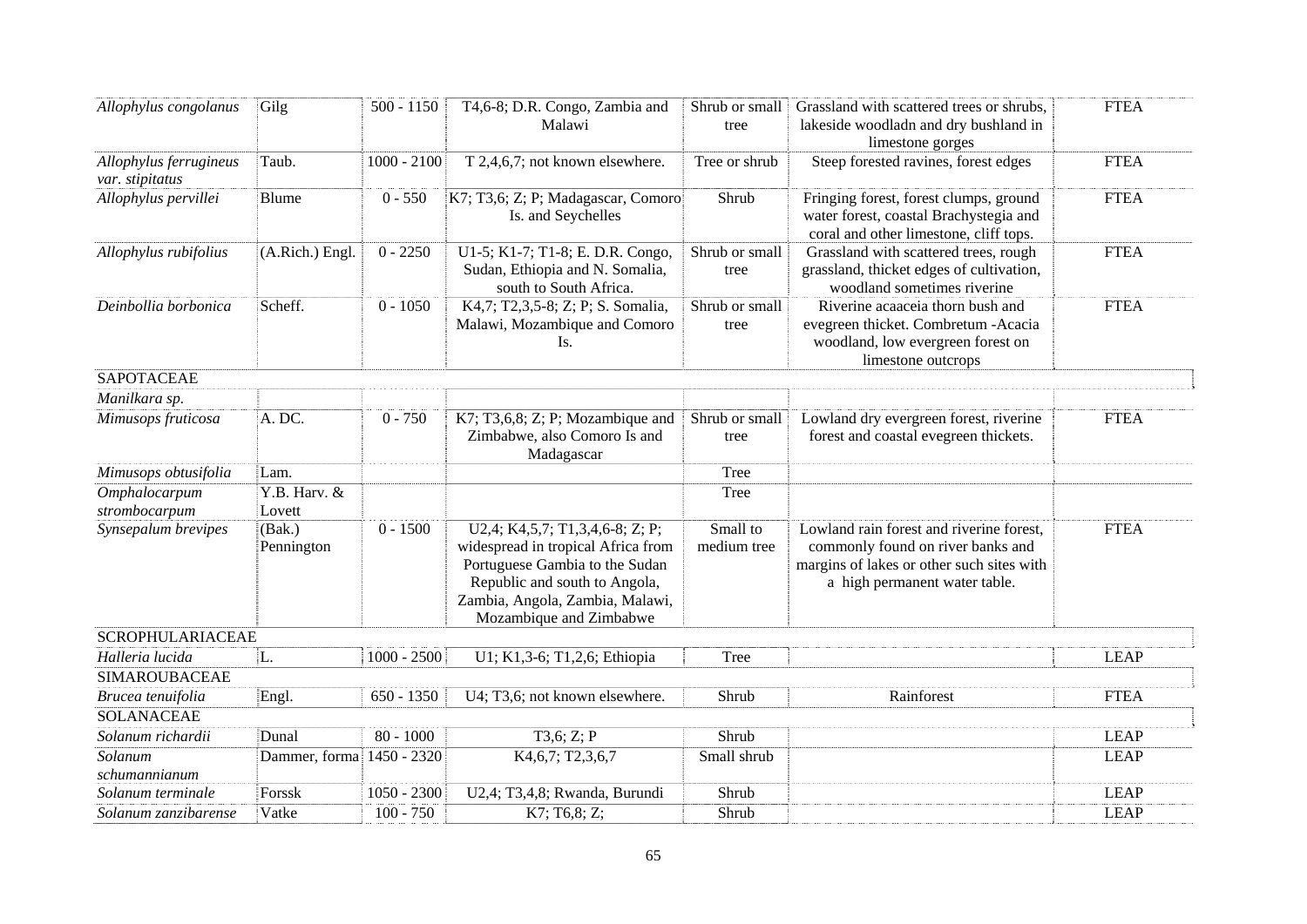| | | | | | | |
|---|---|---|---|---|---|---|
| *Allophylus congolanus* | Gilg | 500 - 1150 | T4,6-8; D.R. Congo, Zambia and Malawi | Shrub or small tree | Grassland with scattered trees or shrubs, lakeside woodladn and dry bushland in limestone gorges | FTEA |
| *Allophylus ferrugineus var. stipitatus* | Taub. | 1000 - 2100 | T 2,4,6,7; not known elsewhere. | Tree or shrub | Steep forested ravines, forest edges | FTEA |
| *Allophylus pervillei* | Blume | 0 - 550 | K7; T3,6; Z; P; Madagascar, Comoro Is. and Seychelles | Shrub | Fringing forest, forest clumps, ground water forest, coastal Brachystegia and coral and other limestone, cliff tops. | FTEA |
| *Allophylus rubifolius* | (A.Rich.) Engl. | 0 - 2250 | U1-5; K1-7; T1-8; E. D.R. Congo, Sudan, Ethiopia and N. Somalia, south to South Africa. | Shrub or small tree | Grassland with scattered trees, rough grassland, thicket edges of cultivation, woodland sometimes riverine | FTEA |
| *Deinbollia borbonica* | Scheff. | 0 - 1050 | K4,7; T2,3,5-8; Z; P; S. Somalia, Malawi, Mozambique and Comoro Is. | Shrub or small tree | Riverine acaaceia thorn bush and evegreen thicket. Combretum -Acacia woodland, low evergreen forest on limestone outcrops | FTEA |
| SAPOTACEAE | | | | | | |
| *Manilkara sp.* | | | | | | |
| *Mimusops fruticosa* | A. DC. | 0 - 750 | K7; T3,6,8; Z; P; Mozambique and Zimbabwe, also Comoro Is and Madagascar | Shrub or small tree | Lowland dry evergreen forest, riverine forest and coastal evegreen thickets. | FTEA |
| *Mimusops obtusifolia* | Lam. | | | Tree | | |
| *Omphalocarpum strombocarpum* | Y.B. Harv. & Lovett | | | Tree | | |
| *Synsepalum brevipes* | (Bak.) Pennington | 0 - 1500 | U2,4; K4,5,7; T1,3,4,6-8; Z; P; widespread in tropical Africa from Portuguese Gambia to the Sudan Republic and south to Angola, Zambia, Angola, Zambia, Malawi, Mozambique and Zimbabwe | Small to medium tree | Lowland rain forest and riverine forest, commonly found on river banks and margins of lakes or other such sites with a high permanent water table. | FTEA |
| SCROPHULARIACEAE | | | | | | |
| *Halleria lucida* | L. | 1000 - 2500 | U1; K1,3-6; T1,2,6; Ethiopia | Tree | | LEAP |
| SIMAROUBACEAE | | | | | | |
| *Brucea tenuifolia* | Engl. | 650 - 1350 | U4; T3,6; not known elsewhere. | Shrub | Rainforest | FTEA |
| SOLANACEAE | | | | | | |
| *Solanum richardii* | Dunal | 80 - 1000 | T3,6; Z; P | Shrub | | LEAP |
| *Solanum schumannianum* | Dammer, forma | 1450 - 2320 | K4,6,7; T2,3,6,7 | Small shrub | | LEAP |
| *Solanum terminale* | Forssk | 1050 - 2300 | U2,4; T3,4,8; Rwanda, Burundi | Shrub | | LEAP |
| *Solanum zanzibarense* | Vatke | 100 - 750 | K7; T6,8; Z; | Shrub | | LEAP |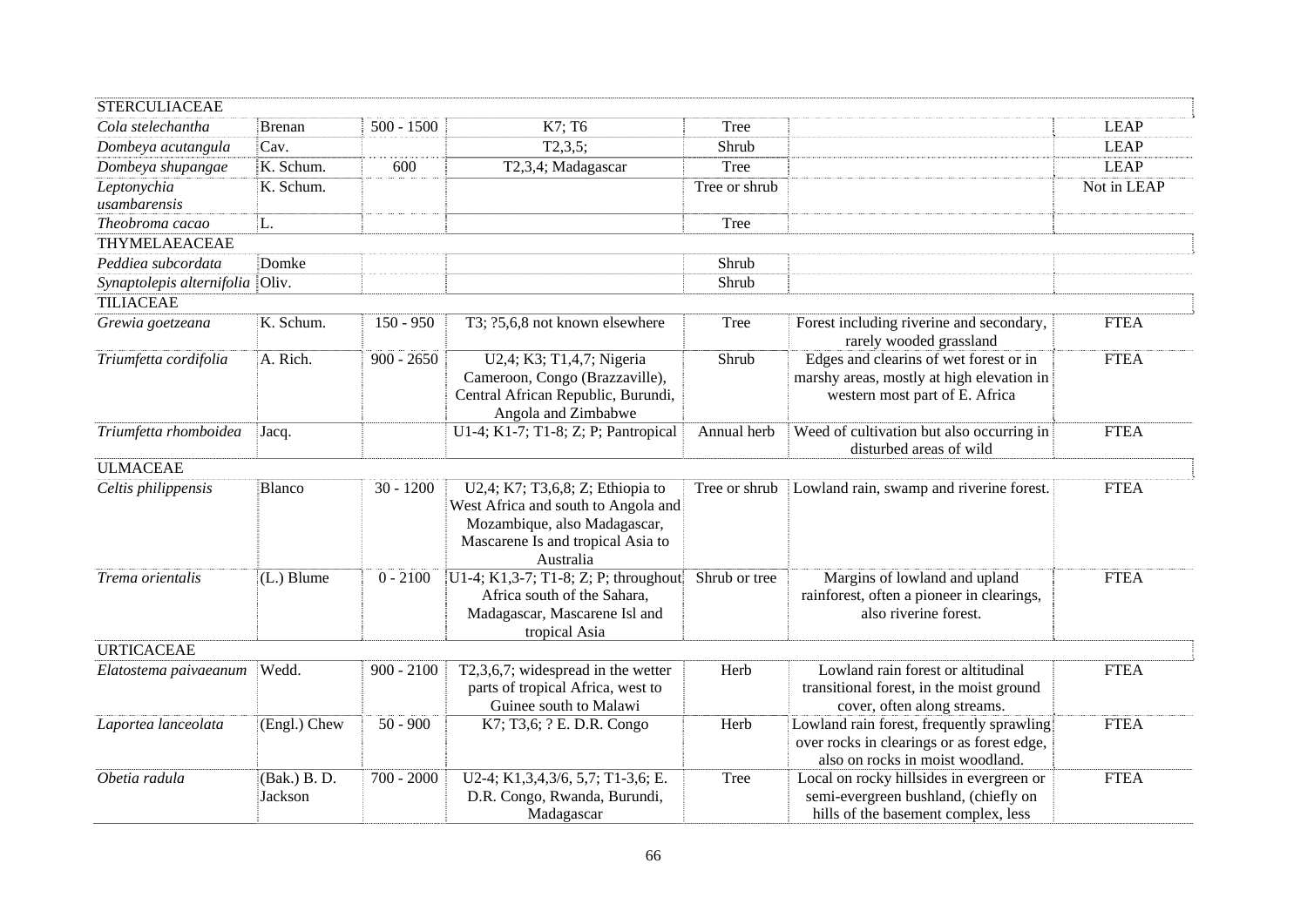| | | | | | | |
|---|---|---|---|---|---|---|
| STERCULIACEAE | | | | | | |
| *Cola stelechantha* | Brenan | 500 - 1500 | K7; T6 | Tree | | LEAP |
| *Dombeya acutangula* | Cav. | | T2,3,5; | Shrub | | LEAP |
| *Dombeya shupangae* | K. Schum. | 600 | T2,3,4; Madagascar | Tree | | LEAP |
| *Leptonychia usambarensis* | K. Schum. | | | Tree or shrub | | Not in LEAP |
| *Theobroma cacao* | L. | | | Tree | | |
| THYMELAEACEAE | | | | | | |
| *Peddiea subcordata* | Domke | | | Shrub | | |
| *Synaptolepis alternifolia* | Oliv. | | | Shrub | | |
| TILIACEAE | | | | | | |
| *Grewia goetzeana* | K. Schum. | 150 - 950 | T3; ?5,6,8 not known elsewhere | Tree | Forest including riverine and secondary, rarely wooded grassland | FTEA |
| *Triumfetta cordifolia* | A. Rich. | 900 - 2650 | U2,4; K3; T1,4,7; Nigeria Cameroon, Congo (Brazzaville), Central African Republic, Burundi, Angola and Zimbabwe | Shrub | Edges and clearins of wet forest or in marshy areas, mostly at high elevation in western most part of E. Africa | FTEA |
| *Triumfetta rhomboidea* | Jacq. | | U1-4; K1-7; T1-8; Z; P; Pantropical | Annual herb | Weed of cultivation but also occurring in disturbed areas of wild | FTEA |
| ULMACEAE | | | | | | |
| *Celtis philippensis* | Blanco | 30 - 1200 | U2,4; K7; T3,6,8; Z; Ethiopia to West Africa and south to Angola and Mozambique, also Madagascar, Mascarene Is and tropical Asia to Australia | Tree or shrub | Lowland rain, swamp and riverine forest. | FTEA |
| *Trema orientalis* | (L.) Blume | 0 - 2100 | U1-4; K1,3-7; T1-8; Z; P; throughout Africa south of the Sahara, Madagascar, Mascarene Isl and tropical Asia | Shrub or tree | Margins of lowland and upland rainforest, often a pioneer in clearings, also riverine forest. | FTEA |
| URTICACEAE | | | | | | |
| *Elatostema paivaeanum* | Wedd. | 900 - 2100 | T2,3,6,7; widespread in the wetter parts of tropical Africa, west to Guinee south to Malawi | Herb | Lowland rain forest or altitudinal transitional forest, in the moist ground cover, often along streams. | FTEA |
| *Laportea lanceolata* | (Engl.) Chew | 50 - 900 | K7; T3,6; ? E. D.R. Congo | Herb | Lowland rain forest, frequently sprawling over rocks in clearings or as forest edge, also on rocks in moist woodland. | FTEA |
| *Obetia radula* | (Bak.) B. D. Jackson | 700 - 2000 | U2-4; K1,3,4,3/6, 5,7; T1-3,6; E. D.R. Congo, Rwanda, Burundi, Madagascar | Tree | Local on rocky hillsides in evergreen or semi-evergreen bushland, (chiefly on hills of the basement complex, less | FTEA |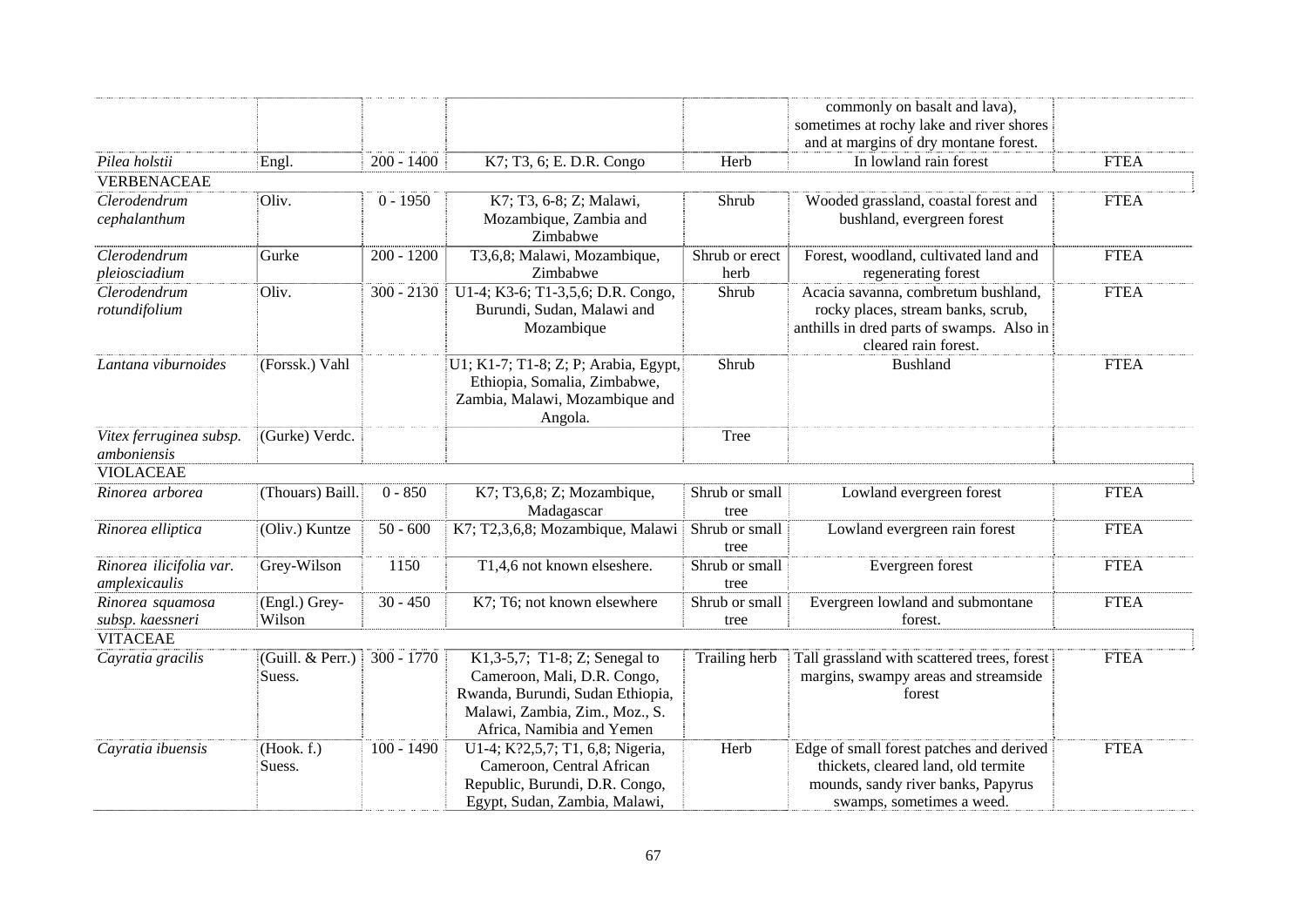| | | | | | | |
|---|---|---|---|---|---|---|
| | | | | | commonly on basalt and lava), sometimes at rochy lake and river shores and at margins of dry montane forest. | |
| *Pilea holstii* | Engl. | 200 - 1400 | K7; T3, 6; E. D.R. Congo | Herb | In lowland rain forest | FTEA |
| VERBENACEAE | | | | | | |
| *Clerodendrum cephalanthum* | Oliv. | 0 - 1950 | K7; T3, 6-8; Z; Malawi, Mozambique, Zambia and Zimbabwe | Shrub | Wooded grassland, coastal forest and bushland, evergreen forest | FTEA |
| *Clerodendrum pleiosciadium* | Gurke | 200 - 1200 | T3,6,8; Malawi, Mozambique, Zimbabwe | Shrub or erect herb | Forest, woodland, cultivated land and regenerating forest | FTEA |
| *Clerodendrum rotundifolium* | Oliv. | 300 - 2130 | U1-4; K3-6; T1-3,5,6; D.R. Congo, Burundi, Sudan, Malawi and Mozambique | Shrub | Acacia savanna, combretum bushland, rocky places, stream banks, scrub, anthills in dred parts of swamps. Also in cleared rain forest. | FTEA |
| *Lantana viburnoides* | (Forssk.) Vahl | | U1; K1-7; T1-8; Z; P; Arabia, Egypt, Ethiopia, Somalia, Zimbabwe, Zambia, Malawi, Mozambique and Angola. | Shrub | Bushland | FTEA |
| *Vitex ferruginea subsp. amboniensis* | (Gurke) Verdc. | | | Tree | | |
| VIOLACEAE | | | | | | |
| *Rinorea arborea* | (Thouars) Baill. | 0 - 850 | K7; T3,6,8; Z; Mozambique, Madagascar | Shrub or small tree | Lowland evergreen forest | FTEA |
| *Rinorea elliptica* | (Oliv.) Kuntze | 50 - 600 | K7; T2,3,6,8; Mozambique, Malawi | Shrub or small tree | Lowland evergreen rain forest | FTEA |
| *Rinorea ilicifolia var. amplexicaulis* | Grey-Wilson | 1150 | T1,4,6 not known elseshere. | Shrub or small tree | Evergreen forest | FTEA |
| *Rinorea squamosa subsp. kaessneri* | (Engl.) Grey-Wilson | 30 - 450 | K7; T6; not known elsewhere | Shrub or small tree | Evergreen lowland and submontane forest. | FTEA |
| VITACEAE | | | | | | |
| *Cayratia gracilis* | (Guill. & Perr.) Suess. | 300 - 1770 | K1,3-5,7; T1-8; Z; Senegal to Cameroon, Mali, D.R. Congo, Rwanda, Burundi, Sudan Ethiopia, Malawi, Zambia, Zim., Moz., S. Africa, Namibia and Yemen | Trailing herb | Tall grassland with scattered trees, forest margins, swampy areas and streamside forest | FTEA |
| *Cayratia ibuensis* | (Hook. f.) Suess. | 100 - 1490 | U1-4; K?2,5,7; T1, 6,8; Nigeria, Cameroon, Central African Republic, Burundi, D.R. Congo, Egypt, Sudan, Zambia, Malawi, | Herb | Edge of small forest patches and derived thickets, cleared land, old termite mounds, sandy river banks, Papyrus swamps, sometimes a weed. | FTEA |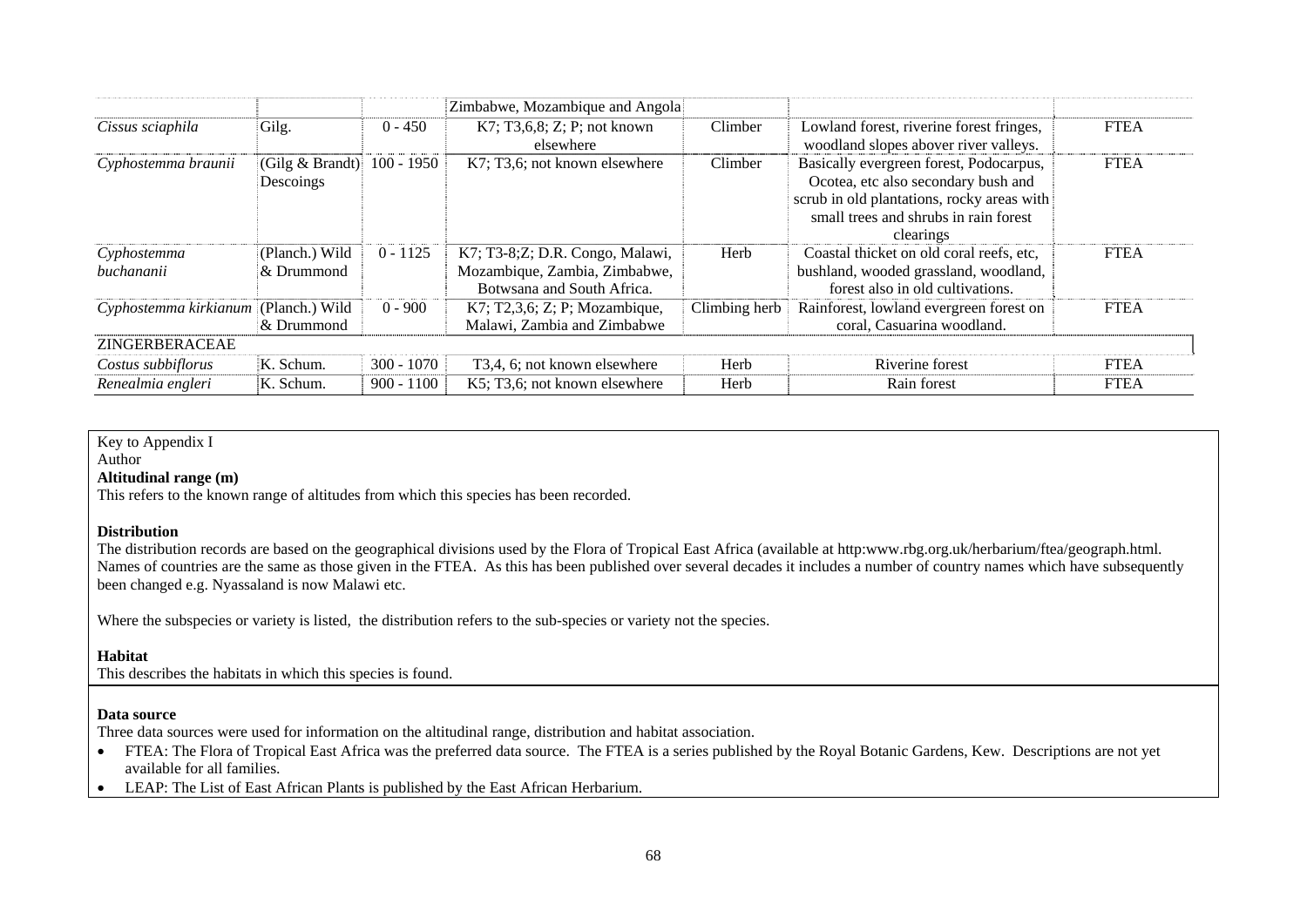| | | | | | | |
|---|---|---|---|---|---|---|
| | | | Zimbabwe, Mozambique and Angola | | | |
| *Cissus sciaphila* | Gilg. | 0 - 450 | K7; T3,6,8; Z; P; not known elsewhere | Climber | Lowland forest, riverine forest fringes, woodland slopes abover river valleys. | FTEA |
| *Cyphostemma braunii* | (Gilg & Brandt) Descoings | 100 - 1950 | K7; T3,6; not known elsewhere | Climber | Basically evergreen forest, Podocarpus, Ocotea, etc also secondary bush and scrub in old plantations, rocky areas with small trees and shrubs in rain forest clearings | FTEA |
| *Cyphostemma buchananii* | (Planch.) Wild & Drummond | 0 - 1125 | K7; T3-8;Z; D.R. Congo, Malawi, Mozambique, Zambia, Zimbabwe, Botwsana and South Africa. | Herb | Coastal thicket on old coral reefs, etc, bushland, wooded grassland, woodland, forest also in old cultivations. | FTEA |
| *Cyphostemma kirkianum* | (Planch.) Wild & Drummond | 0 - 900 | K7; T2,3,6; Z; P; Mozambique, Malawi, Zambia and Zimbabwe | Climbing herb | Rainforest, lowland evergreen forest on coral, Casuarina woodland. | FTEA |
| ZINGERBERACEAE | | | | | | |
| *Costus subbiflorus* | K. Schum. | 300 - 1070 | T3,4, 6; not known elsewhere | Herb | Riverine forest | FTEA |
| *Renealmia engleri* | K. Schum. | 900 - 1100 | K5; T3,6; not known elsewhere | Herb | Rain forest | FTEA |

Key to Appendix I

Author

**Altitudinal range (m)**

This refers to the known range of altitudes from which this species has been recorded.

**Distribution**

The distribution records are based on the geographical divisions used by the Flora of Tropical East Africa (available at http:www.rbg.org.uk/herbarium/ftea/geograph.html. Names of countries are the same as those given in the FTEA. As this has been published over several decades it includes a number of country names which have subsequently been changed e.g. Nyassaland is now Malawi etc.

Where the subspecies or variety is listed, the distribution refers to the sub-species or variety not the species.

**Habitat**

This describes the habitats in which this species is found.

**Data source**

Three data sources were used for information on the altitudinal range, distribution and habitat association.

- FTEA: The Flora of Tropical East Africa was the preferred data source. The FTEA is a series published by the Royal Botanic Gardens, Kew. Descriptions are not yet available for all families.
- LEAP: The List of East African Plants is published by the East African Herbarium.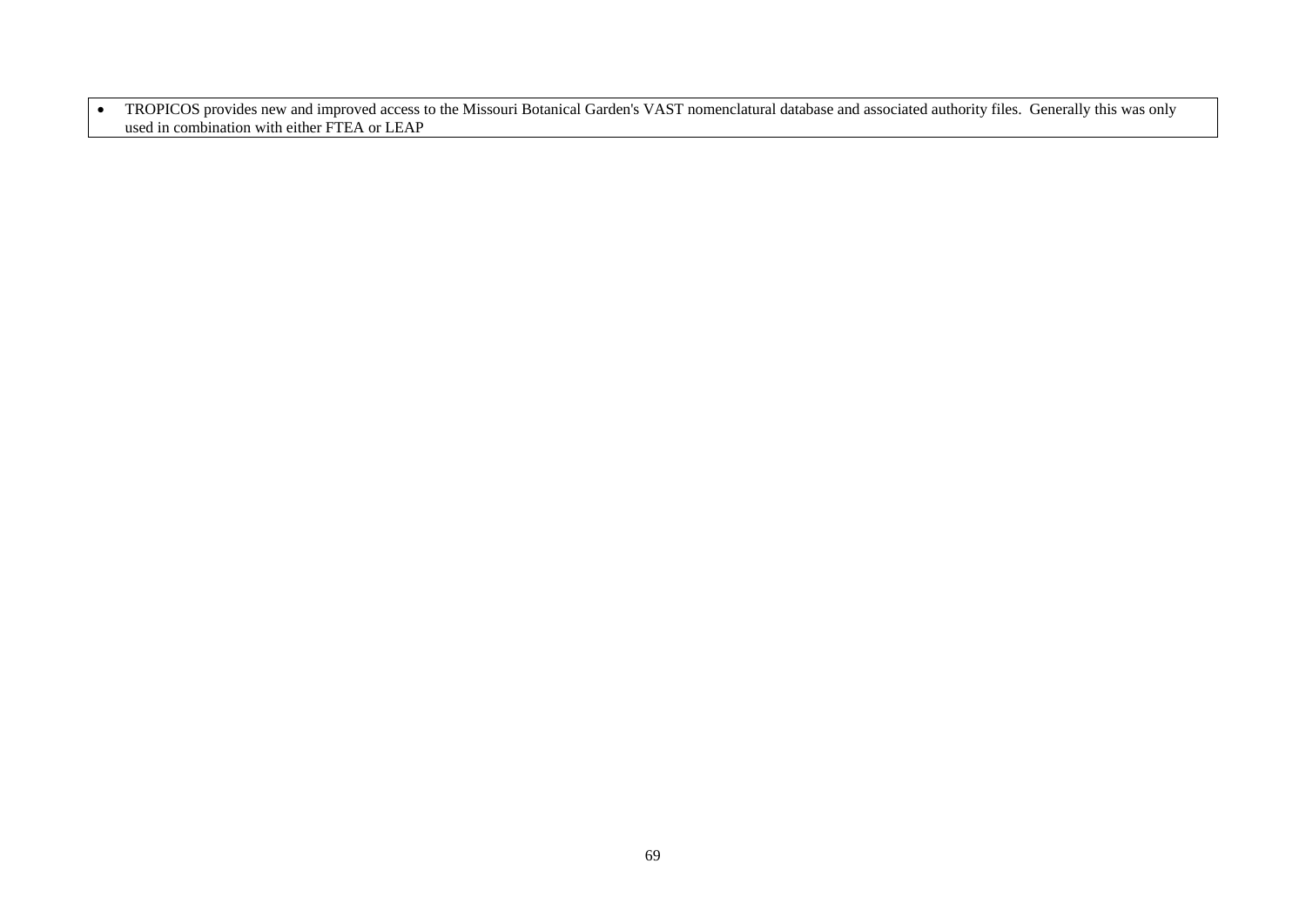- TROPICOS provides new and improved access to the Missouri Botanical Garden's VAST nomenclatural database and associated authority files. Generally this was only used in combination with either FTEA or LEAP